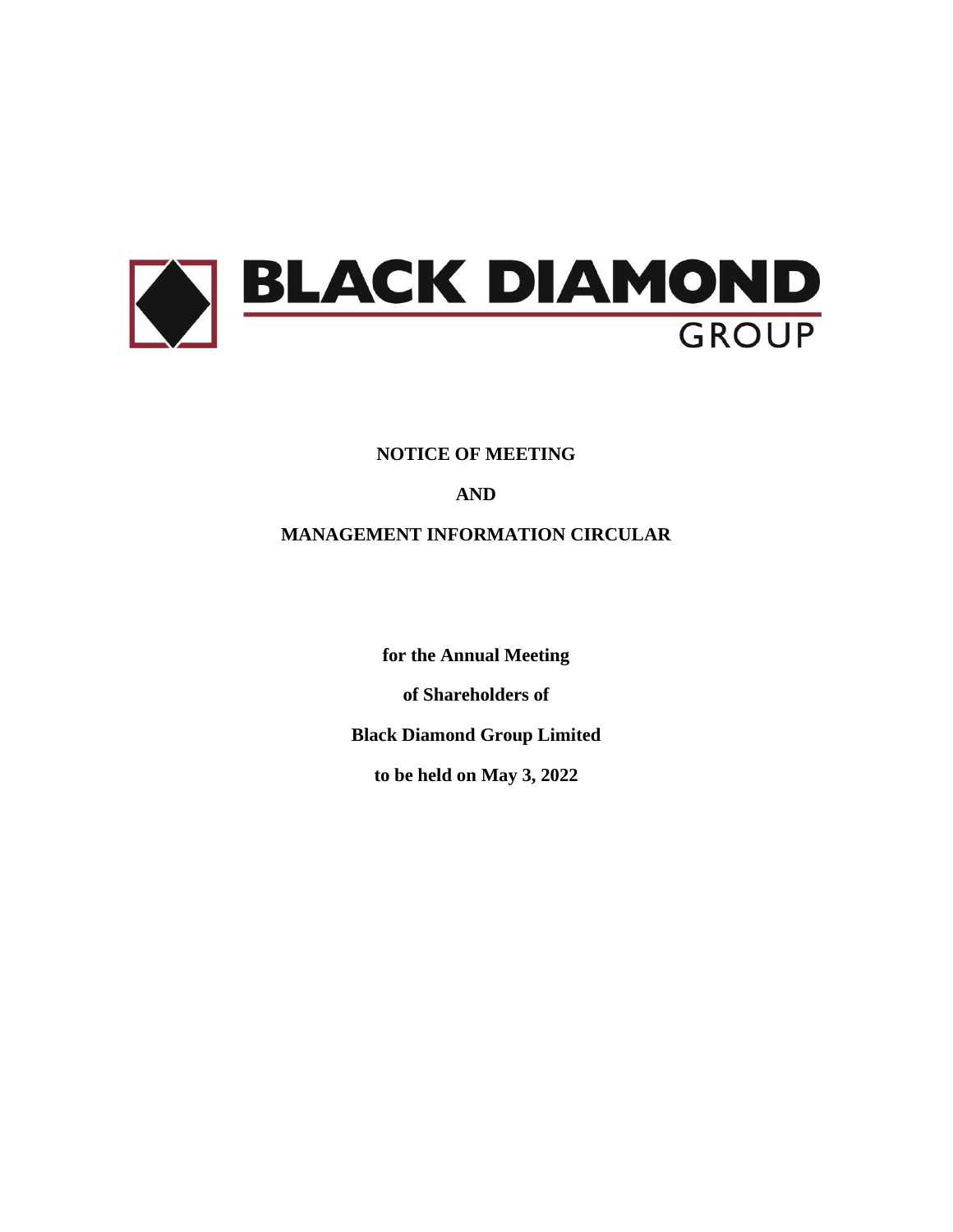**BLACK DIAMOND GROUP**

# NOTICE OF MEETING

# AND

# MANAGEMENT INFORMATION CIRCULAR

**for the Annual Meeting**

**of Shareholders of**

**Black Diamond Group Limited**

**to be held on May 3, 2022**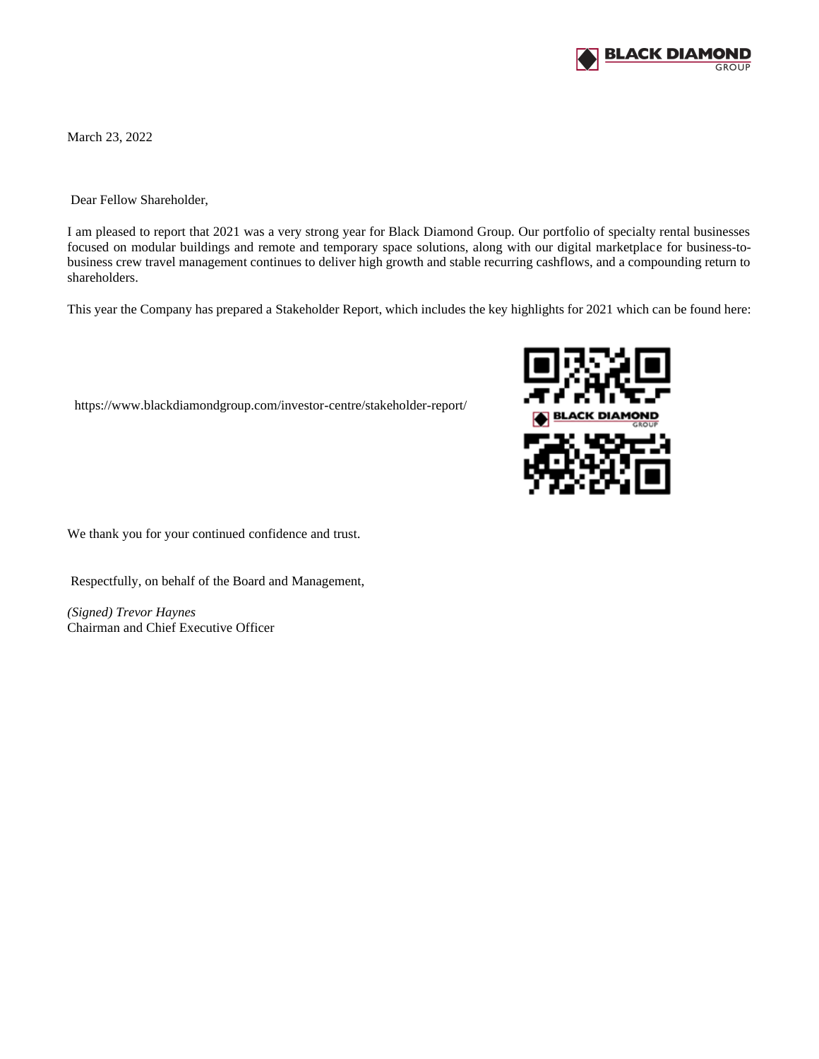March 23, 2022

Dear Fellow Shareholder,

I am pleased to report that 2021 was a very strong year for Black Diamond Group. Our portfolio of specialty rental businesses focused on modular buildings and remote and temporary space solutions, along with our digital marketplace for business-to-business crew travel management continues to deliver high growth and stable recurring cashflows, and a compounding return to shareholders.

This year the Company has prepared a Stakeholder Report, which includes the key highlights for 2021 which can be found here:

https://www.blackdiamondgroup.com/investor-centre/stakeholder-report/

We thank you for your continued confidence and trust.

Respectfully, on behalf of the Board and Management,

*(Signed) Trevor Haynes*
Chairman and Chief Executive Officer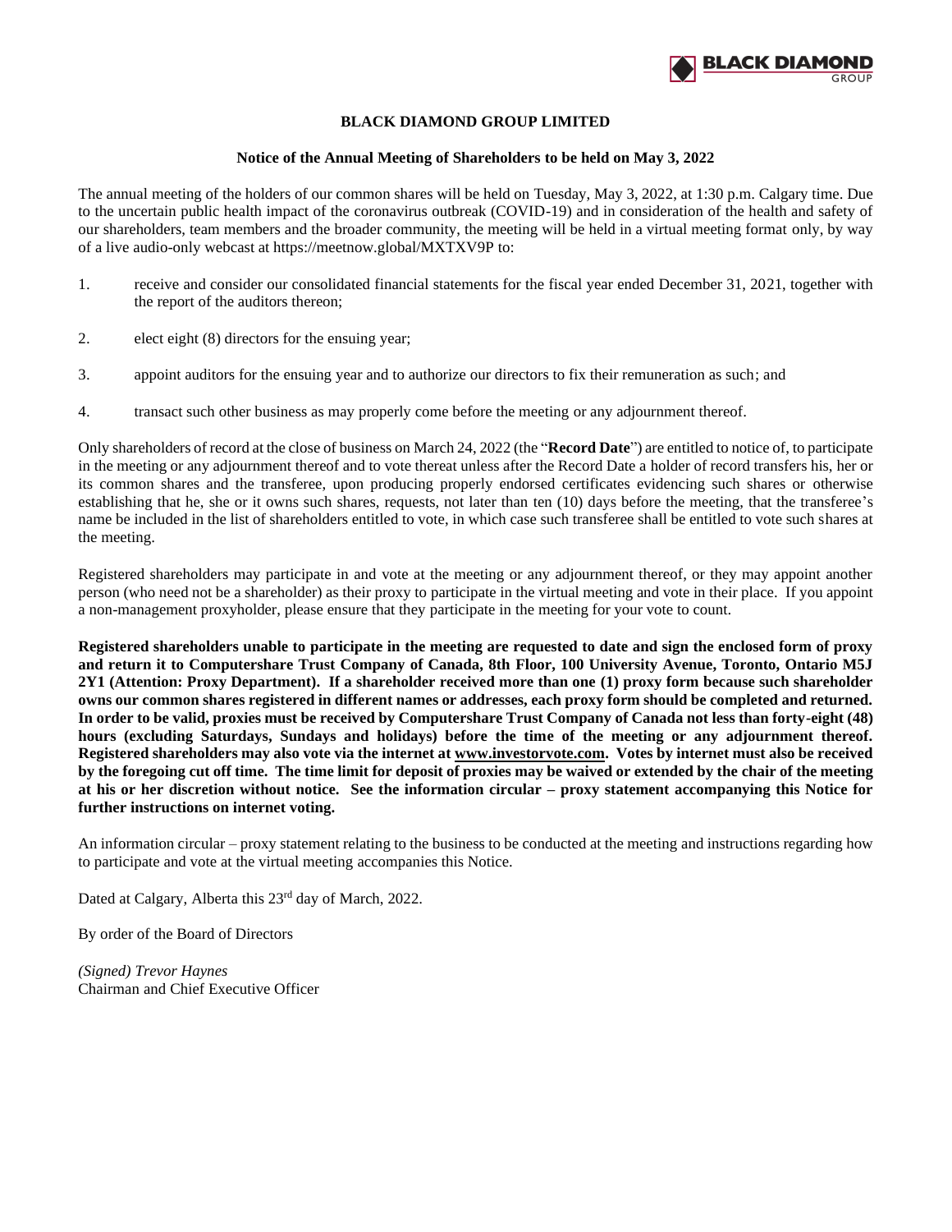# BLACK DIAMOND GROUP LIMITED

## Notice of the Annual Meeting of Shareholders to be held on May 3, 2022

The annual meeting of the holders of our common shares will be held on Tuesday, May 3, 2022, at 1:30 p.m. Calgary time. Due to the uncertain public health impact of the coronavirus outbreak (COVID-19) and in consideration of the health and safety of our shareholders, team members and the broader community, the meeting will be held in a virtual meeting format only, by way of a live audio-only webcast at https://meetnow.global/MXTXV9P to:

1. receive and consider our consolidated financial statements for the fiscal year ended December 31, 2021, together with the report of the auditors thereon;

2. elect eight (8) directors for the ensuing year;

3. appoint auditors for the ensuing year and to authorize our directors to fix their remuneration as such; and

4. transact such other business as may properly come before the meeting or any adjournment thereof.

Only shareholders of record at the close of business on March 24, 2022 (the "**Record Date**") are entitled to notice of, to participate in the meeting or any adjournment thereof and to vote thereat unless after the Record Date a holder of record transfers his, her or its common shares and the transferee, upon producing properly endorsed certificates evidencing such shares or otherwise establishing that he, she or it owns such shares, requests, not later than ten (10) days before the meeting, that the transferee's name be included in the list of shareholders entitled to vote, in which case such transferee shall be entitled to vote such shares at the meeting.

Registered shareholders may participate in and vote at the meeting or any adjournment thereof, or they may appoint another person (who need not be a shareholder) as their proxy to participate in the virtual meeting and vote in their place. If you appoint a non-management proxyholder, please ensure that they participate in the meeting for your vote to count.

**Registered shareholders unable to participate in the meeting are requested to date and sign the enclosed form of proxy and return it to Computershare Trust Company of Canada, 8th Floor, 100 University Avenue, Toronto, Ontario M5J 2Y1 (Attention: Proxy Department). If a shareholder received more than one (1) proxy form because such shareholder owns our common shares registered in different names or addresses, each proxy form should be completed and returned. In order to be valid, proxies must be received by Computershare Trust Company of Canada not less than forty-eight (48) hours (excluding Saturdays, Sundays and holidays) before the time of the meeting or any adjournment thereof. Registered shareholders may also vote via the internet at www.investorvote.com. Votes by internet must also be received by the foregoing cut off time. The time limit for deposit of proxies may be waived or extended by the chair of the meeting at his or her discretion without notice. See the information circular – proxy statement accompanying this Notice for further instructions on internet voting.**

An information circular – proxy statement relating to the business to be conducted at the meeting and instructions regarding how to participate and vote at the virtual meeting accompanies this Notice.

Dated at Calgary, Alberta this 23rd day of March, 2022.

By order of the Board of Directors

*(Signed) Trevor Haynes*
Chairman and Chief Executive Officer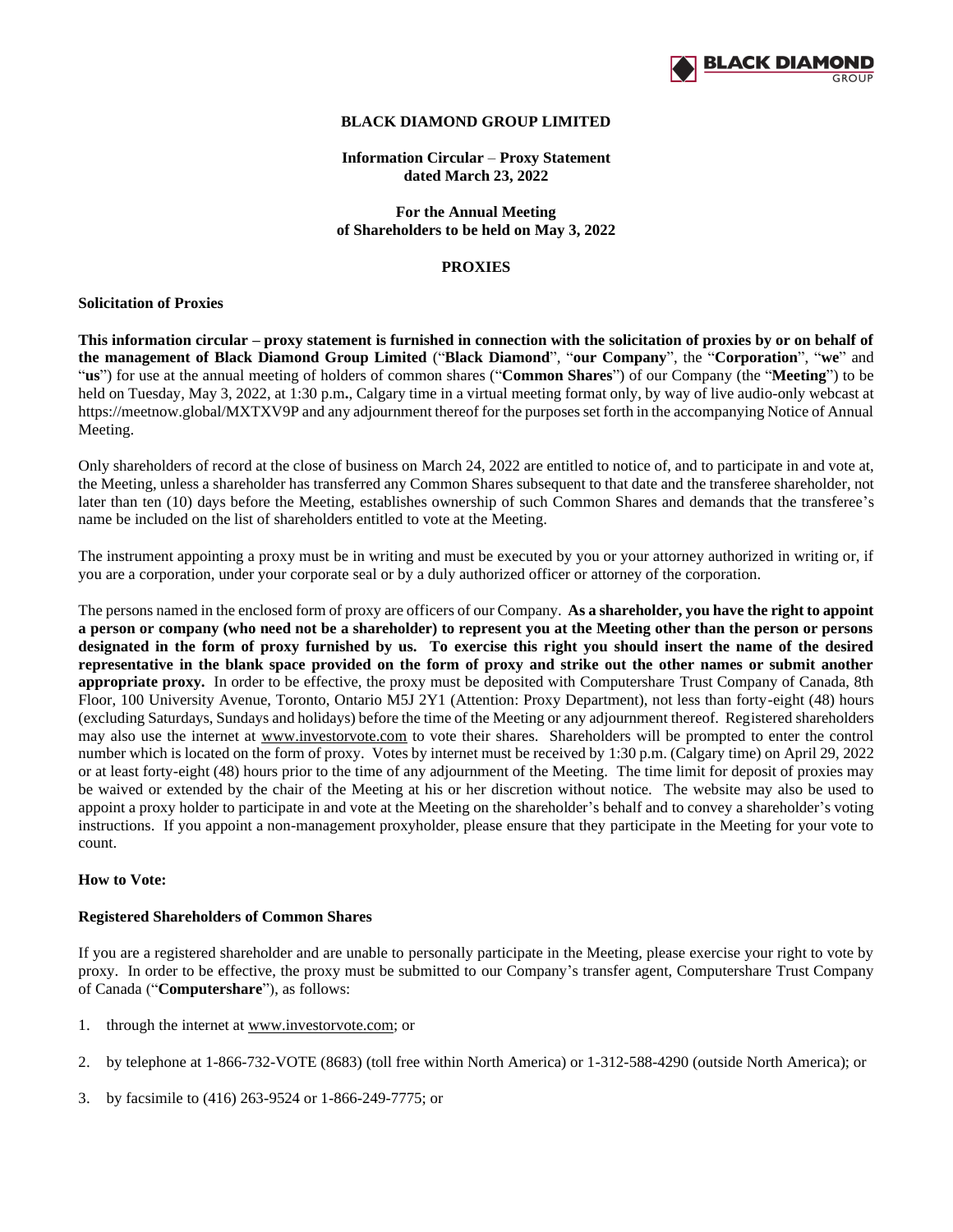**BLACK DIAMOND GROUP LIMITED**

**Information Circular – Proxy Statement dated March 23, 2022**

**For the Annual Meeting of Shareholders to be held on May 3, 2022**

## PROXIES

**Solicitation of Proxies**

**This information circular – proxy statement is furnished in connection with the solicitation of proxies by or on behalf of the management of Black Diamond Group Limited** ("**Black Diamond**", "**our Company**", the "**Corporation**", "**we**" and "**us**") for use at the annual meeting of holders of common shares ("**Common Shares**") of our Company (the "**Meeting**") to be held on Tuesday, May 3, 2022, at 1:30 p.m**.**, Calgary time in a virtual meeting format only, by way of live audio-only webcast at https://meetnow.global/MXTXV9P and any adjournment thereof for the purposes set forth in the accompanying Notice of Annual Meeting.

Only shareholders of record at the close of business on March 24, 2022 are entitled to notice of, and to participate in and vote at, the Meeting, unless a shareholder has transferred any Common Shares subsequent to that date and the transferee shareholder, not later than ten (10) days before the Meeting, establishes ownership of such Common Shares and demands that the transferee's name be included on the list of shareholders entitled to vote at the Meeting.

The instrument appointing a proxy must be in writing and must be executed by you or your attorney authorized in writing or, if you are a corporation, under your corporate seal or by a duly authorized officer or attorney of the corporation.

The persons named in the enclosed form of proxy are officers of our Company. **As a shareholder, you have the right to appoint a person or company (who need not be a shareholder) to represent you at the Meeting other than the person or persons designated in the form of proxy furnished by us. To exercise this right you should insert the name of the desired representative in the blank space provided on the form of proxy and strike out the other names or submit another appropriate proxy.** In order to be effective, the proxy must be deposited with Computershare Trust Company of Canada, 8th Floor, 100 University Avenue, Toronto, Ontario M5J 2Y1 (Attention: Proxy Department), not less than forty-eight (48) hours (excluding Saturdays, Sundays and holidays) before the time of the Meeting or any adjournment thereof. Registered shareholders may also use the internet at www.investorvote.com to vote their shares. Shareholders will be prompted to enter the control number which is located on the form of proxy. Votes by internet must be received by 1:30 p.m. (Calgary time) on April 29, 2022 or at least forty-eight (48) hours prior to the time of any adjournment of the Meeting. The time limit for deposit of proxies may be waived or extended by the chair of the Meeting at his or her discretion without notice. The website may also be used to appoint a proxy holder to participate in and vote at the Meeting on the shareholder's behalf and to convey a shareholder's voting instructions. If you appoint a non-management proxyholder, please ensure that they participate in the Meeting for your vote to count.

**How to Vote:**

**Registered Shareholders of Common Shares**

If you are a registered shareholder and are unable to personally participate in the Meeting, please exercise your right to vote by proxy. In order to be effective, the proxy must be submitted to our Company's transfer agent, Computershare Trust Company of Canada ("**Computershare**"), as follows:

1. through the internet at www.investorvote.com; or

2. by telephone at 1-866-732-VOTE (8683) (toll free within North America) or 1-312-588-4290 (outside North America); or

3. by facsimile to (416) 263-9524 or 1-866-249-7775; or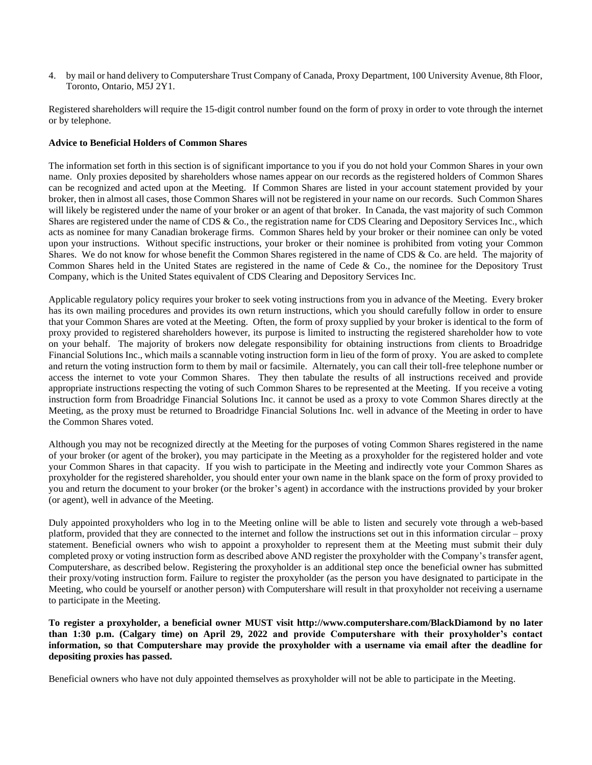4. by mail or hand delivery to Computershare Trust Company of Canada, Proxy Department, 100 University Avenue, 8th Floor, Toronto, Ontario, M5J 2Y1.

Registered shareholders will require the 15-digit control number found on the form of proxy in order to vote through the internet or by telephone.

**Advice to Beneficial Holders of Common Shares**

The information set forth in this section is of significant importance to you if you do not hold your Common Shares in your own name. Only proxies deposited by shareholders whose names appear on our records as the registered holders of Common Shares can be recognized and acted upon at the Meeting. If Common Shares are listed in your account statement provided by your broker, then in almost all cases, those Common Shares will not be registered in your name on our records. Such Common Shares will likely be registered under the name of your broker or an agent of that broker. In Canada, the vast majority of such Common Shares are registered under the name of CDS & Co., the registration name for CDS Clearing and Depository Services Inc., which acts as nominee for many Canadian brokerage firms. Common Shares held by your broker or their nominee can only be voted upon your instructions. Without specific instructions, your broker or their nominee is prohibited from voting your Common Shares. We do not know for whose benefit the Common Shares registered in the name of CDS & Co. are held. The majority of Common Shares held in the United States are registered in the name of Cede & Co., the nominee for the Depository Trust Company, which is the United States equivalent of CDS Clearing and Depository Services Inc.

Applicable regulatory policy requires your broker to seek voting instructions from you in advance of the Meeting. Every broker has its own mailing procedures and provides its own return instructions, which you should carefully follow in order to ensure that your Common Shares are voted at the Meeting. Often, the form of proxy supplied by your broker is identical to the form of proxy provided to registered shareholders however, its purpose is limited to instructing the registered shareholder how to vote on your behalf. The majority of brokers now delegate responsibility for obtaining instructions from clients to Broadridge Financial Solutions Inc., which mails a scannable voting instruction form in lieu of the form of proxy. You are asked to complete and return the voting instruction form to them by mail or facsimile. Alternately, you can call their toll-free telephone number or access the internet to vote your Common Shares. They then tabulate the results of all instructions received and provide appropriate instructions respecting the voting of such Common Shares to be represented at the Meeting. If you receive a voting instruction form from Broadridge Financial Solutions Inc. it cannot be used as a proxy to vote Common Shares directly at the Meeting, as the proxy must be returned to Broadridge Financial Solutions Inc. well in advance of the Meeting in order to have the Common Shares voted.

Although you may not be recognized directly at the Meeting for the purposes of voting Common Shares registered in the name of your broker (or agent of the broker), you may participate in the Meeting as a proxyholder for the registered holder and vote your Common Shares in that capacity. If you wish to participate in the Meeting and indirectly vote your Common Shares as proxyholder for the registered shareholder, you should enter your own name in the blank space on the form of proxy provided to you and return the document to your broker (or the broker's agent) in accordance with the instructions provided by your broker (or agent), well in advance of the Meeting.

Duly appointed proxyholders who log in to the Meeting online will be able to listen and securely vote through a web-based platform, provided that they are connected to the internet and follow the instructions set out in this information circular – proxy statement. Beneficial owners who wish to appoint a proxyholder to represent them at the Meeting must submit their duly completed proxy or voting instruction form as described above AND register the proxyholder with the Company's transfer agent, Computershare, as described below. Registering the proxyholder is an additional step once the beneficial owner has submitted their proxy/voting instruction form. Failure to register the proxyholder (as the person you have designated to participate in the Meeting, who could be yourself or another person) with Computershare will result in that proxyholder not receiving a username to participate in the Meeting.

**To register a proxyholder, a beneficial owner MUST visit http://www.computershare.com/BlackDiamond by no later than 1:30 p.m. (Calgary time) on April 29, 2022 and provide Computershare with their proxyholder's contact information, so that Computershare may provide the proxyholder with a username via email after the deadline for depositing proxies has passed.**

Beneficial owners who have not duly appointed themselves as proxyholder will not be able to participate in the Meeting.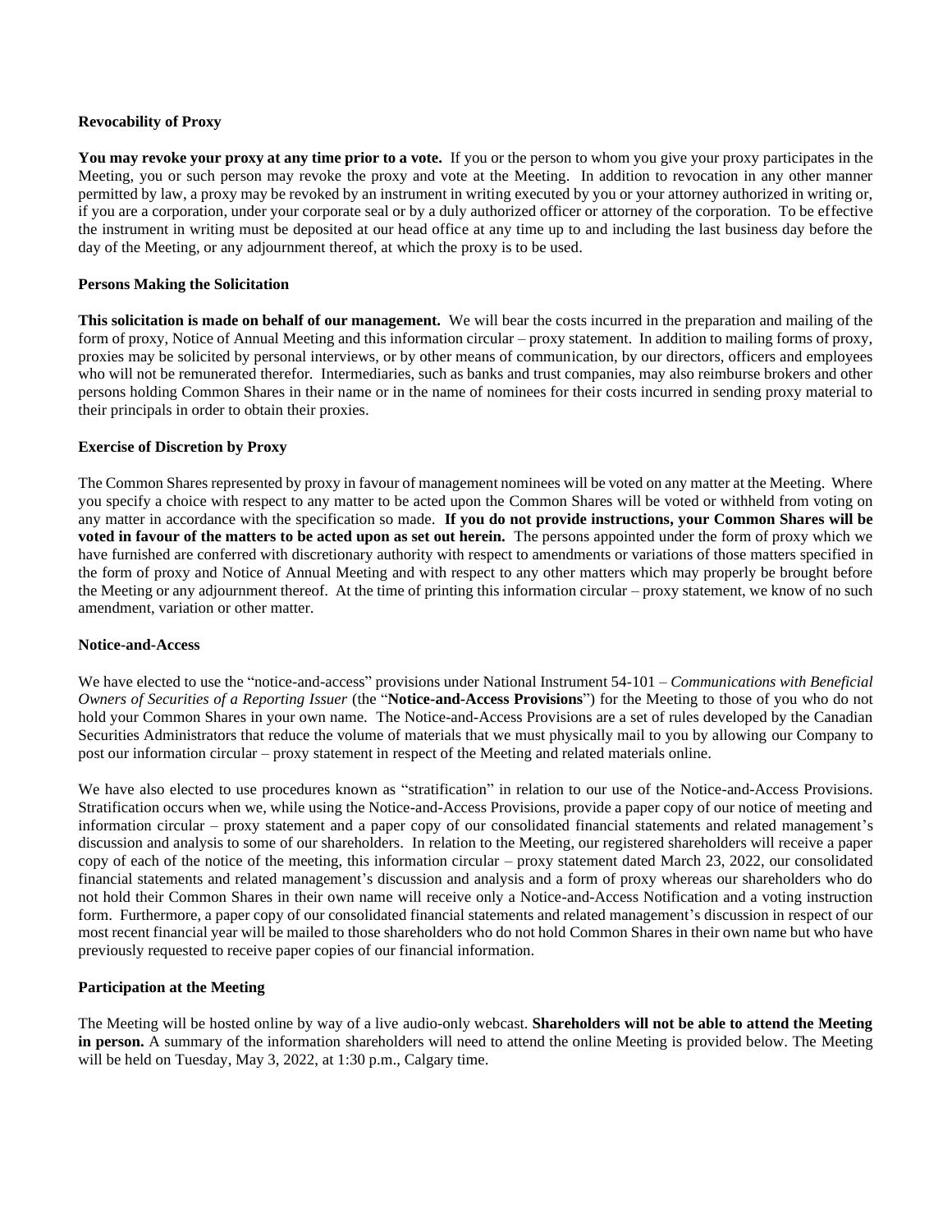**Revocability of Proxy**

**You may revoke your proxy at any time prior to a vote.** If you or the person to whom you give your proxy participates in the Meeting, you or such person may revoke the proxy and vote at the Meeting. In addition to revocation in any other manner permitted by law, a proxy may be revoked by an instrument in writing executed by you or your attorney authorized in writing or, if you are a corporation, under your corporate seal or by a duly authorized officer or attorney of the corporation. To be effective the instrument in writing must be deposited at our head office at any time up to and including the last business day before the day of the Meeting, or any adjournment thereof, at which the proxy is to be used.

**Persons Making the Solicitation**

**This solicitation is made on behalf of our management.** We will bear the costs incurred in the preparation and mailing of the form of proxy, Notice of Annual Meeting and this information circular – proxy statement. In addition to mailing forms of proxy, proxies may be solicited by personal interviews, or by other means of communication, by our directors, officers and employees who will not be remunerated therefor. Intermediaries, such as banks and trust companies, may also reimburse brokers and other persons holding Common Shares in their name or in the name of nominees for their costs incurred in sending proxy material to their principals in order to obtain their proxies.

**Exercise of Discretion by Proxy**

The Common Shares represented by proxy in favour of management nominees will be voted on any matter at the Meeting. Where you specify a choice with respect to any matter to be acted upon the Common Shares will be voted or withheld from voting on any matter in accordance with the specification so made. **If you do not provide instructions, your Common Shares will be voted in favour of the matters to be acted upon as set out herein.** The persons appointed under the form of proxy which we have furnished are conferred with discretionary authority with respect to amendments or variations of those matters specified in the form of proxy and Notice of Annual Meeting and with respect to any other matters which may properly be brought before the Meeting or any adjournment thereof. At the time of printing this information circular – proxy statement, we know of no such amendment, variation or other matter.

**Notice-and-Access**

We have elected to use the "notice-and-access" provisions under National Instrument 54-101 – *Communications with Beneficial Owners of Securities of a Reporting Issuer* (the "**Notice-and-Access Provisions**") for the Meeting to those of you who do not hold your Common Shares in your own name. The Notice-and-Access Provisions are a set of rules developed by the Canadian Securities Administrators that reduce the volume of materials that we must physically mail to you by allowing our Company to post our information circular – proxy statement in respect of the Meeting and related materials online.

We have also elected to use procedures known as "stratification" in relation to our use of the Notice-and-Access Provisions. Stratification occurs when we, while using the Notice-and-Access Provisions, provide a paper copy of our notice of meeting and information circular – proxy statement and a paper copy of our consolidated financial statements and related management's discussion and analysis to some of our shareholders. In relation to the Meeting, our registered shareholders will receive a paper copy of each of the notice of the meeting, this information circular – proxy statement dated March 23, 2022, our consolidated financial statements and related management's discussion and analysis and a form of proxy whereas our shareholders who do not hold their Common Shares in their own name will receive only a Notice-and-Access Notification and a voting instruction form. Furthermore, a paper copy of our consolidated financial statements and related management's discussion in respect of our most recent financial year will be mailed to those shareholders who do not hold Common Shares in their own name but who have previously requested to receive paper copies of our financial information.

**Participation at the Meeting**

The Meeting will be hosted online by way of a live audio-only webcast. **Shareholders will not be able to attend the Meeting in person.** A summary of the information shareholders will need to attend the online Meeting is provided below. The Meeting will be held on Tuesday, May 3, 2022, at 1:30 p.m., Calgary time.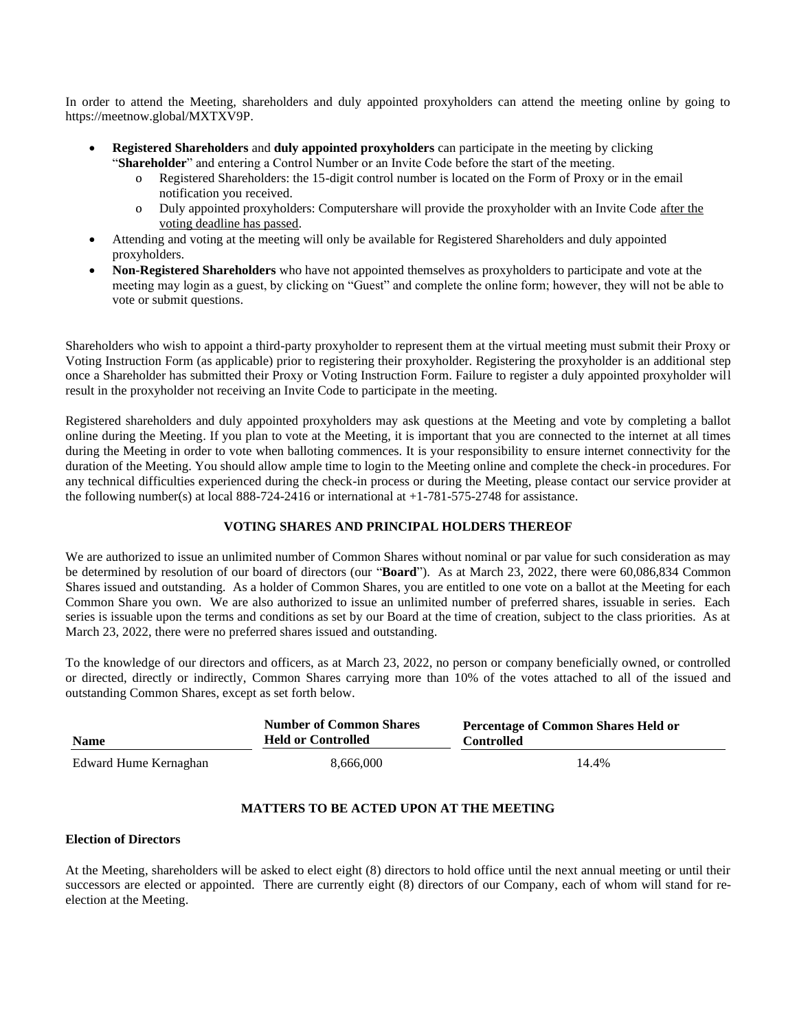In order to attend the Meeting, shareholders and duly appointed proxyholders can attend the meeting online by going to https://meetnow.global/MXTXV9P.

- **Registered Shareholders** and **duly appointed proxyholders** can participate in the meeting by clicking "**Shareholder**" and entering a Control Number or an Invite Code before the start of the meeting.
  - Registered Shareholders: the 15-digit control number is located on the Form of Proxy or in the email notification you received.
  - Duly appointed proxyholders: Computershare will provide the proxyholder with an Invite Code after the voting deadline has passed.
- Attending and voting at the meeting will only be available for Registered Shareholders and duly appointed proxyholders.
- **Non-Registered Shareholders** who have not appointed themselves as proxyholders to participate and vote at the meeting may login as a guest, by clicking on "Guest" and complete the online form; however, they will not be able to vote or submit questions.

Shareholders who wish to appoint a third-party proxyholder to represent them at the virtual meeting must submit their Proxy or Voting Instruction Form (as applicable) prior to registering their proxyholder. Registering the proxyholder is an additional step once a Shareholder has submitted their Proxy or Voting Instruction Form. Failure to register a duly appointed proxyholder will result in the proxyholder not receiving an Invite Code to participate in the meeting.

Registered shareholders and duly appointed proxyholders may ask questions at the Meeting and vote by completing a ballot online during the Meeting. If you plan to vote at the Meeting, it is important that you are connected to the internet at all times during the Meeting in order to vote when balloting commences. It is your responsibility to ensure internet connectivity for the duration of the Meeting. You should allow ample time to login to the Meeting online and complete the check-in procedures. For any technical difficulties experienced during the check-in process or during the Meeting, please contact our service provider at the following number(s) at local 888-724-2416 or international at +1-781-575-2748 for assistance.

## VOTING SHARES AND PRINCIPAL HOLDERS THEREOF

We are authorized to issue an unlimited number of Common Shares without nominal or par value for such consideration as may be determined by resolution of our board of directors (our "**Board**"). As at March 23, 2022, there were 60,086,834 Common Shares issued and outstanding. As a holder of Common Shares, you are entitled to one vote on a ballot at the Meeting for each Common Share you own. We are also authorized to issue an unlimited number of preferred shares, issuable in series. Each series is issuable upon the terms and conditions as set by our Board at the time of creation, subject to the class priorities. As at March 23, 2022, there were no preferred shares issued and outstanding.

To the knowledge of our directors and officers, as at March 23, 2022, no person or company beneficially owned, or controlled or directed, directly or indirectly, Common Shares carrying more than 10% of the votes attached to all of the issued and outstanding Common Shares, except as set forth below.

| Name | Number of Common Shares Held or Controlled | Percentage of Common Shares Held or Controlled |
|---|---|---|
| Edward Hume Kernaghan | 8,666,000 | 14.4% |

## MATTERS TO BE ACTED UPON AT THE MEETING

### Election of Directors

At the Meeting, shareholders will be asked to elect eight (8) directors to hold office until the next annual meeting or until their successors are elected or appointed. There are currently eight (8) directors of our Company, each of whom will stand for re-election at the Meeting.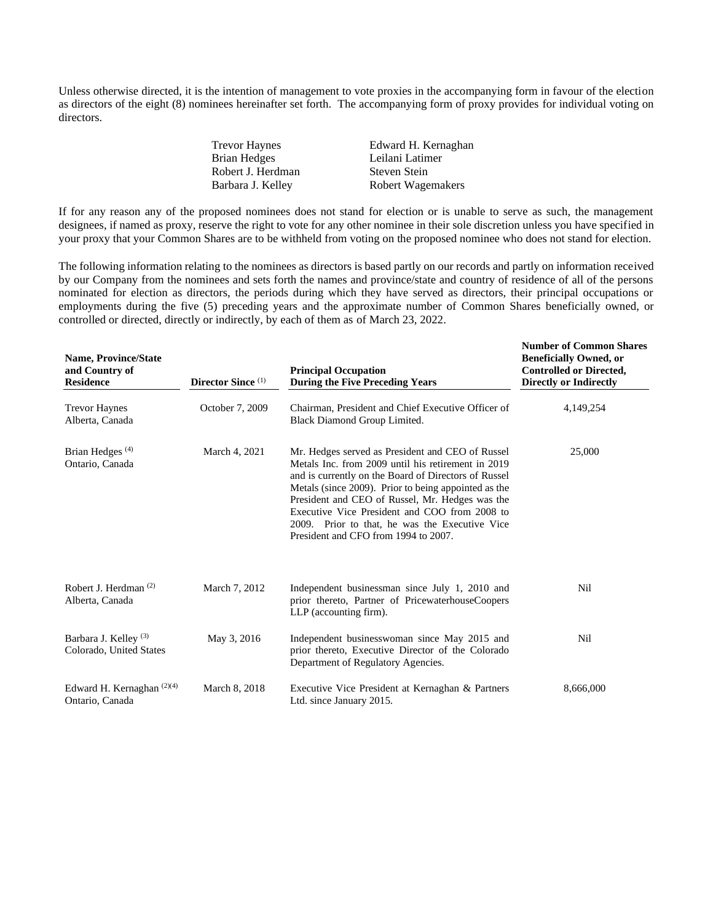Unless otherwise directed, it is the intention of management to vote proxies in the accompanying form in favour of the election as directors of the eight (8) nominees hereinafter set forth. The accompanying form of proxy provides for individual voting on directors.

| | |
|---|---|
| Trevor Haynes | Edward H. Kernaghan |
| Brian Hedges | Leilani Latimer |
| Robert J. Herdman | Steven Stein |
| Barbara J. Kelley | Robert Wagemakers |

If for any reason any of the proposed nominees does not stand for election or is unable to serve as such, the management designees, if named as proxy, reserve the right to vote for any other nominee in their sole discretion unless you have specified in your proxy that your Common Shares are to be withheld from voting on the proposed nominee who does not stand for election.

The following information relating to the nominees as directors is based partly on our records and partly on information received by our Company from the nominees and sets forth the names and province/state and country of residence of all of the persons nominated for election as directors, the periods during which they have served as directors, their principal occupations or employments during the five (5) preceding years and the approximate number of Common Shares beneficially owned, or controlled or directed, directly or indirectly, by each of them as of March 23, 2022.

| Name, Province/State and Country of Residence | Director Since [(1)] | Principal Occupation During the Five Preceding Years | Number of Common Shares Beneficially Owned, or Controlled or Directed, Directly or Indirectly |
|---|---|---|---|
| Trevor Haynes<br>Alberta, Canada | October 7, 2009 | Chairman, President and Chief Executive Officer of Black Diamond Group Limited. | 4,149,254 |
| Brian Hedges [(4)]<br>Ontario, Canada | March 4, 2021 | Mr. Hedges served as President and CEO of Russel Metals Inc. from 2009 until his retirement in 2019 and is currently on the Board of Directors of Russel Metals (since 2009). Prior to being appointed as the President and CEO of Russel, Mr. Hedges was the Executive Vice President and COO from 2008 to 2009. Prior to that, he was the Executive Vice President and CFO from 1994 to 2007. | 25,000 |
| Robert J. Herdman [(2)]<br>Alberta, Canada | March 7, 2012 | Independent businessman since July 1, 2010 and prior thereto, Partner of PricewaterhouseCoopers LLP (accounting firm). | Nil |
| Barbara J. Kelley [(3)]<br>Colorado, United States | May 3, 2016 | Independent businesswoman since May 2015 and prior thereto, Executive Director of the Colorado Department of Regulatory Agencies. | Nil |
| Edward H. Kernaghan [(2)(4)]<br>Ontario, Canada | March 8, 2018 | Executive Vice President at Kernaghan & Partners Ltd. since January 2015. | 8,666,000 |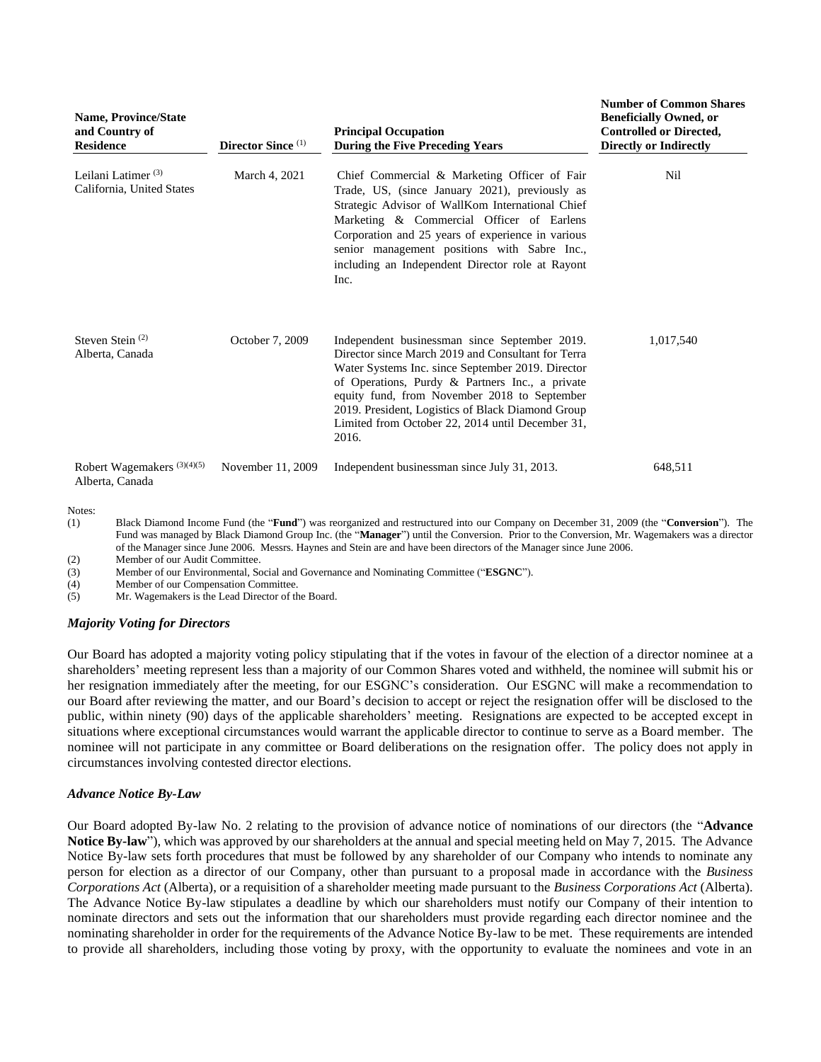| Name, Province/State and Country of Residence | Director Since [(1)] | Principal Occupation During the Five Preceding Years | Number of Common Shares Beneficially Owned, or Controlled or Directed, Directly or Indirectly |
|---|---|---|---|
| Leilani Latimer [(3)] California, United States | March 4, 2021 | Chief Commercial & Marketing Officer of Fair Trade, US, (since January 2021), previously as Strategic Advisor of WallKom International Chief Marketing & Commercial Officer of Earlens Corporation and 25 years of experience in various senior management positions with Sabre Inc., including an Independent Director role at Rayont Inc. | Nil |
| Steven Stein [(2)] Alberta, Canada | October 7, 2009 | Independent businessman since September 2019. Director since March 2019 and Consultant for Terra Water Systems Inc. since September 2019. Director of Operations, Purdy & Partners Inc., a private equity fund, from November 2018 to September 2019. President, Logistics of Black Diamond Group Limited from October 22, 2014 until December 31, 2016. | 1,017,540 |
| Robert Wagemakers [(3)(4)(5)] Alberta, Canada | November 11, 2009 | Independent businessman since July 31, 2013. | 648,511 |

Notes:

(1) Black Diamond Income Fund (the "**Fund**") was reorganized and restructured into our Company on December 31, 2009 (the "**Conversion**"). The Fund was managed by Black Diamond Group Inc. (the "**Manager**") until the Conversion. Prior to the Conversion, Mr. Wagemakers was a director of the Manager since June 2006. Messrs. Haynes and Stein are and have been directors of the Manager since June 2006.

(2) Member of our Audit Committee.

(3) Member of our Environmental, Social and Governance and Nominating Committee ("**ESGNC**").

(4) Member of our Compensation Committee.

(5) Mr. Wagemakers is the Lead Director of the Board.

### *Majority Voting for Directors*

Our Board has adopted a majority voting policy stipulating that if the votes in favour of the election of a director nominee at a shareholders' meeting represent less than a majority of our Common Shares voted and withheld, the nominee will submit his or her resignation immediately after the meeting, for our ESGNC's consideration. Our ESGNC will make a recommendation to our Board after reviewing the matter, and our Board's decision to accept or reject the resignation offer will be disclosed to the public, within ninety (90) days of the applicable shareholders' meeting. Resignations are expected to be accepted except in situations where exceptional circumstances would warrant the applicable director to continue to serve as a Board member. The nominee will not participate in any committee or Board deliberations on the resignation offer. The policy does not apply in circumstances involving contested director elections.

### *Advance Notice By-Law*

Our Board adopted By-law No. 2 relating to the provision of advance notice of nominations of our directors (the "**Advance Notice By-law**"), which was approved by our shareholders at the annual and special meeting held on May 7, 2015. The Advance Notice By-law sets forth procedures that must be followed by any shareholder of our Company who intends to nominate any person for election as a director of our Company, other than pursuant to a proposal made in accordance with the *Business Corporations Act* (Alberta), or a requisition of a shareholder meeting made pursuant to the *Business Corporations Act* (Alberta). The Advance Notice By-law stipulates a deadline by which our shareholders must notify our Company of their intention to nominate directors and sets out the information that our shareholders must provide regarding each director nominee and the nominating shareholder in order for the requirements of the Advance Notice By-law to be met. These requirements are intended to provide all shareholders, including those voting by proxy, with the opportunity to evaluate the nominees and vote in an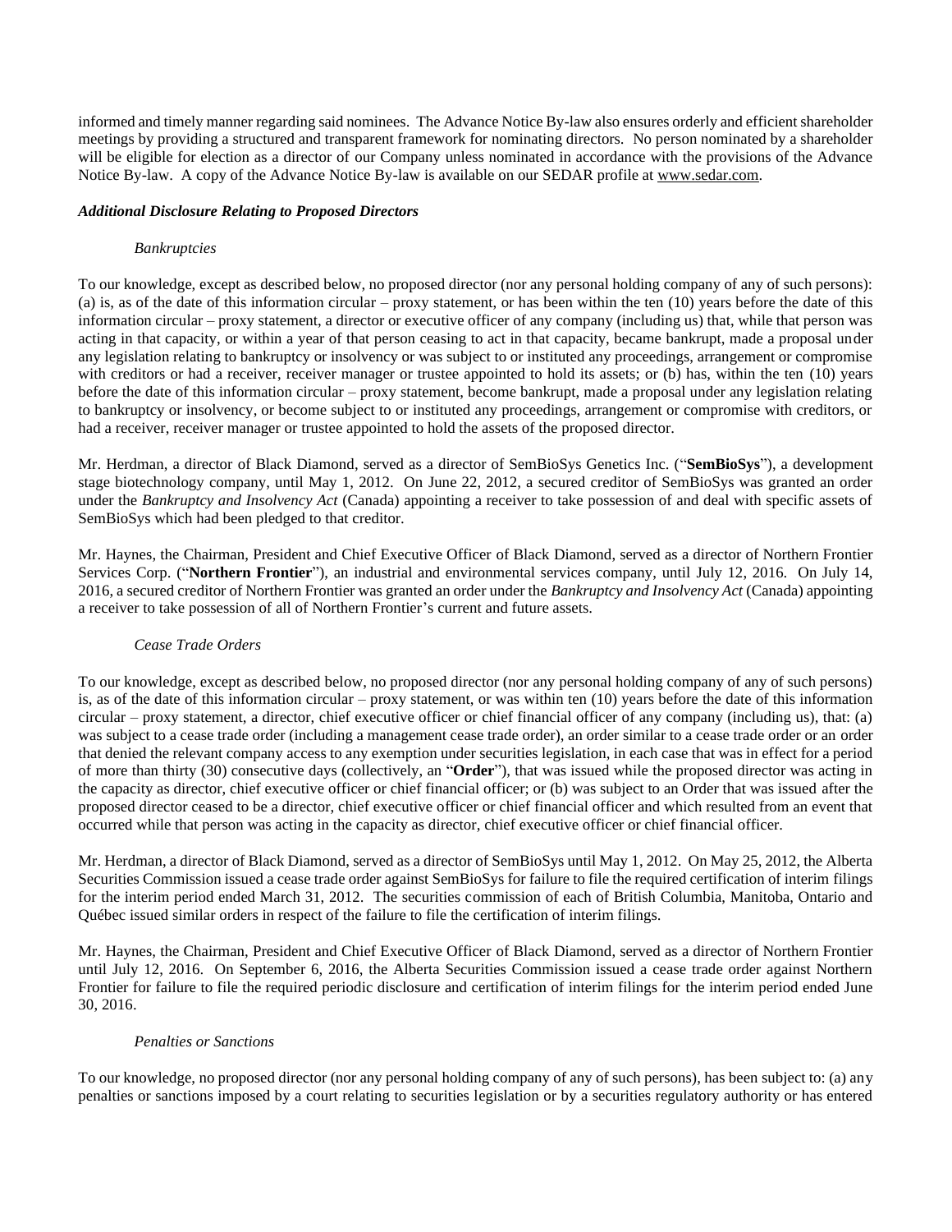informed and timely manner regarding said nominees. The Advance Notice By-law also ensures orderly and efficient shareholder meetings by providing a structured and transparent framework for nominating directors. No person nominated by a shareholder will be eligible for election as a director of our Company unless nominated in accordance with the provisions of the Advance Notice By-law. A copy of the Advance Notice By-law is available on our SEDAR profile at www.sedar.com.

### *Additional Disclosure Relating to Proposed Directors*

#### *Bankruptcies*

To our knowledge, except as described below, no proposed director (nor any personal holding company of any of such persons): (a) is, as of the date of this information circular – proxy statement, or has been within the ten (10) years before the date of this information circular – proxy statement, a director or executive officer of any company (including us) that, while that person was acting in that capacity, or within a year of that person ceasing to act in that capacity, became bankrupt, made a proposal under any legislation relating to bankruptcy or insolvency or was subject to or instituted any proceedings, arrangement or compromise with creditors or had a receiver, receiver manager or trustee appointed to hold its assets; or (b) has, within the ten (10) years before the date of this information circular – proxy statement, become bankrupt, made a proposal under any legislation relating to bankruptcy or insolvency, or become subject to or instituted any proceedings, arrangement or compromise with creditors, or had a receiver, receiver manager or trustee appointed to hold the assets of the proposed director.

Mr. Herdman, a director of Black Diamond, served as a director of SemBioSys Genetics Inc. ("**SemBioSys**"), a development stage biotechnology company, until May 1, 2012. On June 22, 2012, a secured creditor of SemBioSys was granted an order under the *Bankruptcy and Insolvency Act* (Canada) appointing a receiver to take possession of and deal with specific assets of SemBioSys which had been pledged to that creditor.

Mr. Haynes, the Chairman, President and Chief Executive Officer of Black Diamond, served as a director of Northern Frontier Services Corp. ("**Northern Frontier**"), an industrial and environmental services company, until July 12, 2016. On July 14, 2016, a secured creditor of Northern Frontier was granted an order under the *Bankruptcy and Insolvency Act* (Canada) appointing a receiver to take possession of all of Northern Frontier's current and future assets.

#### *Cease Trade Orders*

To our knowledge, except as described below, no proposed director (nor any personal holding company of any of such persons) is, as of the date of this information circular – proxy statement, or was within ten (10) years before the date of this information circular – proxy statement, a director, chief executive officer or chief financial officer of any company (including us), that: (a) was subject to a cease trade order (including a management cease trade order), an order similar to a cease trade order or an order that denied the relevant company access to any exemption under securities legislation, in each case that was in effect for a period of more than thirty (30) consecutive days (collectively, an "**Order**"), that was issued while the proposed director was acting in the capacity as director, chief executive officer or chief financial officer; or (b) was subject to an Order that was issued after the proposed director ceased to be a director, chief executive officer or chief financial officer and which resulted from an event that occurred while that person was acting in the capacity as director, chief executive officer or chief financial officer.

Mr. Herdman, a director of Black Diamond, served as a director of SemBioSys until May 1, 2012. On May 25, 2012, the Alberta Securities Commission issued a cease trade order against SemBioSys for failure to file the required certification of interim filings for the interim period ended March 31, 2012. The securities commission of each of British Columbia, Manitoba, Ontario and Québec issued similar orders in respect of the failure to file the certification of interim filings.

Mr. Haynes, the Chairman, President and Chief Executive Officer of Black Diamond, served as a director of Northern Frontier until July 12, 2016. On September 6, 2016, the Alberta Securities Commission issued a cease trade order against Northern Frontier for failure to file the required periodic disclosure and certification of interim filings for the interim period ended June 30, 2016.

#### *Penalties or Sanctions*

To our knowledge, no proposed director (nor any personal holding company of any of such persons), has been subject to: (a) any penalties or sanctions imposed by a court relating to securities legislation or by a securities regulatory authority or has entered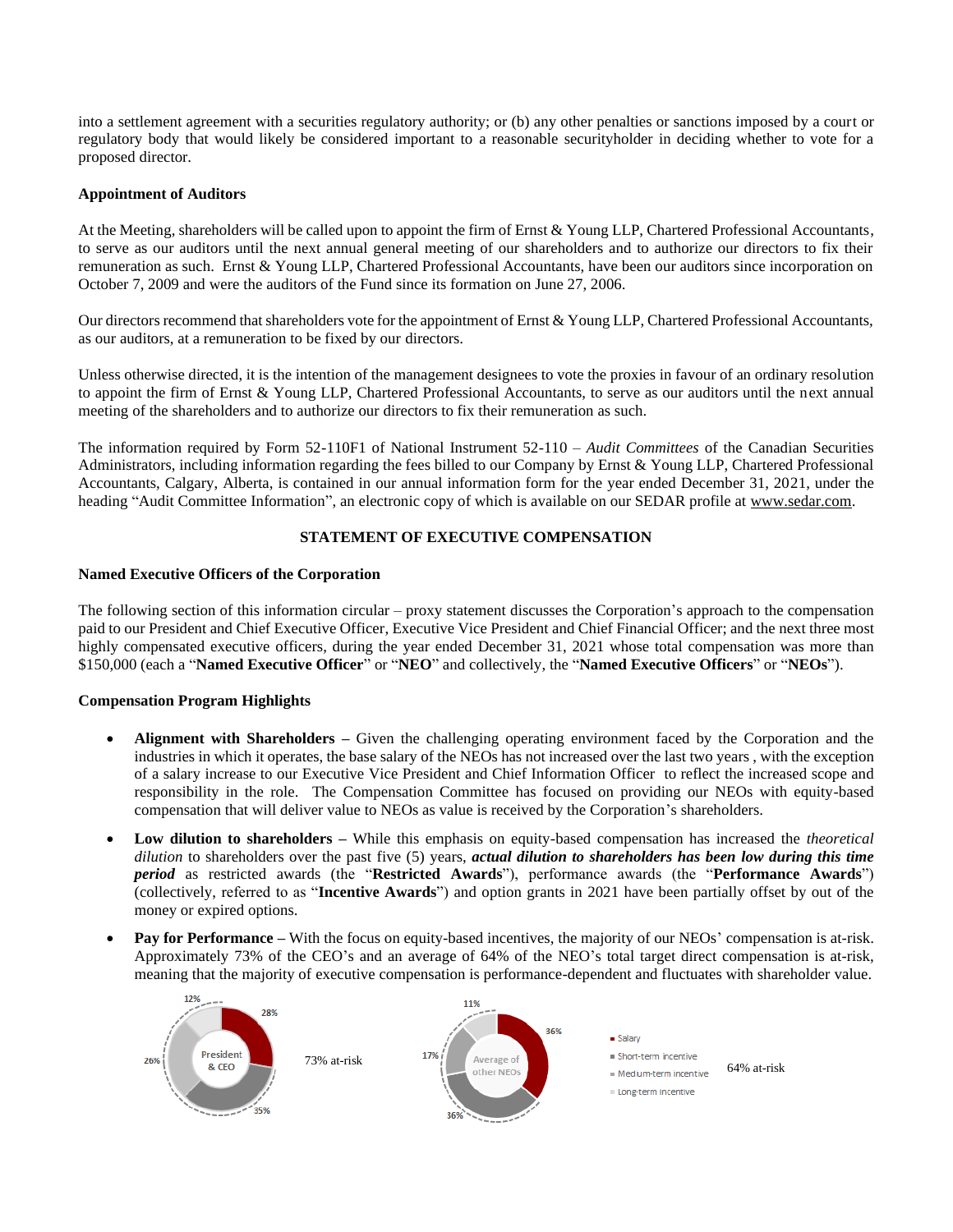into a settlement agreement with a securities regulatory authority; or (b) any other penalties or sanctions imposed by a court or regulatory body that would likely be considered important to a reasonable securityholder in deciding whether to vote for a proposed director.

**Appointment of Auditors**

At the Meeting, shareholders will be called upon to appoint the firm of Ernst & Young LLP, Chartered Professional Accountants, to serve as our auditors until the next annual general meeting of our shareholders and to authorize our directors to fix their remuneration as such. Ernst & Young LLP, Chartered Professional Accountants, have been our auditors since incorporation on October 7, 2009 and were the auditors of the Fund since its formation on June 27, 2006.

Our directors recommend that shareholders vote for the appointment of Ernst & Young LLP, Chartered Professional Accountants, as our auditors, at a remuneration to be fixed by our directors.

Unless otherwise directed, it is the intention of the management designees to vote the proxies in favour of an ordinary resolution to appoint the firm of Ernst & Young LLP, Chartered Professional Accountants, to serve as our auditors until the next annual meeting of the shareholders and to authorize our directors to fix their remuneration as such.

The information required by Form 52-110F1 of National Instrument 52-110 – *Audit Committees* of the Canadian Securities Administrators, including information regarding the fees billed to our Company by Ernst & Young LLP, Chartered Professional Accountants, Calgary, Alberta, is contained in our annual information form for the year ended December 31, 2021, under the heading "Audit Committee Information", an electronic copy of which is available on our SEDAR profile at www.sedar.com.

## STATEMENT OF EXECUTIVE COMPENSATION

**Named Executive Officers of the Corporation**

The following section of this information circular – proxy statement discusses the Corporation's approach to the compensation paid to our President and Chief Executive Officer, Executive Vice President and Chief Financial Officer; and the next three most highly compensated executive officers, during the year ended December 31, 2021 whose total compensation was more than $150,000 (each a "**Named Executive Officer**" or "**NEO**" and collectively, the "**Named Executive Officers**" or "**NEOs**").

**Compensation Program Highlights**

- **Alignment with Shareholders –** Given the challenging operating environment faced by the Corporation and the industries in which it operates, the base salary of the NEOs has not increased over the last two years , with the exception of a salary increase to our Executive Vice President and Chief Information Officer to reflect the increased scope and responsibility in the role. The Compensation Committee has focused on providing our NEOs with equity-based compensation that will deliver value to NEOs as value is received by the Corporation's shareholders.
- **Low dilution to shareholders –** While this emphasis on equity-based compensation has increased the *theoretical dilution* to shareholders over the past five (5) years, ***actual dilution to shareholders has been low during this time period*** as restricted awards (the "**Restricted Awards**"), performance awards (the "**Performance Awards**") (collectively, referred to as "**Incentive Awards**") and option grants in 2021 have been partially offset by out of the money or expired options.
- **Pay for Performance –** With the focus on equity-based incentives, the majority of our NEOs' compensation is at-risk. Approximately 73% of the CEO's and an average of 64% of the NEO's total target direct compensation is at-risk, meaning that the majority of executive compensation is performance-dependent and fluctuates with shareholder value.

| | Salary | Short-term incentive | Medium-term incentive | Long-term incentive | At-risk |
|---|---|---|---|---|---|
| President & CEO | 28% | 35% | 26% | 12% | 73% at-risk |
| Average of other NEOs | 36% | 36% | 17% | 11% | 64% at-risk |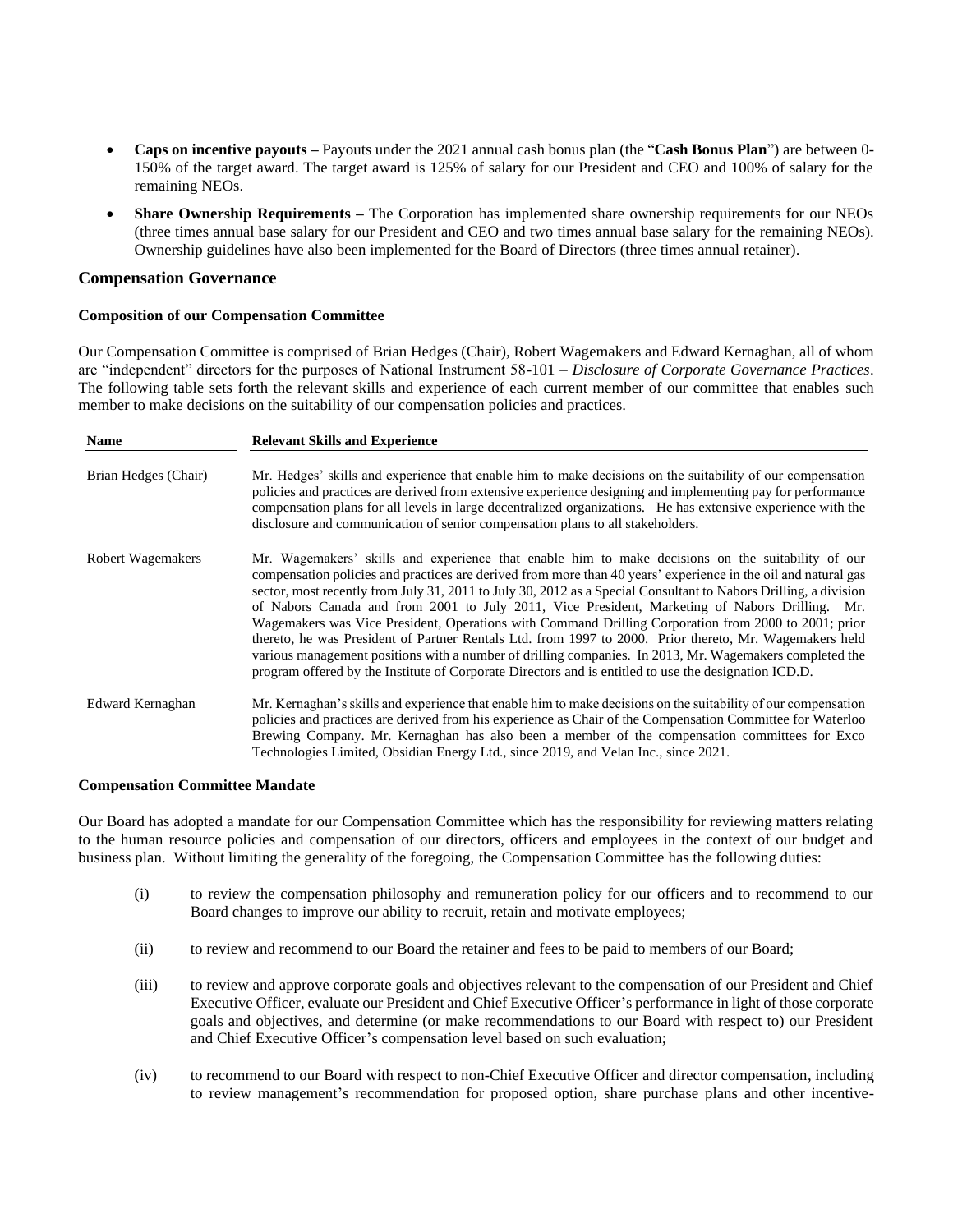- **Caps on incentive payouts –** Payouts under the 2021 annual cash bonus plan (the "**Cash Bonus Plan**") are between 0-150% of the target award. The target award is 125% of salary for our President and CEO and 100% of salary for the remaining NEOs.
- **Share Ownership Requirements –** The Corporation has implemented share ownership requirements for our NEOs (three times annual base salary for our President and CEO and two times annual base salary for the remaining NEOs). Ownership guidelines have also been implemented for the Board of Directors (three times annual retainer).

## Compensation Governance

### Composition of our Compensation Committee

Our Compensation Committee is comprised of Brian Hedges (Chair), Robert Wagemakers and Edward Kernaghan, all of whom are "independent" directors for the purposes of National Instrument 58-101 – *Disclosure of Corporate Governance Practices*. The following table sets forth the relevant skills and experience of each current member of our committee that enables such member to make decisions on the suitability of our compensation policies and practices.

| Name | Relevant Skills and Experience |
|---|---|
| Brian Hedges (Chair) | Mr. Hedges' skills and experience that enable him to make decisions on the suitability of our compensation policies and practices are derived from extensive experience designing and implementing pay for performance compensation plans for all levels in large decentralized organizations. He has extensive experience with the disclosure and communication of senior compensation plans to all stakeholders. |
| Robert Wagemakers | Mr. Wagemakers' skills and experience that enable him to make decisions on the suitability of our compensation policies and practices are derived from more than 40 years' experience in the oil and natural gas sector, most recently from July 31, 2011 to July 30, 2012 as a Special Consultant to Nabors Drilling, a division of Nabors Canada and from 2001 to July 2011, Vice President, Marketing of Nabors Drilling. Mr. Wagemakers was Vice President, Operations with Command Drilling Corporation from 2000 to 2001; prior thereto, he was President of Partner Rentals Ltd. from 1997 to 2000. Prior thereto, Mr. Wagemakers held various management positions with a number of drilling companies. In 2013, Mr. Wagemakers completed the program offered by the Institute of Corporate Directors and is entitled to use the designation ICD.D. |
| Edward Kernaghan | Mr. Kernaghan's skills and experience that enable him to make decisions on the suitability of our compensation policies and practices are derived from his experience as Chair of the Compensation Committee for Waterloo Brewing Company. Mr. Kernaghan has also been a member of the compensation committees for Exco Technologies Limited, Obsidian Energy Ltd., since 2019, and Velan Inc., since 2021. |

### Compensation Committee Mandate

Our Board has adopted a mandate for our Compensation Committee which has the responsibility for reviewing matters relating to the human resource policies and compensation of our directors, officers and employees in the context of our budget and business plan. Without limiting the generality of the foregoing, the Compensation Committee has the following duties:

(i) to review the compensation philosophy and remuneration policy for our officers and to recommend to our Board changes to improve our ability to recruit, retain and motivate employees;

(ii) to review and recommend to our Board the retainer and fees to be paid to members of our Board;

(iii) to review and approve corporate goals and objectives relevant to the compensation of our President and Chief Executive Officer, evaluate our President and Chief Executive Officer's performance in light of those corporate goals and objectives, and determine (or make recommendations to our Board with respect to) our President and Chief Executive Officer's compensation level based on such evaluation;

(iv) to recommend to our Board with respect to non-Chief Executive Officer and director compensation, including to review management's recommendation for proposed option, share purchase plans and other incentive-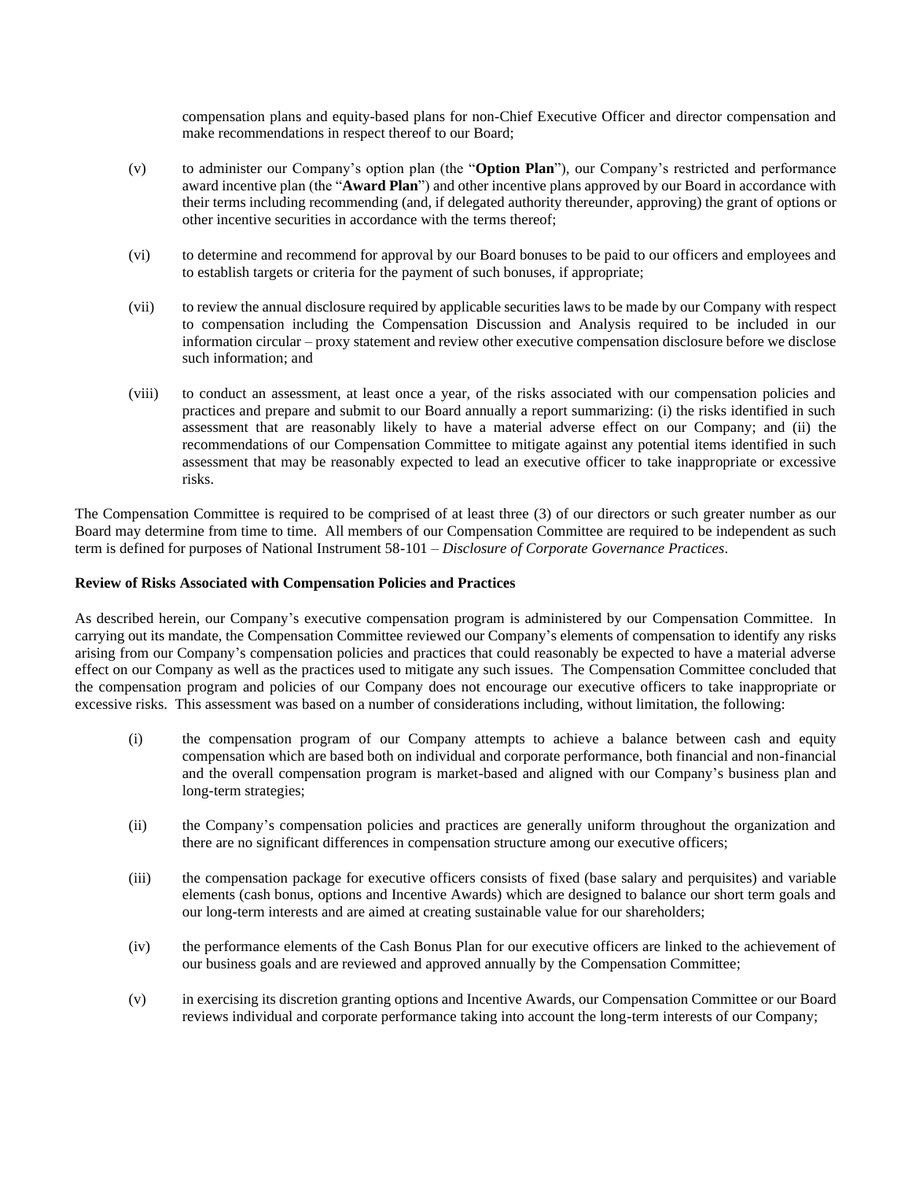compensation plans and equity-based plans for non-Chief Executive Officer and director compensation and make recommendations in respect thereof to our Board;

(v) to administer our Company's option plan (the "**Option Plan**"), our Company's restricted and performance award incentive plan (the "**Award Plan**") and other incentive plans approved by our Board in accordance with their terms including recommending (and, if delegated authority thereunder, approving) the grant of options or other incentive securities in accordance with the terms thereof;

(vi) to determine and recommend for approval by our Board bonuses to be paid to our officers and employees and to establish targets or criteria for the payment of such bonuses, if appropriate;

(vii) to review the annual disclosure required by applicable securities laws to be made by our Company with respect to compensation including the Compensation Discussion and Analysis required to be included in our information circular – proxy statement and review other executive compensation disclosure before we disclose such information; and

(viii) to conduct an assessment, at least once a year, of the risks associated with our compensation policies and practices and prepare and submit to our Board annually a report summarizing: (i) the risks identified in such assessment that are reasonably likely to have a material adverse effect on our Company; and (ii) the recommendations of our Compensation Committee to mitigate against any potential items identified in such assessment that may be reasonably expected to lead an executive officer to take inappropriate or excessive risks.

The Compensation Committee is required to be comprised of at least three (3) of our directors or such greater number as our Board may determine from time to time. All members of our Compensation Committee are required to be independent as such term is defined for purposes of National Instrument 58-101 – *Disclosure of Corporate Governance Practices*.

**Review of Risks Associated with Compensation Policies and Practices**

As described herein, our Company's executive compensation program is administered by our Compensation Committee. In carrying out its mandate, the Compensation Committee reviewed our Company's elements of compensation to identify any risks arising from our Company's compensation policies and practices that could reasonably be expected to have a material adverse effect on our Company as well as the practices used to mitigate any such issues. The Compensation Committee concluded that the compensation program and policies of our Company does not encourage our executive officers to take inappropriate or excessive risks. This assessment was based on a number of considerations including, without limitation, the following:

(i) the compensation program of our Company attempts to achieve a balance between cash and equity compensation which are based both on individual and corporate performance, both financial and non-financial and the overall compensation program is market-based and aligned with our Company's business plan and long-term strategies;

(ii) the Company's compensation policies and practices are generally uniform throughout the organization and there are no significant differences in compensation structure among our executive officers;

(iii) the compensation package for executive officers consists of fixed (base salary and perquisites) and variable elements (cash bonus, options and Incentive Awards) which are designed to balance our short term goals and our long-term interests and are aimed at creating sustainable value for our shareholders;

(iv) the performance elements of the Cash Bonus Plan for our executive officers are linked to the achievement of our business goals and are reviewed and approved annually by the Compensation Committee;

(v) in exercising its discretion granting options and Incentive Awards, our Compensation Committee or our Board reviews individual and corporate performance taking into account the long-term interests of our Company;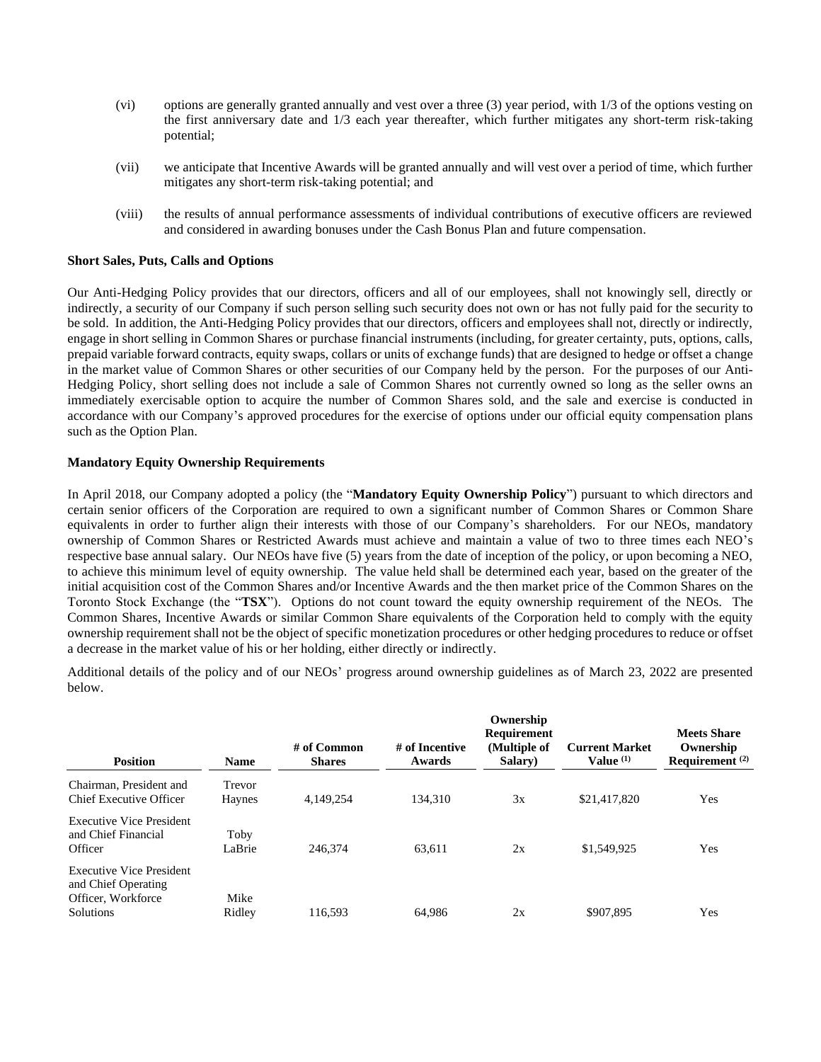(vi) options are generally granted annually and vest over a three (3) year period, with 1/3 of the options vesting on the first anniversary date and 1/3 each year thereafter, which further mitigates any short-term risk-taking potential;

(vii) we anticipate that Incentive Awards will be granted annually and will vest over a period of time, which further mitigates any short-term risk-taking potential; and

(viii) the results of annual performance assessments of individual contributions of executive officers are reviewed and considered in awarding bonuses under the Cash Bonus Plan and future compensation.

**Short Sales, Puts, Calls and Options**

Our Anti-Hedging Policy provides that our directors, officers and all of our employees, shall not knowingly sell, directly or indirectly, a security of our Company if such person selling such security does not own or has not fully paid for the security to be sold. In addition, the Anti-Hedging Policy provides that our directors, officers and employees shall not, directly or indirectly, engage in short selling in Common Shares or purchase financial instruments (including, for greater certainty, puts, options, calls, prepaid variable forward contracts, equity swaps, collars or units of exchange funds) that are designed to hedge or offset a change in the market value of Common Shares or other securities of our Company held by the person. For the purposes of our Anti-Hedging Policy, short selling does not include a sale of Common Shares not currently owned so long as the seller owns an immediately exercisable option to acquire the number of Common Shares sold, and the sale and exercise is conducted in accordance with our Company's approved procedures for the exercise of options under our official equity compensation plans such as the Option Plan.

**Mandatory Equity Ownership Requirements**

In April 2018, our Company adopted a policy (the "**Mandatory Equity Ownership Policy**") pursuant to which directors and certain senior officers of the Corporation are required to own a significant number of Common Shares or Common Share equivalents in order to further align their interests with those of our Company's shareholders. For our NEOs, mandatory ownership of Common Shares or Restricted Awards must achieve and maintain a value of two to three times each NEO's respective base annual salary. Our NEOs have five (5) years from the date of inception of the policy, or upon becoming a NEO, to achieve this minimum level of equity ownership. The value held shall be determined each year, based on the greater of the initial acquisition cost of the Common Shares and/or Incentive Awards and the then market price of the Common Shares on the Toronto Stock Exchange (the "**TSX**"). Options do not count toward the equity ownership requirement of the NEOs. The Common Shares, Incentive Awards or similar Common Share equivalents of the Corporation held to comply with the equity ownership requirement shall not be the object of specific monetization procedures or other hedging procedures to reduce or offset a decrease in the market value of his or her holding, either directly or indirectly.

Additional details of the policy and of our NEOs' progress around ownership guidelines as of March 23, 2022 are presented below.

| Position | Name | # of Common Shares | # of Incentive Awards | Ownership Requirement (Multiple of Salary) | Current Market Value [(1)] | Meets Share Ownership Requirement [(2)] |
|---|---|---|---|---|---|---|
| Chairman, President and Chief Executive Officer | Trevor Haynes | 4,149,254 | 134,310 | 3x | $21,417,820 | Yes |
| Executive Vice President and Chief Financial Officer | Toby LaBrie | 246,374 | 63,611 | 2x | $1,549,925 | Yes |
| Executive Vice President and Chief Operating Officer, Workforce Solutions | Mike Ridley | 116,593 | 64,986 | 2x | $907,895 | Yes |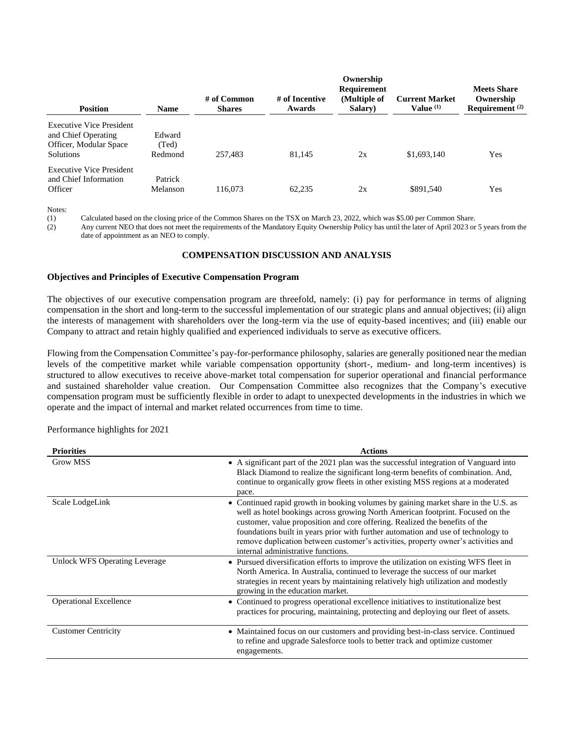| Position | Name | # of Common Shares | # of Incentive Awards | Ownership Requirement (Multiple of Salary) | Current Market Value [(1)] | Meets Share Ownership Requirement [(2)] |
|---|---|---|---|---|---|---|
| Executive Vice President and Chief Operating Officer, Modular Space Solutions | Edward (Ted) Redmond | 257,483 | 81,145 | 2x | $1,693,140 | Yes |
| Executive Vice President and Chief Information Officer | Patrick Melanson | 116,073 | 62,235 | 2x | $891,540 | Yes |

Notes:

(1) Calculated based on the closing price of the Common Shares on the TSX on March 23, 2022, which was $5.00 per Common Share.

(2) Any current NEO that does not meet the requirements of the Mandatory Equity Ownership Policy has until the later of April 2023 or 5 years from the date of appointment as an NEO to comply.

## COMPENSATION DISCUSSION AND ANALYSIS

### Objectives and Principles of Executive Compensation Program

The objectives of our executive compensation program are threefold, namely: (i) pay for performance in terms of aligning compensation in the short and long-term to the successful implementation of our strategic plans and annual objectives; (ii) align the interests of management with shareholders over the long-term via the use of equity-based incentives; and (iii) enable our Company to attract and retain highly qualified and experienced individuals to serve as executive officers.

Flowing from the Compensation Committee's pay-for-performance philosophy, salaries are generally positioned near the median levels of the competitive market while variable compensation opportunity (short-, medium- and long-term incentives) is structured to allow executives to receive above-market total compensation for superior operational and financial performance and sustained shareholder value creation. Our Compensation Committee also recognizes that the Company's executive compensation program must be sufficiently flexible in order to adapt to unexpected developments in the industries in which we operate and the impact of internal and market related occurrences from time to time.

Performance highlights for 2021

| Priorities | Actions |
|---|---|
| Grow MSS | • A significant part of the 2021 plan was the successful integration of Vanguard into Black Diamond to realize the significant long-term benefits of combination. And, continue to organically grow fleets in other existing MSS regions at a moderated pace. |
| Scale LodgeLink | • Continued rapid growth in booking volumes by gaining market share in the U.S. as well as hotel bookings across growing North American footprint. Focused on the customer, value proposition and core offering. Realized the benefits of the foundations built in years prior with further automation and use of technology to remove duplication between customer's activities, property owner's activities and internal administrative functions. |
| Unlock WFS Operating Leverage | • Pursued diversification efforts to improve the utilization on existing WFS fleet in North America. In Australia, continued to leverage the success of our market strategies in recent years by maintaining relatively high utilization and modestly growing in the education market. |
| Operational Excellence | • Continued to progress operational excellence initiatives to institutionalize best practices for procuring, maintaining, protecting and deploying our fleet of assets. |
| Customer Centricity | • Maintained focus on our customers and providing best-in-class service. Continued to refine and upgrade Salesforce tools to better track and optimize customer engagements. |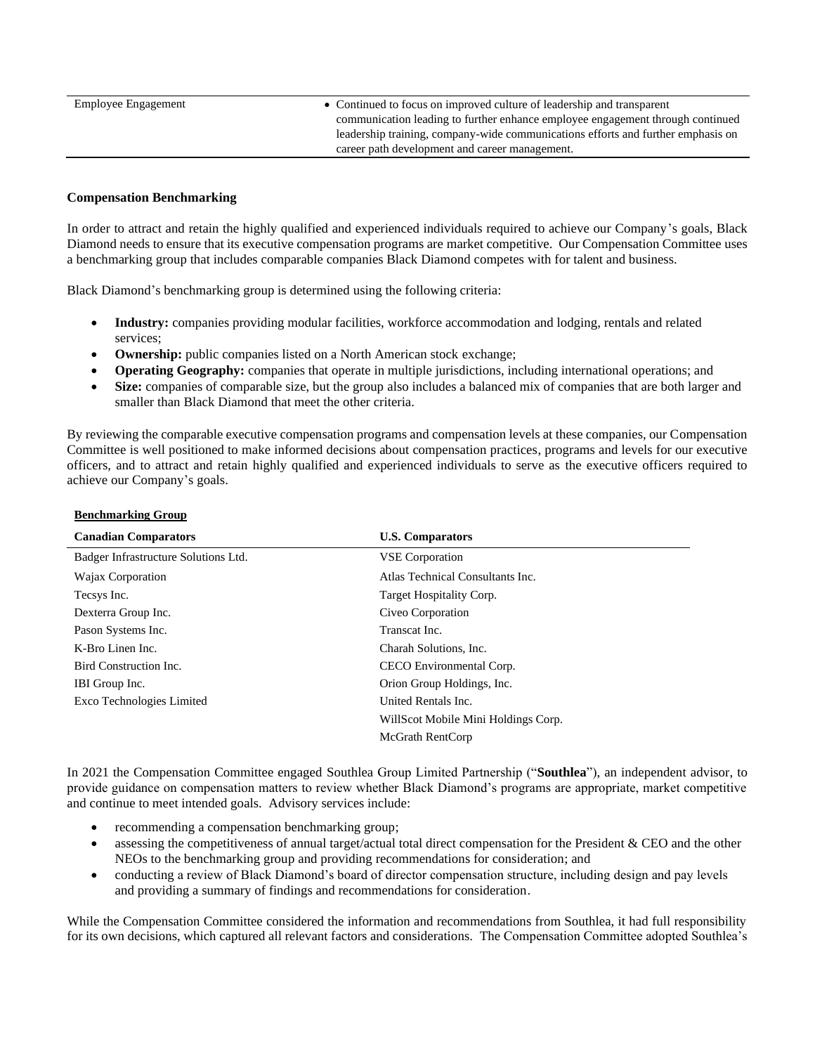| | |
|---|---|
| Employee Engagement | • Continued to focus on improved culture of leadership and transparent communication leading to further enhance employee engagement through continued leadership training, company-wide communications efforts and further emphasis on career path development and career management. |

**Compensation Benchmarking**

In order to attract and retain the highly qualified and experienced individuals required to achieve our Company's goals, Black Diamond needs to ensure that its executive compensation programs are market competitive. Our Compensation Committee uses a benchmarking group that includes comparable companies Black Diamond competes with for talent and business.

Black Diamond's benchmarking group is determined using the following criteria:

- **Industry:** companies providing modular facilities, workforce accommodation and lodging, rentals and related services;
- **Ownership:** public companies listed on a North American stock exchange;
- **Operating Geography:** companies that operate in multiple jurisdictions, including international operations; and
- **Size:** companies of comparable size, but the group also includes a balanced mix of companies that are both larger and smaller than Black Diamond that meet the other criteria.

By reviewing the comparable executive compensation programs and compensation levels at these companies, our Compensation Committee is well positioned to make informed decisions about compensation practices, programs and levels for our executive officers, and to attract and retain highly qualified and experienced individuals to serve as the executive officers required to achieve our Company's goals.

**Benchmarking Group**

| Canadian Comparators | U.S. Comparators |
|---|---|
| Badger Infrastructure Solutions Ltd. | VSE Corporation |
| Wajax Corporation | Atlas Technical Consultants Inc. |
| Tecsys Inc. | Target Hospitality Corp. |
| Dexterra Group Inc. | Civeo Corporation |
| Pason Systems Inc. | Transcat Inc. |
| K-Bro Linen Inc. | Charah Solutions, Inc. |
| Bird Construction Inc. | CECO Environmental Corp. |
| IBI Group Inc. | Orion Group Holdings, Inc. |
| Exco Technologies Limited | United Rentals Inc. |
| | WillScot Mobile Mini Holdings Corp. |
| | McGrath RentCorp |

In 2021 the Compensation Committee engaged Southlea Group Limited Partnership ("**Southlea**"), an independent advisor, to provide guidance on compensation matters to review whether Black Diamond's programs are appropriate, market competitive and continue to meet intended goals. Advisory services include:

- recommending a compensation benchmarking group;
- assessing the competitiveness of annual target/actual total direct compensation for the President & CEO and the other NEOs to the benchmarking group and providing recommendations for consideration; and
- conducting a review of Black Diamond's board of director compensation structure, including design and pay levels and providing a summary of findings and recommendations for consideration.

While the Compensation Committee considered the information and recommendations from Southlea, it had full responsibility for its own decisions, which captured all relevant factors and considerations. The Compensation Committee adopted Southlea's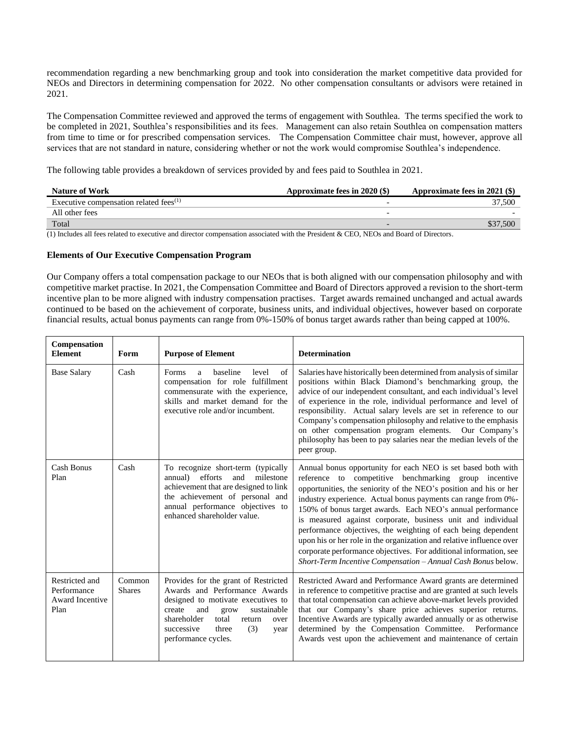recommendation regarding a new benchmarking group and took into consideration the market competitive data provided for NEOs and Directors in determining compensation for 2022. No other compensation consultants or advisors were retained in 2021.

The Compensation Committee reviewed and approved the terms of engagement with Southlea. The terms specified the work to be completed in 2021, Southlea's responsibilities and its fees. Management can also retain Southlea on compensation matters from time to time or for prescribed compensation services. The Compensation Committee chair must, however, approve all services that are not standard in nature, considering whether or not the work would compromise Southlea's independence.

The following table provides a breakdown of services provided by and fees paid to Southlea in 2021.

| Nature of Work | Approximate fees in 2020 ($) | Approximate fees in 2021 ($) |
|---|---|---|
| Executive compensation related fees[(1)] | - | 37,500 |
| All other fees | - | - |
| Total | - | $37,500 |

(1) Includes all fees related to executive and director compensation associated with the President & CEO, NEOs and Board of Directors.

### Elements of Our Executive Compensation Program

Our Company offers a total compensation package to our NEOs that is both aligned with our compensation philosophy and with competitive market practise. In 2021, the Compensation Committee and Board of Directors approved a revision to the short-term incentive plan to be more aligned with industry compensation practises. Target awards remained unchanged and actual awards continued to be based on the achievement of corporate, business units, and individual objectives, however based on corporate financial results, actual bonus payments can range from 0%-150% of bonus target awards rather than being capped at 100%.

| Compensation Element | Form | Purpose of Element | Determination |
|---|---|---|---|
| Base Salary | Cash | Forms a baseline level of compensation for role fulfillment commensurate with the experience, skills and market demand for the executive role and/or incumbent. | Salaries have historically been determined from analysis of similar positions within Black Diamond's benchmarking group, the advice of our independent consultant, and each individual's level of experience in the role, individual performance and level of responsibility. Actual salary levels are set in reference to our Company's compensation philosophy and relative to the emphasis on other compensation program elements. Our Company's philosophy has been to pay salaries near the median levels of the peer group. |
| Cash Bonus Plan | Cash | To recognize short-term (typically annual) efforts and milestone achievement that are designed to link the achievement of personal and annual performance objectives to enhanced shareholder value. | Annual bonus opportunity for each NEO is set based both with reference to competitive benchmarking group incentive opportunities, the seniority of the NEO's position and his or her industry experience. Actual bonus payments can range from 0%-150% of bonus target awards. Each NEO's annual performance is measured against corporate, business unit and individual performance objectives, the weighting of each being dependent upon his or her role in the organization and relative influence over corporate performance objectives. For additional information, see *Short-Term Incentive Compensation – Annual Cash Bonus* below. |
| Restricted and Performance Award Incentive Plan | Common Shares | Provides for the grant of Restricted Awards and Performance Awards designed to motivate executives to create and grow sustainable shareholder total return over successive three (3) year performance cycles. | Restricted Award and Performance Award grants are determined in reference to competitive practise and are granted at such levels that total compensation can achieve above-market levels provided that our Company's share price achieves superior returns. Incentive Awards are typically awarded annually or as otherwise determined by the Compensation Committee. Performance Awards vest upon the achievement and maintenance of certain |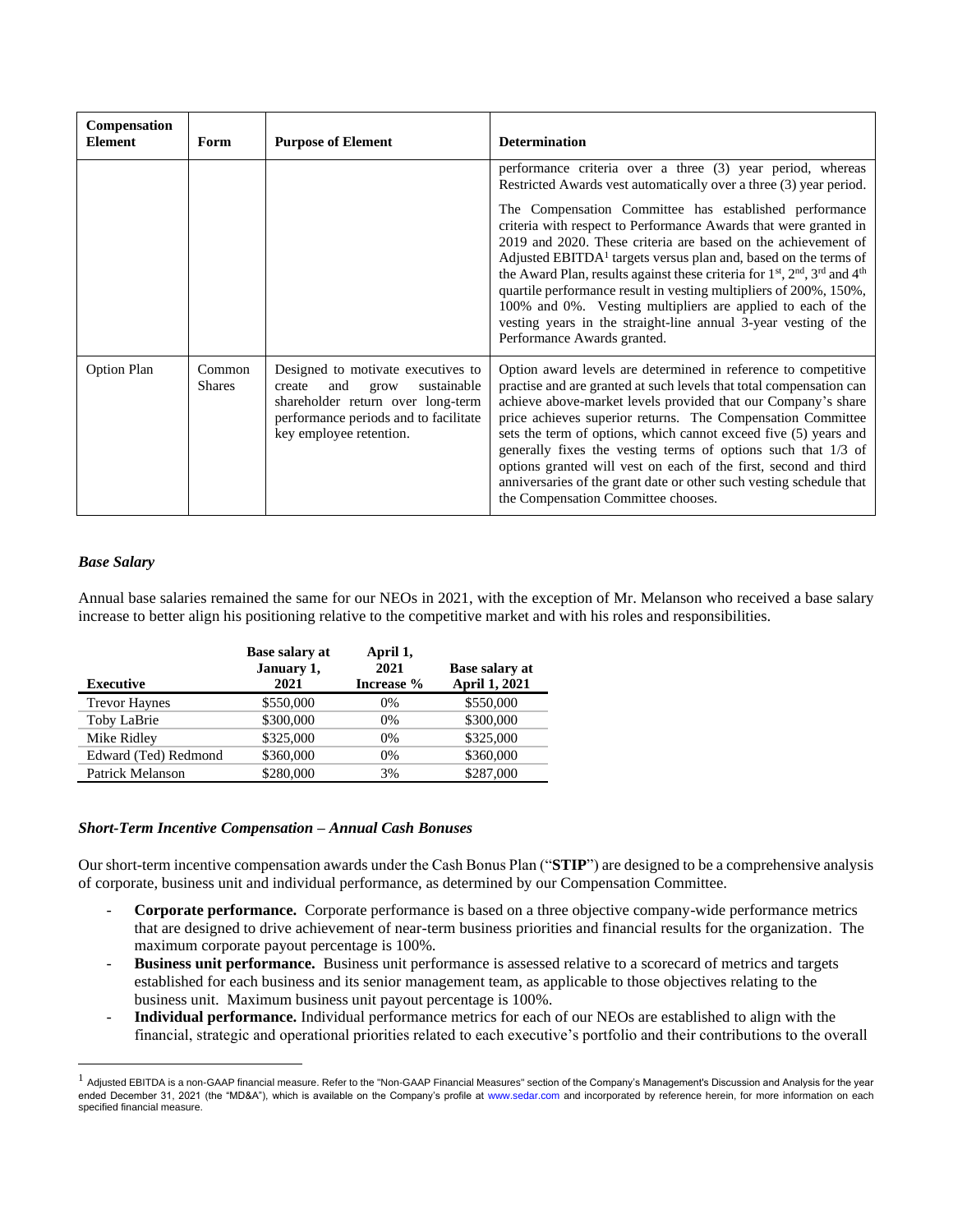| Compensation Element | Form | Purpose of Element | Determination |
|---|---|---|---|
| | | | performance criteria over a three (3) year period, whereas Restricted Awards vest automatically over a three (3) year period.<br><br>The Compensation Committee has established performance criteria with respect to Performance Awards that were granted in 2019 and 2020. These criteria are based on the achievement of Adjusted EBITDA[1] targets versus plan and, based on the terms of the Award Plan, results against these criteria for 1st, 2nd, 3rd and 4th quartile performance result in vesting multipliers of 200%, 150%, 100% and 0%. Vesting multipliers are applied to each of the vesting years in the straight-line annual 3-year vesting of the Performance Awards granted. |
| Option Plan | Common Shares | Designed to motivate executives to create and grow sustainable shareholder return over long-term performance periods and to facilitate key employee retention. | Option award levels are determined in reference to competitive practise and are granted at such levels that total compensation can achieve above-market levels provided that our Company's share price achieves superior returns. The Compensation Committee sets the term of options, which cannot exceed five (5) years and generally fixes the vesting terms of options such that 1/3 of options granted will vest on each of the first, second and third anniversaries of the grant date or other such vesting schedule that the Compensation Committee chooses. |

### *Base Salary*

Annual base salaries remained the same for our NEOs in 2021, with the exception of Mr. Melanson who received a base salary increase to better align his positioning relative to the competitive market and with his roles and responsibilities.

| Executive | Base salary at January 1, 2021 | April 1, 2021 Increase % | Base salary at April 1, 2021 |
|---|---|---|---|
| Trevor Haynes | $550,000 | 0% | $550,000 |
| Toby LaBrie | $300,000 | 0% | $300,000 |
| Mike Ridley | $325,000 | 0% | $325,000 |
| Edward (Ted) Redmond | $360,000 | 0% | $360,000 |
| Patrick Melanson | $280,000 | 3% | $287,000 |

### *Short-Term Incentive Compensation – Annual Cash Bonuses*

Our short-term incentive compensation awards under the Cash Bonus Plan ("**STIP**") are designed to be a comprehensive analysis of corporate, business unit and individual performance, as determined by our Compensation Committee.

- **Corporate performance.** Corporate performance is based on a three objective company-wide performance metrics that are designed to drive achievement of near-term business priorities and financial results for the organization. The maximum corporate payout percentage is 100%.
- **Business unit performance.** Business unit performance is assessed relative to a scorecard of metrics and targets established for each business and its senior management team, as applicable to those objectives relating to the business unit. Maximum business unit payout percentage is 100%.
- **Individual performance.** Individual performance metrics for each of our NEOs are established to align with the financial, strategic and operational priorities related to each executive's portfolio and their contributions to the overall

[1] Adjusted EBITDA is a non-GAAP financial measure. Refer to the "Non-GAAP Financial Measures" section of the Company's Management's Discussion and Analysis for the year ended December 31, 2021 (the "MD&A"), which is available on the Company's profile at www.sedar.com and incorporated by reference herein, for more information on each specified financial measure.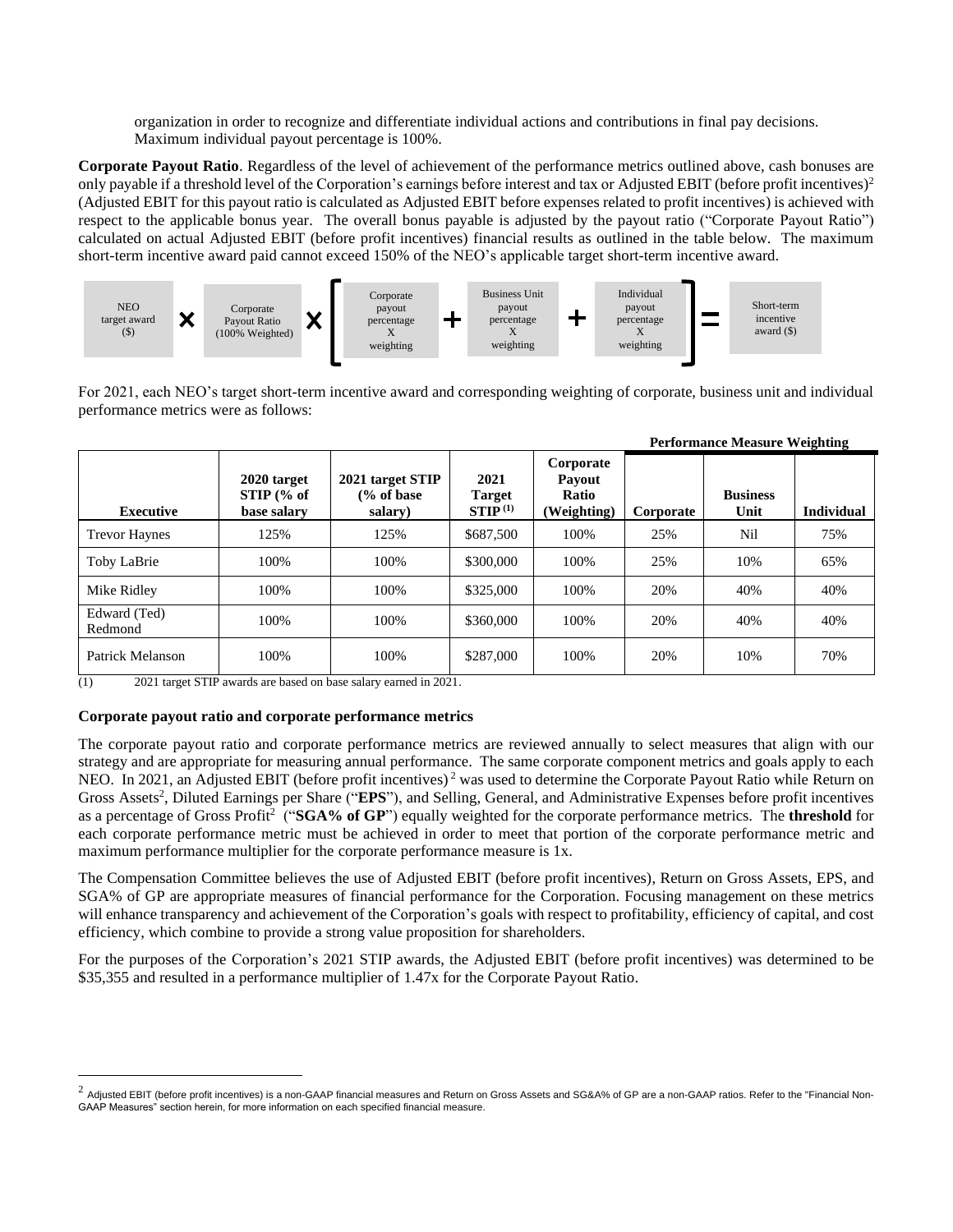organization in order to recognize and differentiate individual actions and contributions in final pay decisions. Maximum individual payout percentage is 100%.

**Corporate Payout Ratio**. Regardless of the level of achievement of the performance metrics outlined above, cash bonuses are only payable if a threshold level of the Corporation's earnings before interest and tax or Adjusted EBIT (before profit incentives)[2] (Adjusted EBIT for this payout ratio is calculated as Adjusted EBIT before expenses related to profit incentives) is achieved with respect to the applicable bonus year. The overall bonus payable is adjusted by the payout ratio ("Corporate Payout Ratio") calculated on actual Adjusted EBIT (before profit incentives) financial results as outlined in the table below. The maximum short-term incentive award paid cannot exceed 150% of the NEO's applicable target short-term incentive award.

NEO target award ($) **×** Corporate Payout Ratio (100% Weighted) **×** [ Corporate payout percentage X weighting **+** Business Unit payout percentage X weighting **+** Individual payout percentage X weighting ] **=** Short-term incentive award ($)

For 2021, each NEO's target short-term incentive award and corresponding weighting of corporate, business unit and individual performance metrics were as follows:

| | | | | | **Performance Measure Weighting** | | |
|---|---|---|---|---|---|---|---|
| **Executive** | **2020 target STIP (% of base salary** | **2021 target STIP (% of base salary)** | **2021 Target STIP [(1)]** | **Corporate Payout Ratio (Weighting)** | **Corporate** | **Business Unit** | **Individual** |
| Trevor Haynes | 125% | 125% | $687,500 | 100% | 25% | Nil | 75% |
| Toby LaBrie | 100% | 100% | $300,000 | 100% | 25% | 10% | 65% |
| Mike Ridley | 100% | 100% | $325,000 | 100% | 20% | 40% | 40% |
| Edward (Ted) Redmond | 100% | 100% | $360,000 | 100% | 20% | 40% | 40% |
| Patrick Melanson | 100% | 100% | $287,000 | 100% | 20% | 10% | 70% |

(1) 2021 target STIP awards are based on base salary earned in 2021.

**Corporate payout ratio and corporate performance metrics**

The corporate payout ratio and corporate performance metrics are reviewed annually to select measures that align with our strategy and are appropriate for measuring annual performance. The same corporate component metrics and goals apply to each NEO. In 2021, an Adjusted EBIT (before profit incentives)[2] was used to determine the Corporate Payout Ratio while Return on Gross Assets[2], Diluted Earnings per Share ("**EPS**"), and Selling, General, and Administrative Expenses before profit incentives as a percentage of Gross Profit[2] ("**SGA% of GP**") equally weighted for the corporate performance metrics. The **threshold** for each corporate performance metric must be achieved in order to meet that portion of the corporate performance metric and maximum performance multiplier for the corporate performance measure is 1x.

The Compensation Committee believes the use of Adjusted EBIT (before profit incentives), Return on Gross Assets, EPS, and SGA% of GP are appropriate measures of financial performance for the Corporation. Focusing management on these metrics will enhance transparency and achievement of the Corporation's goals with respect to profitability, efficiency of capital, and cost efficiency, which combine to provide a strong value proposition for shareholders.

For the purposes of the Corporation's 2021 STIP awards, the Adjusted EBIT (before profit incentives) was determined to be $35,355 and resulted in a performance multiplier of 1.47x for the Corporate Payout Ratio.

[2] Adjusted EBIT (before profit incentives) is a non-GAAP financial measures and Return on Gross Assets and SG&A% of GP are a non-GAAP ratios. Refer to the "Financial Non-GAAP Measures" section herein, for more information on each specified financial measure.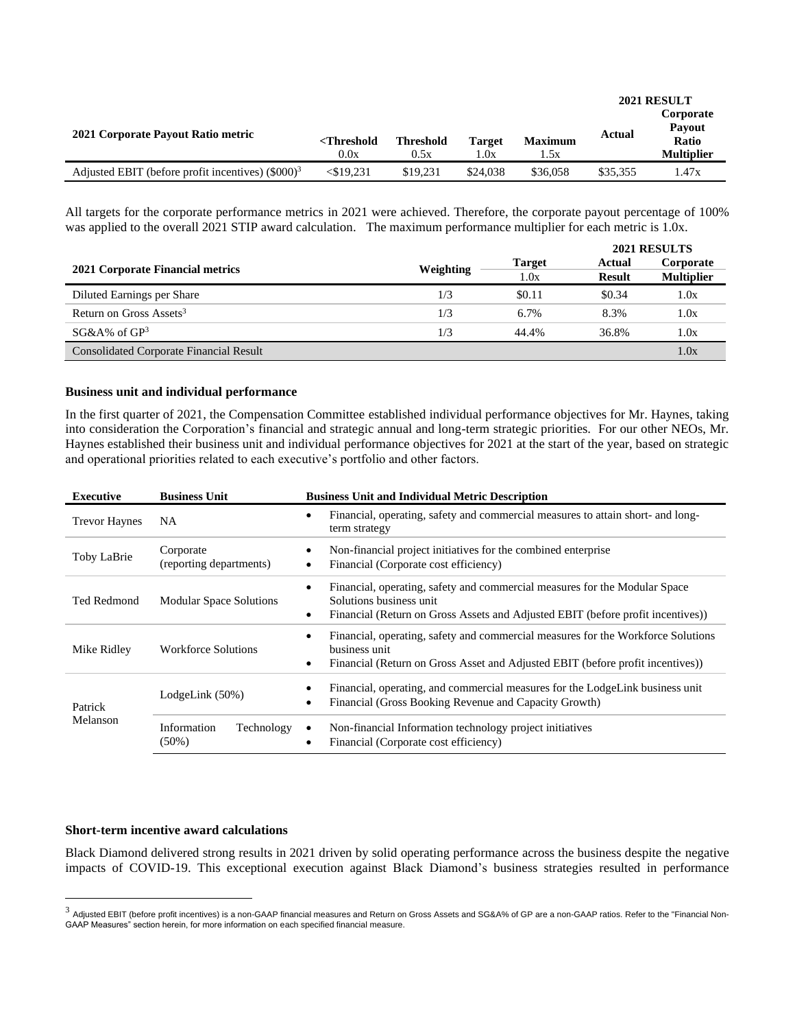| 2021 Corporate Payout Ratio metric | <Threshold 0.0x | Threshold 0.5x | Target 1.0x | Maximum 1.5x | 2021 RESULT Actual | Corporate Payout Ratio Multiplier |
|---|---|---|---|---|---|---|
| Adjusted EBIT (before profit incentives) ($000)[3] | <$19,231 | $19,231 | $24,038 | $36,058 | $35,355 | 1.47x |

All targets for the corporate performance metrics in 2021 were achieved. Therefore, the corporate payout percentage of 100% was applied to the overall 2021 STIP award calculation. The maximum performance multiplier for each metric is 1.0x.

| 2021 Corporate Financial metrics | Weighting | Target 1.0x | 2021 RESULTS Actual Result | Corporate Multiplier |
|---|---|---|---|---|
| Diluted Earnings per Share | 1/3 | $0.11 | $0.34 | 1.0x |
| Return on Gross Assets[3] | 1/3 | 6.7% | 8.3% | 1.0x |
| SG&A% of GP[3] | 1/3 | 44.4% | 36.8% | 1.0x |
| Consolidated Corporate Financial Result | | | | 1.0x |

**Business unit and individual performance**

In the first quarter of 2021, the Compensation Committee established individual performance objectives for Mr. Haynes, taking into consideration the Corporation's financial and strategic annual and long-term strategic priorities. For our other NEOs, Mr. Haynes established their business unit and individual performance objectives for 2021 at the start of the year, based on strategic and operational priorities related to each executive's portfolio and other factors.

| Executive | Business Unit | Business Unit and Individual Metric Description |
|---|---|---|
| Trevor Haynes | NA | • Financial, operating, safety and commercial measures to attain short- and long-term strategy |
| Toby LaBrie | Corporate (reporting departments) | • Non-financial project initiatives for the combined enterprise<br>• Financial (Corporate cost efficiency) |
| Ted Redmond | Modular Space Solutions | • Financial, operating, safety and commercial measures for the Modular Space Solutions business unit<br>• Financial (Return on Gross Assets and Adjusted EBIT (before profit incentives)) |
| Mike Ridley | Workforce Solutions | • Financial, operating, safety and commercial measures for the Workforce Solutions business unit<br>• Financial (Return on Gross Asset and Adjusted EBIT (before profit incentives)) |
| Patrick Melanson | LodgeLink (50%) | • Financial, operating, and commercial measures for the LodgeLink business unit<br>• Financial (Gross Booking Revenue and Capacity Growth) |
| | Information Technology (50%) | • Non-financial Information technology project initiatives<br>• Financial (Corporate cost efficiency) |

**Short-term incentive award calculations**

Black Diamond delivered strong results in 2021 driven by solid operating performance across the business despite the negative impacts of COVID-19. This exceptional execution against Black Diamond's business strategies resulted in performance

[3] Adjusted EBIT (before profit incentives) is a non-GAAP financial measures and Return on Gross Assets and SG&A% of GP are a non-GAAP ratios. Refer to the "Financial Non-GAAP Measures" section herein, for more information on each specified financial measure.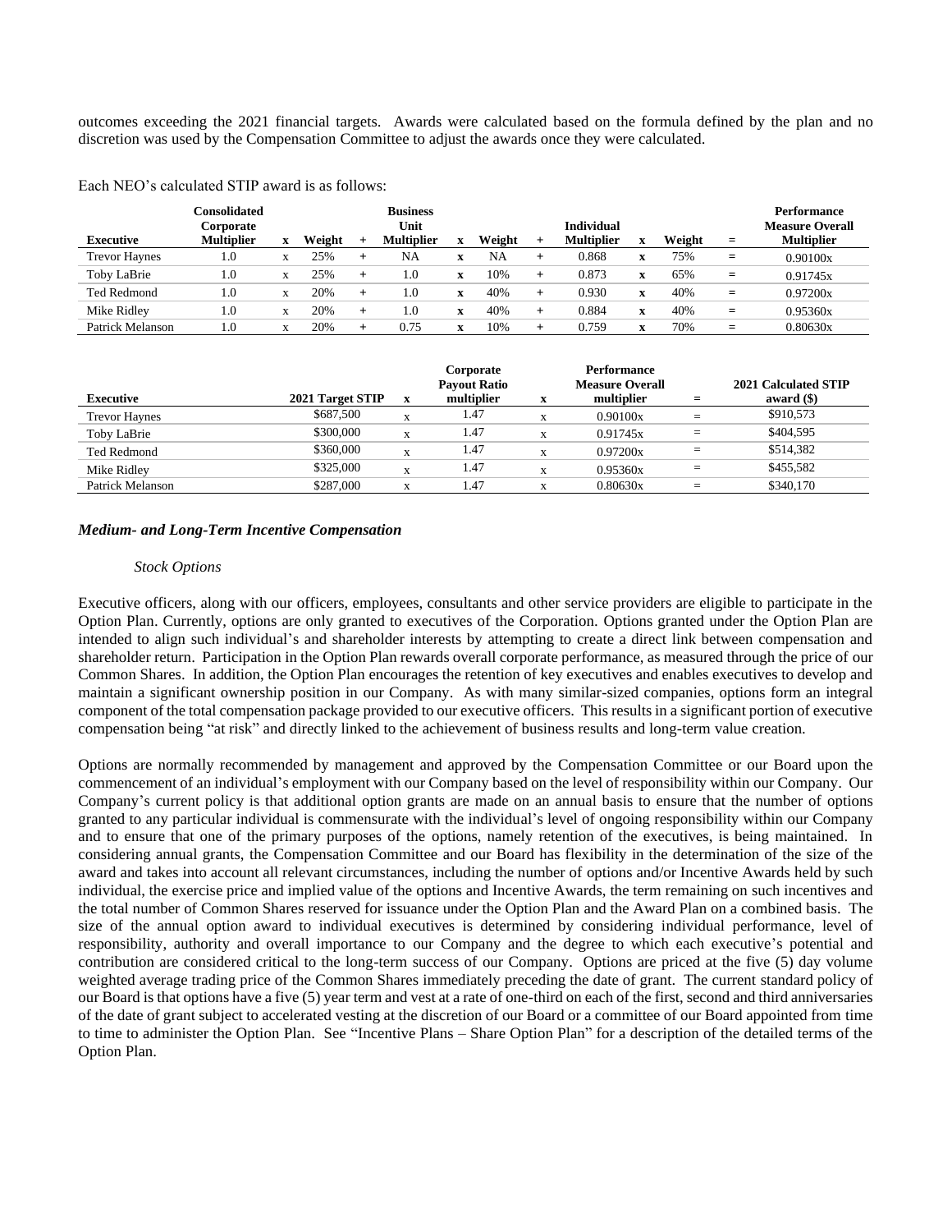outcomes exceeding the 2021 financial targets. Awards were calculated based on the formula defined by the plan and no discretion was used by the Compensation Committee to adjust the awards once they were calculated.

Each NEO's calculated STIP award is as follows:

| Executive | Consolidated Corporate Multiplier | x | Weight | + | Business Unit Multiplier | x | Weight | + | Individual Multiplier | x | Weight | = | Performance Measure Overall Multiplier |
|---|---|---|---|---|---|---|---|---|---|---|---|---|---|
| Trevor Haynes | 1.0 | x | 25% | + | NA | x | NA | + | 0.868 | x | 75% | = | 0.90100x |
| Toby LaBrie | 1.0 | x | 25% | + | 1.0 | x | 10% | + | 0.873 | x | 65% | = | 0.91745x |
| Ted Redmond | 1.0 | x | 20% | + | 1.0 | x | 40% | + | 0.930 | x | 40% | = | 0.97200x |
| Mike Ridley | 1.0 | x | 20% | + | 1.0 | x | 40% | + | 0.884 | x | 40% | = | 0.95360x |
| Patrick Melanson | 1.0 | x | 20% | + | 0.75 | x | 10% | + | 0.759 | x | 70% | = | 0.80630x |

| Executive | 2021 Target STIP | x | Corporate Payout Ratio multiplier | x | Performance Measure Overall multiplier | = | 2021 Calculated STIP award ($) |
|---|---|---|---|---|---|---|---|
| Trevor Haynes | $687,500 | x | 1.47 | x | 0.90100x | = | $910,573 |
| Toby LaBrie | $300,000 | x | 1.47 | x | 0.91745x | = | $404,595 |
| Ted Redmond | $360,000 | x | 1.47 | x | 0.97200x | = | $514,382 |
| Mike Ridley | $325,000 | x | 1.47 | x | 0.95360x | = | $455,582 |
| Patrick Melanson | $287,000 | x | 1.47 | x | 0.80630x | = | $340,170 |

### *Medium- and Long-Term Incentive Compensation*

*Stock Options*

Executive officers, along with our officers, employees, consultants and other service providers are eligible to participate in the Option Plan. Currently, options are only granted to executives of the Corporation. Options granted under the Option Plan are intended to align such individual's and shareholder interests by attempting to create a direct link between compensation and shareholder return. Participation in the Option Plan rewards overall corporate performance, as measured through the price of our Common Shares. In addition, the Option Plan encourages the retention of key executives and enables executives to develop and maintain a significant ownership position in our Company. As with many similar-sized companies, options form an integral component of the total compensation package provided to our executive officers. This results in a significant portion of executive compensation being "at risk" and directly linked to the achievement of business results and long-term value creation.

Options are normally recommended by management and approved by the Compensation Committee or our Board upon the commencement of an individual's employment with our Company based on the level of responsibility within our Company. Our Company's current policy is that additional option grants are made on an annual basis to ensure that the number of options granted to any particular individual is commensurate with the individual's level of ongoing responsibility within our Company and to ensure that one of the primary purposes of the options, namely retention of the executives, is being maintained. In considering annual grants, the Compensation Committee and our Board has flexibility in the determination of the size of the award and takes into account all relevant circumstances, including the number of options and/or Incentive Awards held by such individual, the exercise price and implied value of the options and Incentive Awards, the term remaining on such incentives and the total number of Common Shares reserved for issuance under the Option Plan and the Award Plan on a combined basis. The size of the annual option award to individual executives is determined by considering individual performance, level of responsibility, authority and overall importance to our Company and the degree to which each executive's potential and contribution are considered critical to the long-term success of our Company. Options are priced at the five (5) day volume weighted average trading price of the Common Shares immediately preceding the date of grant. The current standard policy of our Board is that options have a five (5) year term and vest at a rate of one-third on each of the first, second and third anniversaries of the date of grant subject to accelerated vesting at the discretion of our Board or a committee of our Board appointed from time to time to administer the Option Plan. See "Incentive Plans – Share Option Plan" for a description of the detailed terms of the Option Plan.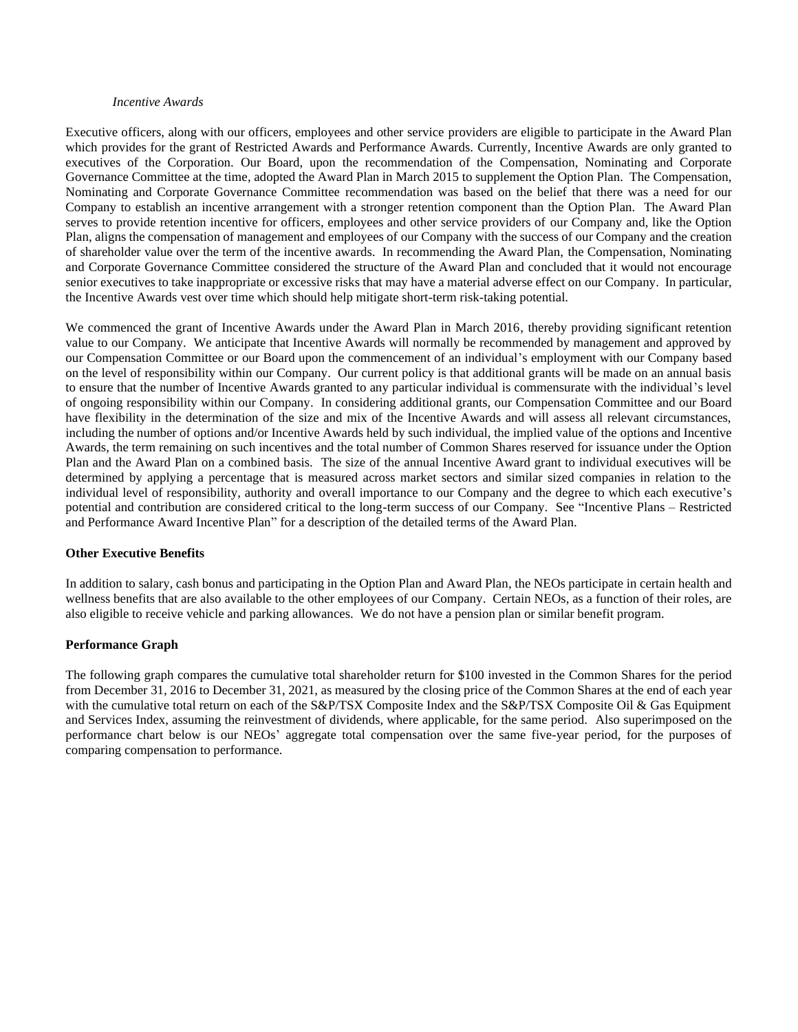*Incentive Awards*

Executive officers, along with our officers, employees and other service providers are eligible to participate in the Award Plan which provides for the grant of Restricted Awards and Performance Awards. Currently, Incentive Awards are only granted to executives of the Corporation. Our Board, upon the recommendation of the Compensation, Nominating and Corporate Governance Committee at the time, adopted the Award Plan in March 2015 to supplement the Option Plan. The Compensation, Nominating and Corporate Governance Committee recommendation was based on the belief that there was a need for our Company to establish an incentive arrangement with a stronger retention component than the Option Plan. The Award Plan serves to provide retention incentive for officers, employees and other service providers of our Company and, like the Option Plan, aligns the compensation of management and employees of our Company with the success of our Company and the creation of shareholder value over the term of the incentive awards. In recommending the Award Plan, the Compensation, Nominating and Corporate Governance Committee considered the structure of the Award Plan and concluded that it would not encourage senior executives to take inappropriate or excessive risks that may have a material adverse effect on our Company. In particular, the Incentive Awards vest over time which should help mitigate short-term risk-taking potential.

We commenced the grant of Incentive Awards under the Award Plan in March 2016, thereby providing significant retention value to our Company. We anticipate that Incentive Awards will normally be recommended by management and approved by our Compensation Committee or our Board upon the commencement of an individual's employment with our Company based on the level of responsibility within our Company. Our current policy is that additional grants will be made on an annual basis to ensure that the number of Incentive Awards granted to any particular individual is commensurate with the individual's level of ongoing responsibility within our Company. In considering additional grants, our Compensation Committee and our Board have flexibility in the determination of the size and mix of the Incentive Awards and will assess all relevant circumstances, including the number of options and/or Incentive Awards held by such individual, the implied value of the options and Incentive Awards, the term remaining on such incentives and the total number of Common Shares reserved for issuance under the Option Plan and the Award Plan on a combined basis. The size of the annual Incentive Award grant to individual executives will be determined by applying a percentage that is measured across market sectors and similar sized companies in relation to the individual level of responsibility, authority and overall importance to our Company and the degree to which each executive's potential and contribution are considered critical to the long-term success of our Company. See "Incentive Plans – Restricted and Performance Award Incentive Plan" for a description of the detailed terms of the Award Plan.

**Other Executive Benefits**

In addition to salary, cash bonus and participating in the Option Plan and Award Plan, the NEOs participate in certain health and wellness benefits that are also available to the other employees of our Company. Certain NEOs, as a function of their roles, are also eligible to receive vehicle and parking allowances. We do not have a pension plan or similar benefit program.

**Performance Graph**

The following graph compares the cumulative total shareholder return for $100 invested in the Common Shares for the period from December 31, 2016 to December 31, 2021, as measured by the closing price of the Common Shares at the end of each year with the cumulative total return on each of the S&P/TSX Composite Index and the S&P/TSX Composite Oil & Gas Equipment and Services Index, assuming the reinvestment of dividends, where applicable, for the same period. Also superimposed on the performance chart below is our NEOs' aggregate total compensation over the same five-year period, for the purposes of comparing compensation to performance.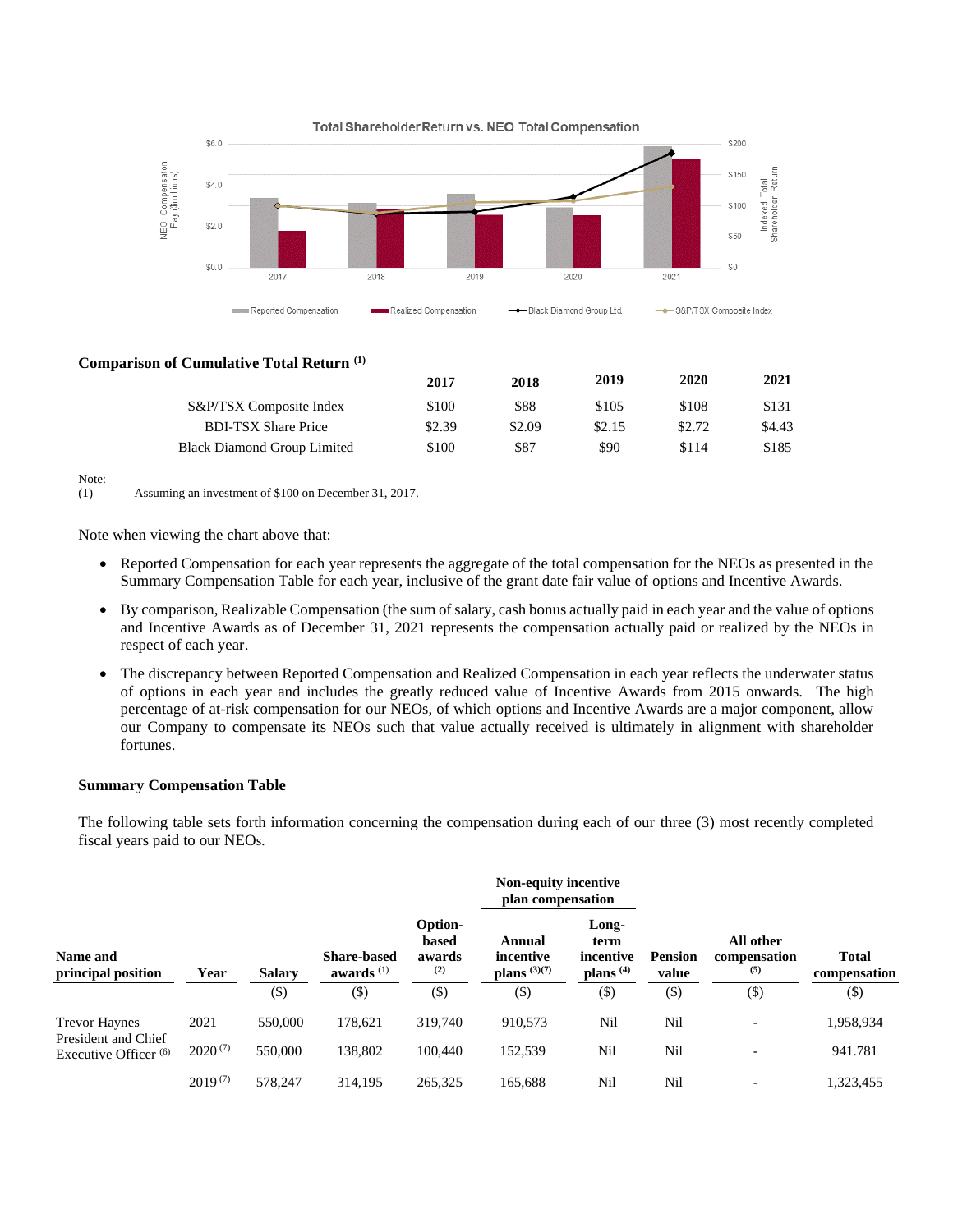Total Shareholder Return vs. NEO Total Compensation

### Comparison of Cumulative Total Return [(1)]

| | 2017 | 2018 | 2019 | 2020 | 2021 |
|---|---|---|---|---|---|
| S&P/TSX Composite Index | $100 | $88 | $105 | $108 | $131 |
| BDI-TSX Share Price | $2.39 | $2.09 | $2.15 | $2.72 | $4.43 |
| Black Diamond Group Limited | $100 | $87 | $90 | $114 | $185 |

Note:

(1) Assuming an investment of $100 on December 31, 2017.

Note when viewing the chart above that:

- Reported Compensation for each year represents the aggregate of the total compensation for the NEOs as presented in the Summary Compensation Table for each year, inclusive of the grant date fair value of options and Incentive Awards.
- By comparison, Realizable Compensation (the sum of salary, cash bonus actually paid in each year and the value of options and Incentive Awards as of December 31, 2021 represents the compensation actually paid or realized by the NEOs in respect of each year.
- The discrepancy between Reported Compensation and Realized Compensation in each year reflects the underwater status of options in each year and includes the greatly reduced value of Incentive Awards from 2015 onwards. The high percentage of at-risk compensation for our NEOs, of which options and Incentive Awards are a major component, allow our Company to compensate its NEOs such that value actually received is ultimately in alignment with shareholder fortunes.

### Summary Compensation Table

The following table sets forth information concerning the compensation during each of our three (3) most recently completed fiscal years paid to our NEOs.

| Name and principal position | Year | Salary | Share-based awards [(1)] | Option-based awards [(2)] | Non-equity incentive plan compensation: Annual incentive plans [(3)(7)] | Non-equity incentive plan compensation: Long-term incentive plans [(4)] | Pension value | All other compensation [(5)] | Total compensation |
|---|---|---|---|---|---|---|---|---|---|
| | | ($) | ($) | ($) | ($) | ($) | ($) | ($) | ($) |
| Trevor Haynes<br>President and Chief Executive Officer [(6)] | 2021 | 550,000 | 178,621 | 319,740 | 910,573 | Nil | Nil | - | 1,958,934 |
| | 2020 [(7)] | 550,000 | 138,802 | 100,440 | 152,539 | Nil | Nil | - | 941.781 |
| | 2019 [(7)] | 578,247 | 314,195 | 265,325 | 165,688 | Nil | Nil | - | 1,323,455 |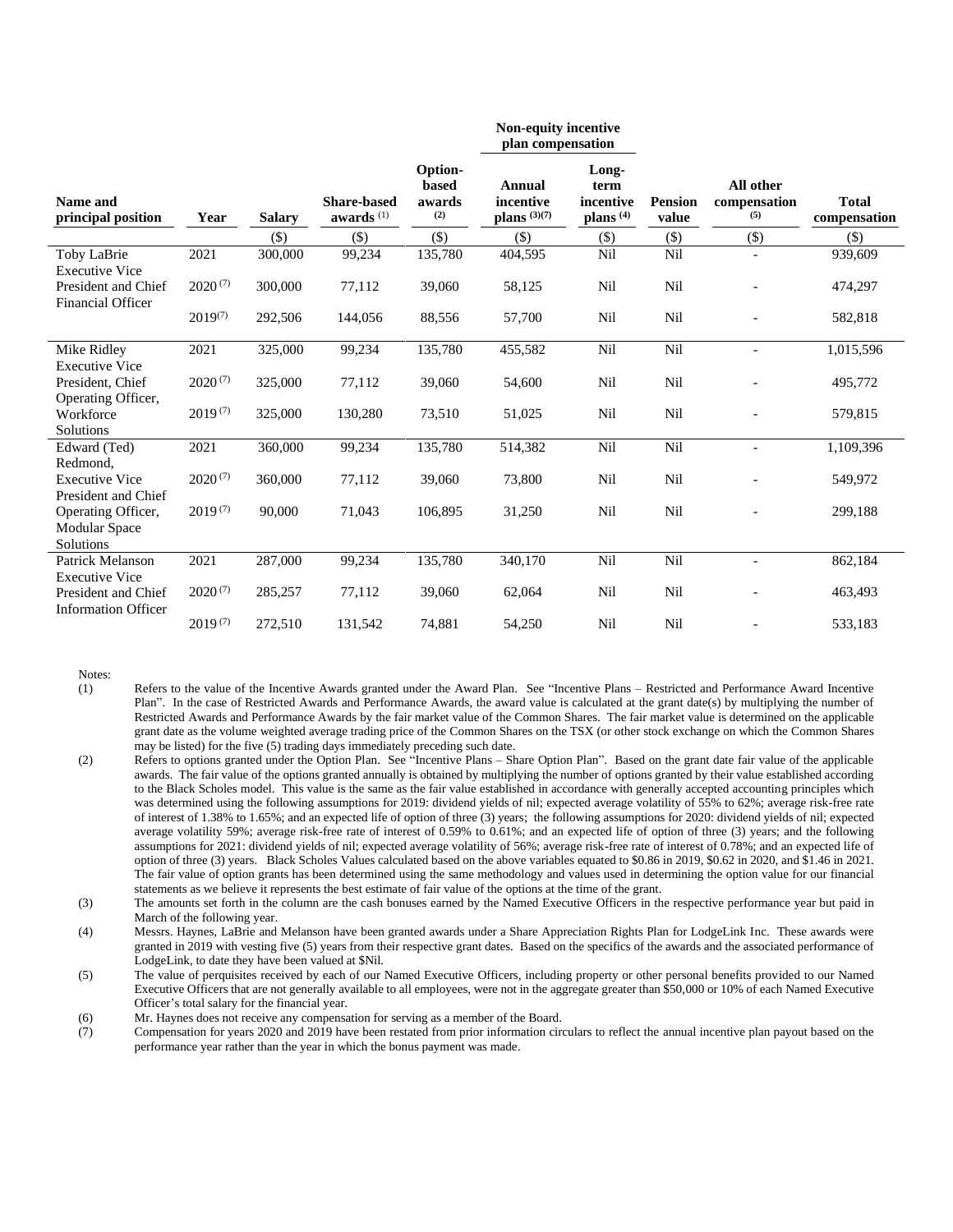| Name and principal position | Year | Salary | Share-based awards (1) | Option-based awards (2) | Non-equity incentive plan compensation | | Pension value | All other compensation (5) | Total compensation |
|---|---|---|---|---|---|---|---|---|---|
| | | | | | Annual incentive plans (3)(7) | Long-term incentive plans (4) | | | |
| | | ($) | ($) | ($) | ($) | ($) | ($) | ($) | ($) |
| Toby LaBrie Executive Vice President and Chief Financial Officer | 2021 | 300,000 | 99,234 | 135,780 | 404,595 | Nil | Nil | - | 939,609 |
| | 2020 (7) | 300,000 | 77,112 | 39,060 | 58,125 | Nil | Nil | - | 474,297 |
| | 2019(7) | 292,506 | 144,056 | 88,556 | 57,700 | Nil | Nil | - | 582,818 |
| Mike Ridley Executive Vice President, Chief Operating Officer, Workforce Solutions | 2021 | 325,000 | 99,234 | 135,780 | 455,582 | Nil | Nil | - | 1,015,596 |
| | 2020 (7) | 325,000 | 77,112 | 39,060 | 54,600 | Nil | Nil | - | 495,772 |
| | 2019 (7) | 325,000 | 130,280 | 73,510 | 51,025 | Nil | Nil | - | 579,815 |
| Edward (Ted) Redmond, Executive Vice President and Chief Operating Officer, Modular Space Solutions | 2021 | 360,000 | 99,234 | 135,780 | 514,382 | Nil | Nil | - | 1,109,396 |
| | 2020 (7) | 360,000 | 77,112 | 39,060 | 73,800 | Nil | Nil | - | 549,972 |
| | 2019 (7) | 90,000 | 71,043 | 106,895 | 31,250 | Nil | Nil | - | 299,188 |
| Patrick Melanson Executive Vice President and Chief Information Officer | 2021 | 287,000 | 99,234 | 135,780 | 340,170 | Nil | Nil | - | 862,184 |
| | 2020 (7) | 285,257 | 77,112 | 39,060 | 62,064 | Nil | Nil | - | 463,493 |
| | 2019 (7) | 272,510 | 131,542 | 74,881 | 54,250 | Nil | Nil | - | 533,183 |

Notes:

(1) Refers to the value of the Incentive Awards granted under the Award Plan. See "Incentive Plans – Restricted and Performance Award Incentive Plan". In the case of Restricted Awards and Performance Awards, the award value is calculated at the grant date(s) by multiplying the number of Restricted Awards and Performance Awards by the fair market value of the Common Shares. The fair market value is determined on the applicable grant date as the volume weighted average trading price of the Common Shares on the TSX (or other stock exchange on which the Common Shares may be listed) for the five (5) trading days immediately preceding such date.

(2) Refers to options granted under the Option Plan. See "Incentive Plans – Share Option Plan". Based on the grant date fair value of the applicable awards. The fair value of the options granted annually is obtained by multiplying the number of options granted by their value established according to the Black Scholes model. This value is the same as the fair value established in accordance with generally accepted accounting principles which was determined using the following assumptions for 2019: dividend yields of nil; expected average volatility of 55% to 62%; average risk-free rate of interest of 1.38% to 1.65%; and an expected life of option of three (3) years; the following assumptions for 2020: dividend yields of nil; expected average volatility 59%; average risk-free rate of interest of 0.59% to 0.61%; and an expected life of option of three (3) years; and the following assumptions for 2021: dividend yields of nil; expected average volatility of 56%; average risk-free rate of interest of 0.78%; and an expected life of option of three (3) years. Black Scholes Values calculated based on the above variables equated to $0.86 in 2019, $0.62 in 2020, and $1.46 in 2021. The fair value of option grants has been determined using the same methodology and values used in determining the option value for our financial statements as we believe it represents the best estimate of fair value of the options at the time of the grant.

(3) The amounts set forth in the column are the cash bonuses earned by the Named Executive Officers in the respective performance year but paid in March of the following year.

(4) Messrs. Haynes, LaBrie and Melanson have been granted awards under a Share Appreciation Rights Plan for LodgeLink Inc. These awards were granted in 2019 with vesting five (5) years from their respective grant dates. Based on the specifics of the awards and the associated performance of LodgeLink, to date they have been valued at $Nil.

(5) The value of perquisites received by each of our Named Executive Officers, including property or other personal benefits provided to our Named Executive Officers that are not generally available to all employees, were not in the aggregate greater than $50,000 or 10% of each Named Executive Officer's total salary for the financial year.

(6) Mr. Haynes does not receive any compensation for serving as a member of the Board.

(7) Compensation for years 2020 and 2019 have been restated from prior information circulars to reflect the annual incentive plan payout based on the performance year rather than the year in which the bonus payment was made.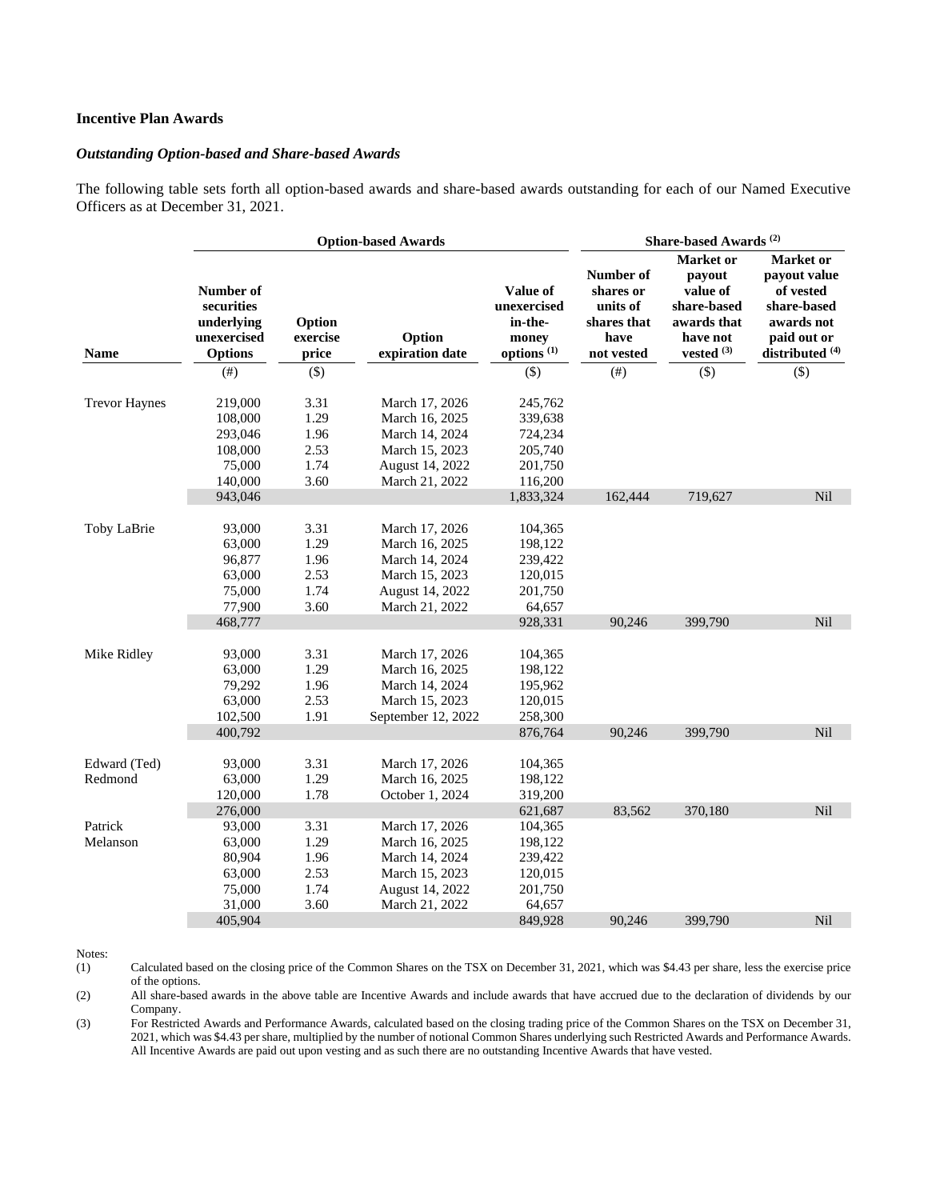### Incentive Plan Awards

#### *Outstanding Option-based and Share-based Awards*

The following table sets forth all option-based awards and share-based awards outstanding for each of our Named Executive Officers as at December 31, 2021.

| | Option-based Awards | | | | Share-based Awards [(2)] | | |
|---|---|---|---|---|---|---|---|
| Name | Number of securities underlying unexercised Options | Option exercise price | Option expiration date | Value of unexercised in-the-money options [(1)] | Number of shares or units of shares that have not vested | Market or payout value of share-based awards that have not vested [(3)] | Market or payout value of vested share-based awards not paid out or distributed [(4)] |
| | (#) | ($) | | ($) | (#) | ($) | ($) |
| Trevor Haynes | 219,000 | 3.31 | March 17, 2026 | 245,762 | | | |
| | 108,000 | 1.29 | March 16, 2025 | 339,638 | | | |
| | 293,046 | 1.96 | March 14, 2024 | 724,234 | | | |
| | 108,000 | 2.53 | March 15, 2023 | 205,740 | | | |
| | 75,000 | 1.74 | August 14, 2022 | 201,750 | | | |
| | 140,000 | 3.60 | March 21, 2022 | 116,200 | | | |
| | 943,046 | | | 1,833,324 | 162,444 | 719,627 | Nil |
| Toby LaBrie | 93,000 | 3.31 | March 17, 2026 | 104,365 | | | |
| | 63,000 | 1.29 | March 16, 2025 | 198,122 | | | |
| | 96,877 | 1.96 | March 14, 2024 | 239,422 | | | |
| | 63,000 | 2.53 | March 15, 2023 | 120,015 | | | |
| | 75,000 | 1.74 | August 14, 2022 | 201,750 | | | |
| | 77,900 | 3.60 | March 21, 2022 | 64,657 | | | |
| | 468,777 | | | 928,331 | 90,246 | 399,790 | Nil |
| Mike Ridley | 93,000 | 3.31 | March 17, 2026 | 104,365 | | | |
| | 63,000 | 1.29 | March 16, 2025 | 198,122 | | | |
| | 79,292 | 1.96 | March 14, 2024 | 195,962 | | | |
| | 63,000 | 2.53 | March 15, 2023 | 120,015 | | | |
| | 102,500 | 1.91 | September 12, 2022 | 258,300 | | | |
| | 400,792 | | | 876,764 | 90,246 | 399,790 | Nil |
| Edward (Ted) Redmond | 93,000 | 3.31 | March 17, 2026 | 104,365 | | | |
| | 63,000 | 1.29 | March 16, 2025 | 198,122 | | | |
| | 120,000 | 1.78 | October 1, 2024 | 319,200 | | | |
| | 276,000 | | | 621,687 | 83,562 | 370,180 | Nil |
| Patrick Melanson | 93,000 | 3.31 | March 17, 2026 | 104,365 | | | |
| | 63,000 | 1.29 | March 16, 2025 | 198,122 | | | |
| | 80,904 | 1.96 | March 14, 2024 | 239,422 | | | |
| | 63,000 | 2.53 | March 15, 2023 | 120,015 | | | |
| | 75,000 | 1.74 | August 14, 2022 | 201,750 | | | |
| | 31,000 | 3.60 | March 21, 2022 | 64,657 | | | |
| | 405,904 | | | 849,928 | 90,246 | 399,790 | Nil |

Notes:

(1) Calculated based on the closing price of the Common Shares on the TSX on December 31, 2021, which was $4.43 per share, less the exercise price of the options.

(2) All share-based awards in the above table are Incentive Awards and include awards that have accrued due to the declaration of dividends by our Company.

(3) For Restricted Awards and Performance Awards, calculated based on the closing trading price of the Common Shares on the TSX on December 31, 2021, which was $4.43 per share, multiplied by the number of notional Common Shares underlying such Restricted Awards and Performance Awards. All Incentive Awards are paid out upon vesting and as such there are no outstanding Incentive Awards that have vested.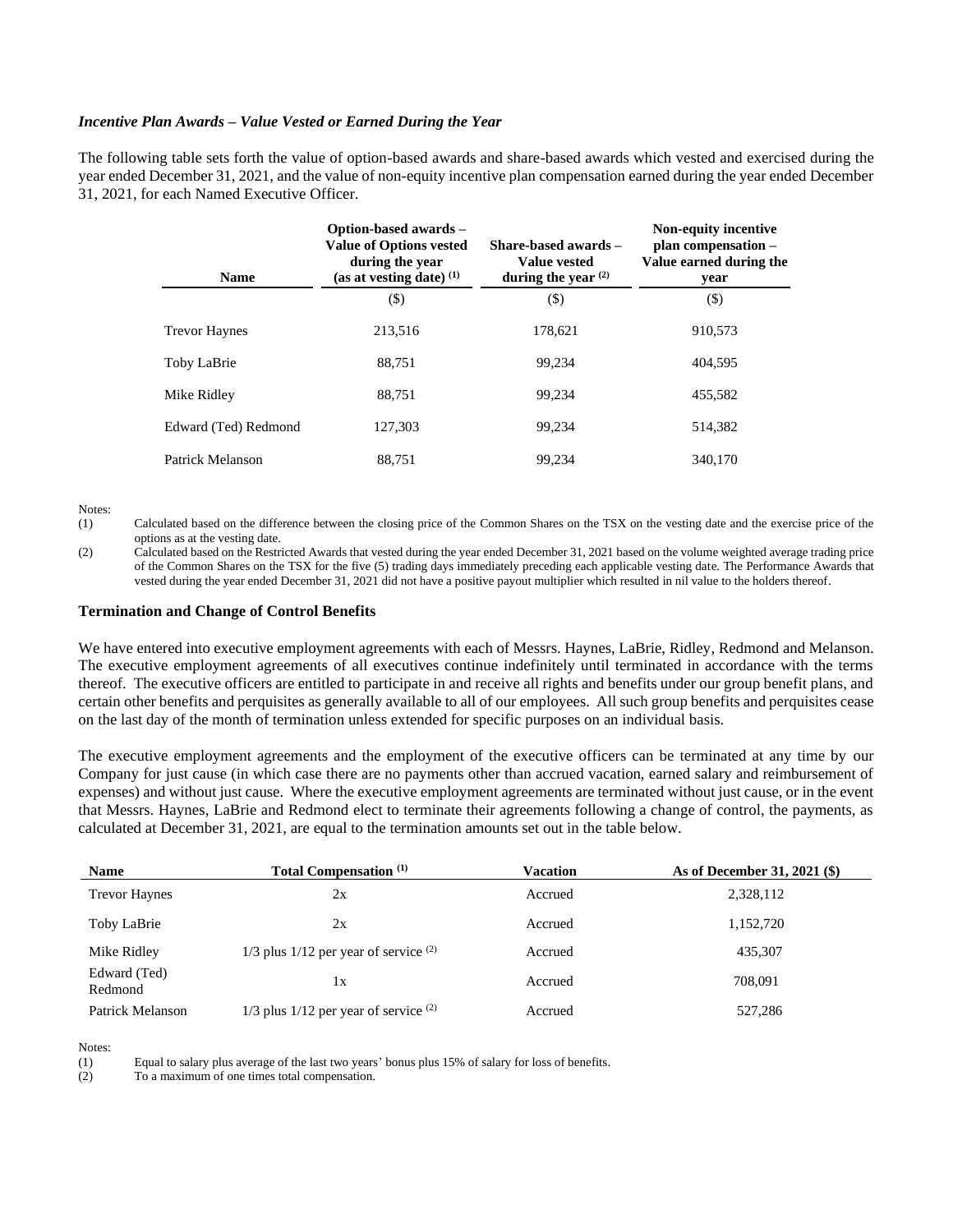### *Incentive Plan Awards – Value Vested or Earned During the Year*

The following table sets forth the value of option-based awards and share-based awards which vested and exercised during the year ended December 31, 2021, and the value of non-equity incentive plan compensation earned during the year ended December 31, 2021, for each Named Executive Officer.

| Name | Option-based awards – Value of Options vested during the year (as at vesting date) (1) | Share-based awards – Value vested during the year (2) | Non-equity incentive plan compensation – Value earned during the year |
|---|---|---|---|
| | ($) | ($) | ($) |
| Trevor Haynes | 213,516 | 178,621 | 910,573 |
| Toby LaBrie | 88,751 | 99,234 | 404,595 |
| Mike Ridley | 88,751 | 99,234 | 455,582 |
| Edward (Ted) Redmond | 127,303 | 99,234 | 514,382 |
| Patrick Melanson | 88,751 | 99,234 | 340,170 |

Notes:

(1) Calculated based on the difference between the closing price of the Common Shares on the TSX on the vesting date and the exercise price of the options as at the vesting date.

(2) Calculated based on the Restricted Awards that vested during the year ended December 31, 2021 based on the volume weighted average trading price of the Common Shares on the TSX for the five (5) trading days immediately preceding each applicable vesting date. The Performance Awards that vested during the year ended December 31, 2021 did not have a positive payout multiplier which resulted in nil value to the holders thereof.

### Termination and Change of Control Benefits

We have entered into executive employment agreements with each of Messrs. Haynes, LaBrie, Ridley, Redmond and Melanson. The executive employment agreements of all executives continue indefinitely until terminated in accordance with the terms thereof. The executive officers are entitled to participate in and receive all rights and benefits under our group benefit plans, and certain other benefits and perquisites as generally available to all of our employees. All such group benefits and perquisites cease on the last day of the month of termination unless extended for specific purposes on an individual basis.

The executive employment agreements and the employment of the executive officers can be terminated at any time by our Company for just cause (in which case there are no payments other than accrued vacation, earned salary and reimbursement of expenses) and without just cause. Where the executive employment agreements are terminated without just cause, or in the event that Messrs. Haynes, LaBrie and Redmond elect to terminate their agreements following a change of control, the payments, as calculated at December 31, 2021, are equal to the termination amounts set out in the table below.

| Name | Total Compensation (1) | Vacation | As of December 31, 2021 ($) |
|---|---|---|---|
| Trevor Haynes | 2x | Accrued | 2,328,112 |
| Toby LaBrie | 2x | Accrued | 1,152,720 |
| Mike Ridley | 1/3 plus 1/12 per year of service (2) | Accrued | 435,307 |
| Edward (Ted) Redmond | 1x | Accrued | 708,091 |
| Patrick Melanson | 1/3 plus 1/12 per year of service (2) | Accrued | 527,286 |

Notes:

(1) Equal to salary plus average of the last two years' bonus plus 15% of salary for loss of benefits.

(2) To a maximum of one times total compensation.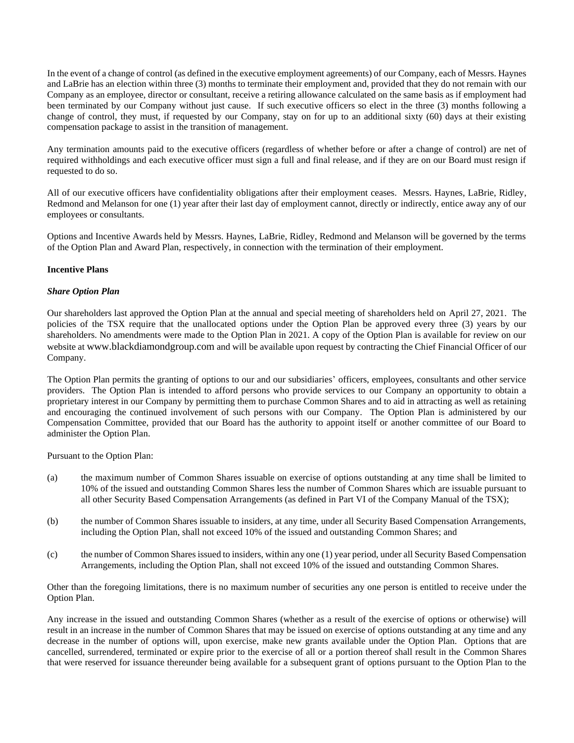In the event of a change of control (as defined in the executive employment agreements) of our Company, each of Messrs. Haynes and LaBrie has an election within three (3) months to terminate their employment and, provided that they do not remain with our Company as an employee, director or consultant, receive a retiring allowance calculated on the same basis as if employment had been terminated by our Company without just cause. If such executive officers so elect in the three (3) months following a change of control, they must, if requested by our Company, stay on for up to an additional sixty (60) days at their existing compensation package to assist in the transition of management.

Any termination amounts paid to the executive officers (regardless of whether before or after a change of control) are net of required withholdings and each executive officer must sign a full and final release, and if they are on our Board must resign if requested to do so.

All of our executive officers have confidentiality obligations after their employment ceases. Messrs. Haynes, LaBrie, Ridley, Redmond and Melanson for one (1) year after their last day of employment cannot, directly or indirectly, entice away any of our employees or consultants.

Options and Incentive Awards held by Messrs. Haynes, LaBrie, Ridley, Redmond and Melanson will be governed by the terms of the Option Plan and Award Plan, respectively, in connection with the termination of their employment.

**Incentive Plans**

***Share Option Plan***

Our shareholders last approved the Option Plan at the annual and special meeting of shareholders held on April 27, 2021. The policies of the TSX require that the unallocated options under the Option Plan be approved every three (3) years by our shareholders. No amendments were made to the Option Plan in 2021. A copy of the Option Plan is available for review on our website at www.blackdiamondgroup.com and will be available upon request by contracting the Chief Financial Officer of our Company.

The Option Plan permits the granting of options to our and our subsidiaries' officers, employees, consultants and other service providers. The Option Plan is intended to afford persons who provide services to our Company an opportunity to obtain a proprietary interest in our Company by permitting them to purchase Common Shares and to aid in attracting as well as retaining and encouraging the continued involvement of such persons with our Company. The Option Plan is administered by our Compensation Committee, provided that our Board has the authority to appoint itself or another committee of our Board to administer the Option Plan.

Pursuant to the Option Plan:

(a) the maximum number of Common Shares issuable on exercise of options outstanding at any time shall be limited to 10% of the issued and outstanding Common Shares less the number of Common Shares which are issuable pursuant to all other Security Based Compensation Arrangements (as defined in Part VI of the Company Manual of the TSX);

(b) the number of Common Shares issuable to insiders, at any time, under all Security Based Compensation Arrangements, including the Option Plan, shall not exceed 10% of the issued and outstanding Common Shares; and

(c) the number of Common Shares issued to insiders, within any one (1) year period, under all Security Based Compensation Arrangements, including the Option Plan, shall not exceed 10% of the issued and outstanding Common Shares.

Other than the foregoing limitations, there is no maximum number of securities any one person is entitled to receive under the Option Plan.

Any increase in the issued and outstanding Common Shares (whether as a result of the exercise of options or otherwise) will result in an increase in the number of Common Shares that may be issued on exercise of options outstanding at any time and any decrease in the number of options will, upon exercise, make new grants available under the Option Plan. Options that are cancelled, surrendered, terminated or expire prior to the exercise of all or a portion thereof shall result in the Common Shares that were reserved for issuance thereunder being available for a subsequent grant of options pursuant to the Option Plan to the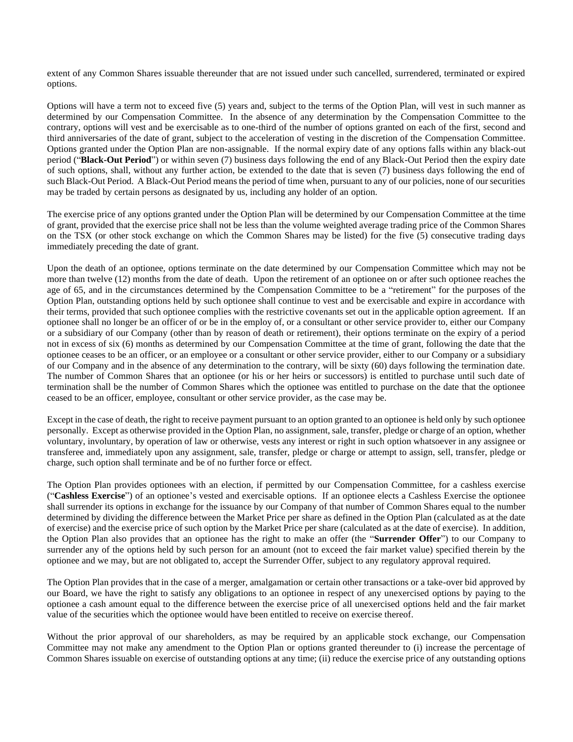extent of any Common Shares issuable thereunder that are not issued under such cancelled, surrendered, terminated or expired options.

Options will have a term not to exceed five (5) years and, subject to the terms of the Option Plan, will vest in such manner as determined by our Compensation Committee. In the absence of any determination by the Compensation Committee to the contrary, options will vest and be exercisable as to one-third of the number of options granted on each of the first, second and third anniversaries of the date of grant, subject to the acceleration of vesting in the discretion of the Compensation Committee. Options granted under the Option Plan are non-assignable. If the normal expiry date of any options falls within any black-out period ("**Black-Out Period**") or within seven (7) business days following the end of any Black-Out Period then the expiry date of such options, shall, without any further action, be extended to the date that is seven (7) business days following the end of such Black-Out Period. A Black-Out Period means the period of time when, pursuant to any of our policies, none of our securities may be traded by certain persons as designated by us, including any holder of an option.

The exercise price of any options granted under the Option Plan will be determined by our Compensation Committee at the time of grant, provided that the exercise price shall not be less than the volume weighted average trading price of the Common Shares on the TSX (or other stock exchange on which the Common Shares may be listed) for the five (5) consecutive trading days immediately preceding the date of grant.

Upon the death of an optionee, options terminate on the date determined by our Compensation Committee which may not be more than twelve (12) months from the date of death. Upon the retirement of an optionee on or after such optionee reaches the age of 65, and in the circumstances determined by the Compensation Committee to be a "retirement" for the purposes of the Option Plan, outstanding options held by such optionee shall continue to vest and be exercisable and expire in accordance with their terms, provided that such optionee complies with the restrictive covenants set out in the applicable option agreement. If an optionee shall no longer be an officer of or be in the employ of, or a consultant or other service provider to, either our Company or a subsidiary of our Company (other than by reason of death or retirement), their options terminate on the expiry of a period not in excess of six (6) months as determined by our Compensation Committee at the time of grant, following the date that the optionee ceases to be an officer, or an employee or a consultant or other service provider, either to our Company or a subsidiary of our Company and in the absence of any determination to the contrary, will be sixty (60) days following the termination date. The number of Common Shares that an optionee (or his or her heirs or successors) is entitled to purchase until such date of termination shall be the number of Common Shares which the optionee was entitled to purchase on the date that the optionee ceased to be an officer, employee, consultant or other service provider, as the case may be.

Except in the case of death, the right to receive payment pursuant to an option granted to an optionee is held only by such optionee personally. Except as otherwise provided in the Option Plan, no assignment, sale, transfer, pledge or charge of an option, whether voluntary, involuntary, by operation of law or otherwise, vests any interest or right in such option whatsoever in any assignee or transferee and, immediately upon any assignment, sale, transfer, pledge or charge or attempt to assign, sell, transfer, pledge or charge, such option shall terminate and be of no further force or effect.

The Option Plan provides optionees with an election, if permitted by our Compensation Committee, for a cashless exercise ("**Cashless Exercise**") of an optionee's vested and exercisable options. If an optionee elects a Cashless Exercise the optionee shall surrender its options in exchange for the issuance by our Company of that number of Common Shares equal to the number determined by dividing the difference between the Market Price per share as defined in the Option Plan (calculated as at the date of exercise) and the exercise price of such option by the Market Price per share (calculated as at the date of exercise). In addition, the Option Plan also provides that an optionee has the right to make an offer (the "**Surrender Offer**") to our Company to surrender any of the options held by such person for an amount (not to exceed the fair market value) specified therein by the optionee and we may, but are not obligated to, accept the Surrender Offer, subject to any regulatory approval required.

The Option Plan provides that in the case of a merger, amalgamation or certain other transactions or a take-over bid approved by our Board, we have the right to satisfy any obligations to an optionee in respect of any unexercised options by paying to the optionee a cash amount equal to the difference between the exercise price of all unexercised options held and the fair market value of the securities which the optionee would have been entitled to receive on exercise thereof.

Without the prior approval of our shareholders, as may be required by an applicable stock exchange, our Compensation Committee may not make any amendment to the Option Plan or options granted thereunder to (i) increase the percentage of Common Shares issuable on exercise of outstanding options at any time; (ii) reduce the exercise price of any outstanding options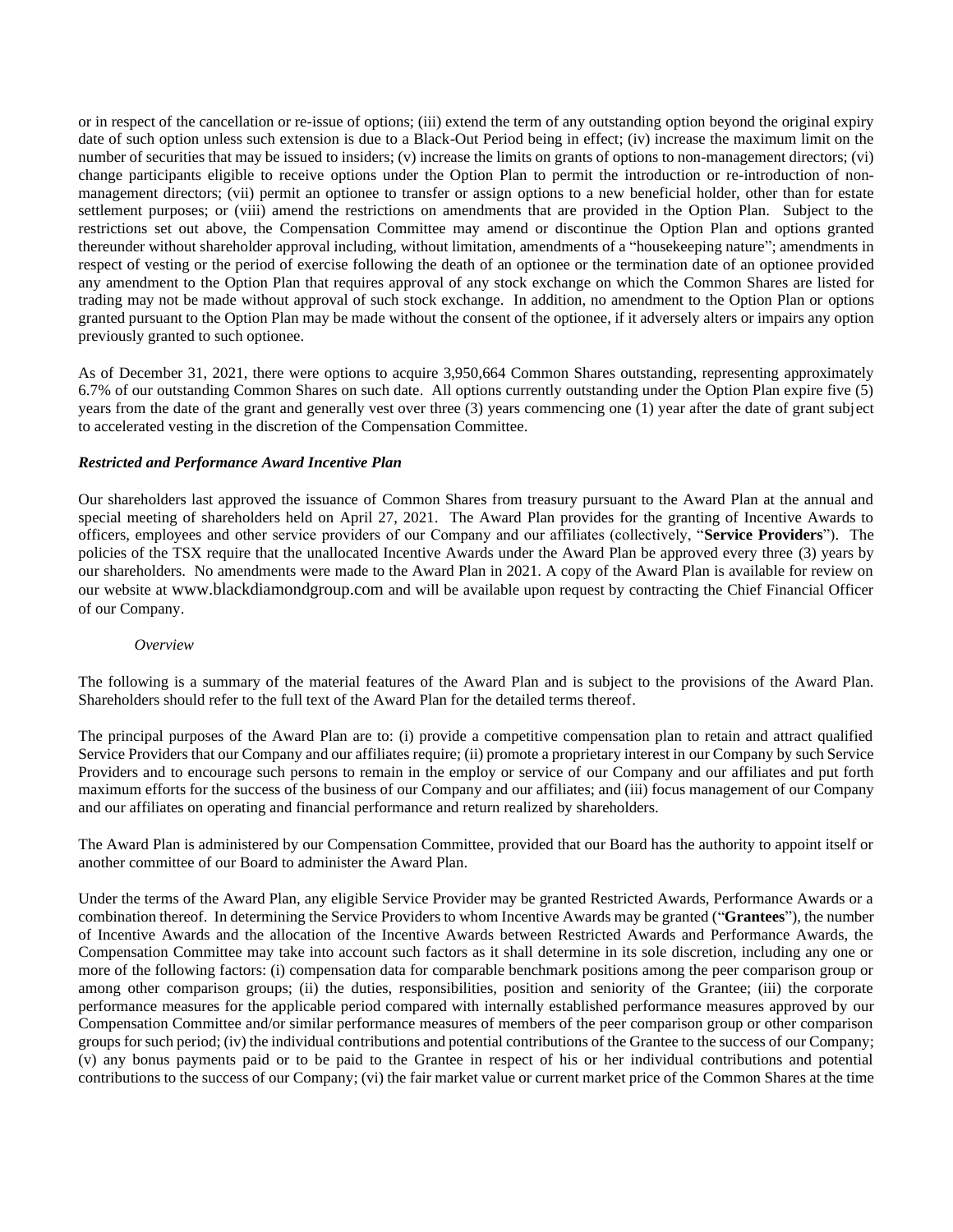or in respect of the cancellation or re-issue of options; (iii) extend the term of any outstanding option beyond the original expiry date of such option unless such extension is due to a Black-Out Period being in effect; (iv) increase the maximum limit on the number of securities that may be issued to insiders; (v) increase the limits on grants of options to non-management directors; (vi) change participants eligible to receive options under the Option Plan to permit the introduction or re-introduction of non-management directors; (vii) permit an optionee to transfer or assign options to a new beneficial holder, other than for estate settlement purposes; or (viii) amend the restrictions on amendments that are provided in the Option Plan. Subject to the restrictions set out above, the Compensation Committee may amend or discontinue the Option Plan and options granted thereunder without shareholder approval including, without limitation, amendments of a "housekeeping nature"; amendments in respect of vesting or the period of exercise following the death of an optionee or the termination date of an optionee provided any amendment to the Option Plan that requires approval of any stock exchange on which the Common Shares are listed for trading may not be made without approval of such stock exchange. In addition, no amendment to the Option Plan or options granted pursuant to the Option Plan may be made without the consent of the optionee, if it adversely alters or impairs any option previously granted to such optionee.

As of December 31, 2021, there were options to acquire 3,950,664 Common Shares outstanding, representing approximately 6.7% of our outstanding Common Shares on such date. All options currently outstanding under the Option Plan expire five (5) years from the date of the grant and generally vest over three (3) years commencing one (1) year after the date of grant subject to accelerated vesting in the discretion of the Compensation Committee.

***Restricted and Performance Award Incentive Plan***

Our shareholders last approved the issuance of Common Shares from treasury pursuant to the Award Plan at the annual and special meeting of shareholders held on April 27, 2021. The Award Plan provides for the granting of Incentive Awards to officers, employees and other service providers of our Company and our affiliates (collectively, "**Service Providers**"). The policies of the TSX require that the unallocated Incentive Awards under the Award Plan be approved every three (3) years by our shareholders. No amendments were made to the Award Plan in 2021. A copy of the Award Plan is available for review on our website at www.blackdiamondgroup.com and will be available upon request by contracting the Chief Financial Officer of our Company.

*Overview*

The following is a summary of the material features of the Award Plan and is subject to the provisions of the Award Plan. Shareholders should refer to the full text of the Award Plan for the detailed terms thereof.

The principal purposes of the Award Plan are to: (i) provide a competitive compensation plan to retain and attract qualified Service Providers that our Company and our affiliates require; (ii) promote a proprietary interest in our Company by such Service Providers and to encourage such persons to remain in the employ or service of our Company and our affiliates and put forth maximum efforts for the success of the business of our Company and our affiliates; and (iii) focus management of our Company and our affiliates on operating and financial performance and return realized by shareholders.

The Award Plan is administered by our Compensation Committee, provided that our Board has the authority to appoint itself or another committee of our Board to administer the Award Plan.

Under the terms of the Award Plan, any eligible Service Provider may be granted Restricted Awards, Performance Awards or a combination thereof. In determining the Service Providers to whom Incentive Awards may be granted ("**Grantees**"), the number of Incentive Awards and the allocation of the Incentive Awards between Restricted Awards and Performance Awards, the Compensation Committee may take into account such factors as it shall determine in its sole discretion, including any one or more of the following factors: (i) compensation data for comparable benchmark positions among the peer comparison group or among other comparison groups; (ii) the duties, responsibilities, position and seniority of the Grantee; (iii) the corporate performance measures for the applicable period compared with internally established performance measures approved by our Compensation Committee and/or similar performance measures of members of the peer comparison group or other comparison groups for such period; (iv) the individual contributions and potential contributions of the Grantee to the success of our Company; (v) any bonus payments paid or to be paid to the Grantee in respect of his or her individual contributions and potential contributions to the success of our Company; (vi) the fair market value or current market price of the Common Shares at the time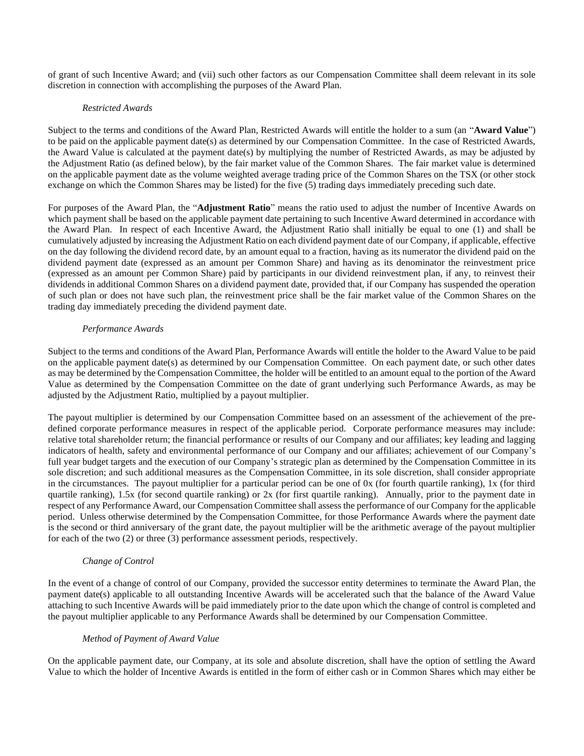of grant of such Incentive Award; and (vii) such other factors as our Compensation Committee shall deem relevant in its sole discretion in connection with accomplishing the purposes of the Award Plan.

*Restricted Awards*

Subject to the terms and conditions of the Award Plan, Restricted Awards will entitle the holder to a sum (an "**Award Value**") to be paid on the applicable payment date(s) as determined by our Compensation Committee. In the case of Restricted Awards, the Award Value is calculated at the payment date(s) by multiplying the number of Restricted Awards, as may be adjusted by the Adjustment Ratio (as defined below), by the fair market value of the Common Shares. The fair market value is determined on the applicable payment date as the volume weighted average trading price of the Common Shares on the TSX (or other stock exchange on which the Common Shares may be listed) for the five (5) trading days immediately preceding such date.

For purposes of the Award Plan, the "**Adjustment Ratio**" means the ratio used to adjust the number of Incentive Awards on which payment shall be based on the applicable payment date pertaining to such Incentive Award determined in accordance with the Award Plan. In respect of each Incentive Award, the Adjustment Ratio shall initially be equal to one (1) and shall be cumulatively adjusted by increasing the Adjustment Ratio on each dividend payment date of our Company, if applicable, effective on the day following the dividend record date, by an amount equal to a fraction, having as its numerator the dividend paid on the dividend payment date (expressed as an amount per Common Share) and having as its denominator the reinvestment price (expressed as an amount per Common Share) paid by participants in our dividend reinvestment plan, if any, to reinvest their dividends in additional Common Shares on a dividend payment date, provided that, if our Company has suspended the operation of such plan or does not have such plan, the reinvestment price shall be the fair market value of the Common Shares on the trading day immediately preceding the dividend payment date.

*Performance Awards*

Subject to the terms and conditions of the Award Plan, Performance Awards will entitle the holder to the Award Value to be paid on the applicable payment date(s) as determined by our Compensation Committee. On each payment date, or such other dates as may be determined by the Compensation Committee, the holder will be entitled to an amount equal to the portion of the Award Value as determined by the Compensation Committee on the date of grant underlying such Performance Awards, as may be adjusted by the Adjustment Ratio, multiplied by a payout multiplier.

The payout multiplier is determined by our Compensation Committee based on an assessment of the achievement of the pre-defined corporate performance measures in respect of the applicable period. Corporate performance measures may include: relative total shareholder return; the financial performance or results of our Company and our affiliates; key leading and lagging indicators of health, safety and environmental performance of our Company and our affiliates; achievement of our Company's full year budget targets and the execution of our Company's strategic plan as determined by the Compensation Committee in its sole discretion; and such additional measures as the Compensation Committee, in its sole discretion, shall consider appropriate in the circumstances. The payout multiplier for a particular period can be one of 0x (for fourth quartile ranking), 1x (for third quartile ranking), 1.5x (for second quartile ranking) or 2x (for first quartile ranking). Annually, prior to the payment date in respect of any Performance Award, our Compensation Committee shall assess the performance of our Company for the applicable period. Unless otherwise determined by the Compensation Committee, for those Performance Awards where the payment date is the second or third anniversary of the grant date, the payout multiplier will be the arithmetic average of the payout multiplier for each of the two (2) or three (3) performance assessment periods, respectively.

*Change of Control*

In the event of a change of control of our Company, provided the successor entity determines to terminate the Award Plan, the payment date(s) applicable to all outstanding Incentive Awards will be accelerated such that the balance of the Award Value attaching to such Incentive Awards will be paid immediately prior to the date upon which the change of control is completed and the payout multiplier applicable to any Performance Awards shall be determined by our Compensation Committee.

*Method of Payment of Award Value*

On the applicable payment date, our Company, at its sole and absolute discretion, shall have the option of settling the Award Value to which the holder of Incentive Awards is entitled in the form of either cash or in Common Shares which may either be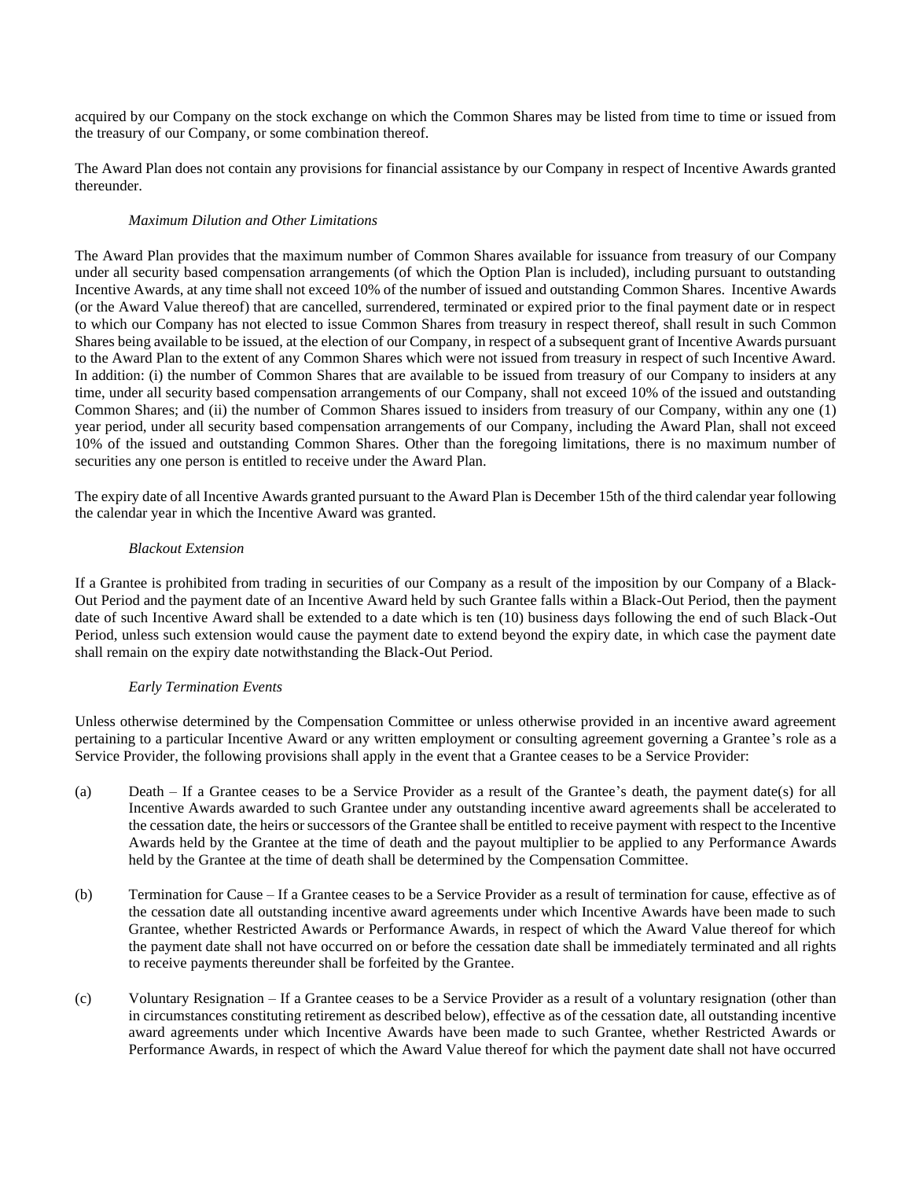acquired by our Company on the stock exchange on which the Common Shares may be listed from time to time or issued from the treasury of our Company, or some combination thereof.

The Award Plan does not contain any provisions for financial assistance by our Company in respect of Incentive Awards granted thereunder.

*Maximum Dilution and Other Limitations*

The Award Plan provides that the maximum number of Common Shares available for issuance from treasury of our Company under all security based compensation arrangements (of which the Option Plan is included), including pursuant to outstanding Incentive Awards, at any time shall not exceed 10% of the number of issued and outstanding Common Shares. Incentive Awards (or the Award Value thereof) that are cancelled, surrendered, terminated or expired prior to the final payment date or in respect to which our Company has not elected to issue Common Shares from treasury in respect thereof, shall result in such Common Shares being available to be issued, at the election of our Company, in respect of a subsequent grant of Incentive Awards pursuant to the Award Plan to the extent of any Common Shares which were not issued from treasury in respect of such Incentive Award. In addition: (i) the number of Common Shares that are available to be issued from treasury of our Company to insiders at any time, under all security based compensation arrangements of our Company, shall not exceed 10% of the issued and outstanding Common Shares; and (ii) the number of Common Shares issued to insiders from treasury of our Company, within any one (1) year period, under all security based compensation arrangements of our Company, including the Award Plan, shall not exceed 10% of the issued and outstanding Common Shares. Other than the foregoing limitations, there is no maximum number of securities any one person is entitled to receive under the Award Plan.

The expiry date of all Incentive Awards granted pursuant to the Award Plan is December 15th of the third calendar year following the calendar year in which the Incentive Award was granted.

*Blackout Extension*

If a Grantee is prohibited from trading in securities of our Company as a result of the imposition by our Company of a Black-Out Period and the payment date of an Incentive Award held by such Grantee falls within a Black-Out Period, then the payment date of such Incentive Award shall be extended to a date which is ten (10) business days following the end of such Black-Out Period, unless such extension would cause the payment date to extend beyond the expiry date, in which case the payment date shall remain on the expiry date notwithstanding the Black-Out Period.

*Early Termination Events*

Unless otherwise determined by the Compensation Committee or unless otherwise provided in an incentive award agreement pertaining to a particular Incentive Award or any written employment or consulting agreement governing a Grantee's role as a Service Provider, the following provisions shall apply in the event that a Grantee ceases to be a Service Provider:

(a) Death – If a Grantee ceases to be a Service Provider as a result of the Grantee's death, the payment date(s) for all Incentive Awards awarded to such Grantee under any outstanding incentive award agreements shall be accelerated to the cessation date, the heirs or successors of the Grantee shall be entitled to receive payment with respect to the Incentive Awards held by the Grantee at the time of death and the payout multiplier to be applied to any Performance Awards held by the Grantee at the time of death shall be determined by the Compensation Committee.

(b) Termination for Cause – If a Grantee ceases to be a Service Provider as a result of termination for cause, effective as of the cessation date all outstanding incentive award agreements under which Incentive Awards have been made to such Grantee, whether Restricted Awards or Performance Awards, in respect of which the Award Value thereof for which the payment date shall not have occurred on or before the cessation date shall be immediately terminated and all rights to receive payments thereunder shall be forfeited by the Grantee.

(c) Voluntary Resignation – If a Grantee ceases to be a Service Provider as a result of a voluntary resignation (other than in circumstances constituting retirement as described below), effective as of the cessation date, all outstanding incentive award agreements under which Incentive Awards have been made to such Grantee, whether Restricted Awards or Performance Awards, in respect of which the Award Value thereof for which the payment date shall not have occurred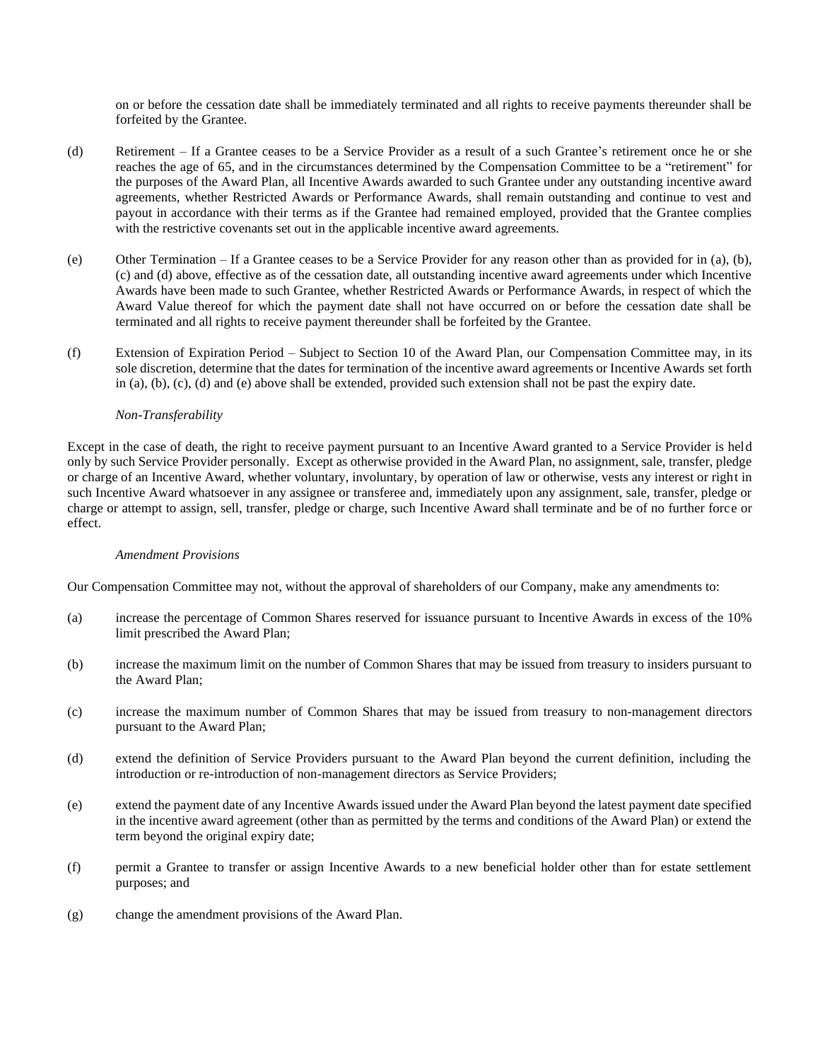on or before the cessation date shall be immediately terminated and all rights to receive payments thereunder shall be forfeited by the Grantee.

(d) Retirement – If a Grantee ceases to be a Service Provider as a result of a such Grantee's retirement once he or she reaches the age of 65, and in the circumstances determined by the Compensation Committee to be a "retirement" for the purposes of the Award Plan, all Incentive Awards awarded to such Grantee under any outstanding incentive award agreements, whether Restricted Awards or Performance Awards, shall remain outstanding and continue to vest and payout in accordance with their terms as if the Grantee had remained employed, provided that the Grantee complies with the restrictive covenants set out in the applicable incentive award agreements.

(e) Other Termination – If a Grantee ceases to be a Service Provider for any reason other than as provided for in (a), (b), (c) and (d) above, effective as of the cessation date, all outstanding incentive award agreements under which Incentive Awards have been made to such Grantee, whether Restricted Awards or Performance Awards, in respect of which the Award Value thereof for which the payment date shall not have occurred on or before the cessation date shall be terminated and all rights to receive payment thereunder shall be forfeited by the Grantee.

(f) Extension of Expiration Period – Subject to Section 10 of the Award Plan, our Compensation Committee may, in its sole discretion, determine that the dates for termination of the incentive award agreements or Incentive Awards set forth in (a), (b), (c), (d) and (e) above shall be extended, provided such extension shall not be past the expiry date.

*Non-Transferability*

Except in the case of death, the right to receive payment pursuant to an Incentive Award granted to a Service Provider is held only by such Service Provider personally. Except as otherwise provided in the Award Plan, no assignment, sale, transfer, pledge or charge of an Incentive Award, whether voluntary, involuntary, by operation of law or otherwise, vests any interest or right in such Incentive Award whatsoever in any assignee or transferee and, immediately upon any assignment, sale, transfer, pledge or charge or attempt to assign, sell, transfer, pledge or charge, such Incentive Award shall terminate and be of no further force or effect.

*Amendment Provisions*

Our Compensation Committee may not, without the approval of shareholders of our Company, make any amendments to:

(a) increase the percentage of Common Shares reserved for issuance pursuant to Incentive Awards in excess of the 10% limit prescribed the Award Plan;

(b) increase the maximum limit on the number of Common Shares that may be issued from treasury to insiders pursuant to the Award Plan;

(c) increase the maximum number of Common Shares that may be issued from treasury to non-management directors pursuant to the Award Plan;

(d) extend the definition of Service Providers pursuant to the Award Plan beyond the current definition, including the introduction or re-introduction of non-management directors as Service Providers;

(e) extend the payment date of any Incentive Awards issued under the Award Plan beyond the latest payment date specified in the incentive award agreement (other than as permitted by the terms and conditions of the Award Plan) or extend the term beyond the original expiry date;

(f) permit a Grantee to transfer or assign Incentive Awards to a new beneficial holder other than for estate settlement purposes; and

(g) change the amendment provisions of the Award Plan.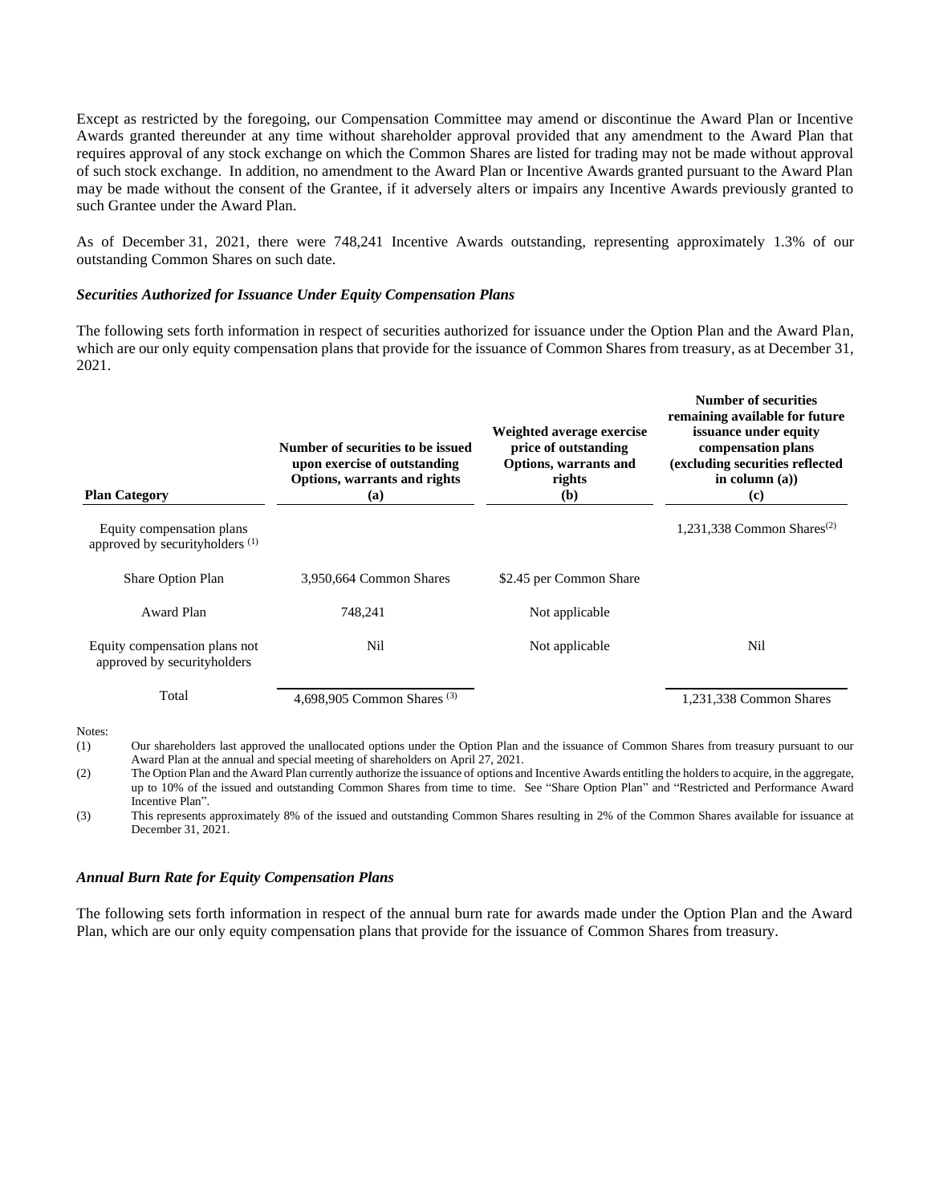Except as restricted by the foregoing, our Compensation Committee may amend or discontinue the Award Plan or Incentive Awards granted thereunder at any time without shareholder approval provided that any amendment to the Award Plan that requires approval of any stock exchange on which the Common Shares are listed for trading may not be made without approval of such stock exchange. In addition, no amendment to the Award Plan or Incentive Awards granted pursuant to the Award Plan may be made without the consent of the Grantee, if it adversely alters or impairs any Incentive Awards previously granted to such Grantee under the Award Plan.

As of December 31, 2021, there were 748,241 Incentive Awards outstanding, representing approximately 1.3% of our outstanding Common Shares on such date.

***Securities Authorized for Issuance Under Equity Compensation Plans***

The following sets forth information in respect of securities authorized for issuance under the Option Plan and the Award Plan, which are our only equity compensation plans that provide for the issuance of Common Shares from treasury, as at December 31, 2021.

| **Plan Category** | **Number of securities to be issued upon exercise of outstanding Options, warrants and rights (a)** | **Weighted average exercise price of outstanding Options, warrants and rights (b)** | **Number of securities remaining available for future issuance under equity compensation plans (excluding securities reflected in column (a)) (c)** |
|---|---|---|---|
| Equity compensation plans approved by securityholders [(1)] | | | 1,231,338 Common Shares[(2)] |
| Share Option Plan | 3,950,664 Common Shares | $2.45 per Common Share | |
| Award Plan | 748,241 | Not applicable | |
| Equity compensation plans not approved by securityholders | Nil | Not applicable | Nil |
| Total | 4,698,905 Common Shares [(3)] | | 1,231,338 Common Shares |

Notes:

(1) Our shareholders last approved the unallocated options under the Option Plan and the issuance of Common Shares from treasury pursuant to our Award Plan at the annual and special meeting of shareholders on April 27, 2021.

(2) The Option Plan and the Award Plan currently authorize the issuance of options and Incentive Awards entitling the holders to acquire, in the aggregate, up to 10% of the issued and outstanding Common Shares from time to time. See "Share Option Plan" and "Restricted and Performance Award Incentive Plan".

(3) This represents approximately 8% of the issued and outstanding Common Shares resulting in 2% of the Common Shares available for issuance at December 31, 2021.

***Annual Burn Rate for Equity Compensation Plans***

The following sets forth information in respect of the annual burn rate for awards made under the Option Plan and the Award Plan, which are our only equity compensation plans that provide for the issuance of Common Shares from treasury.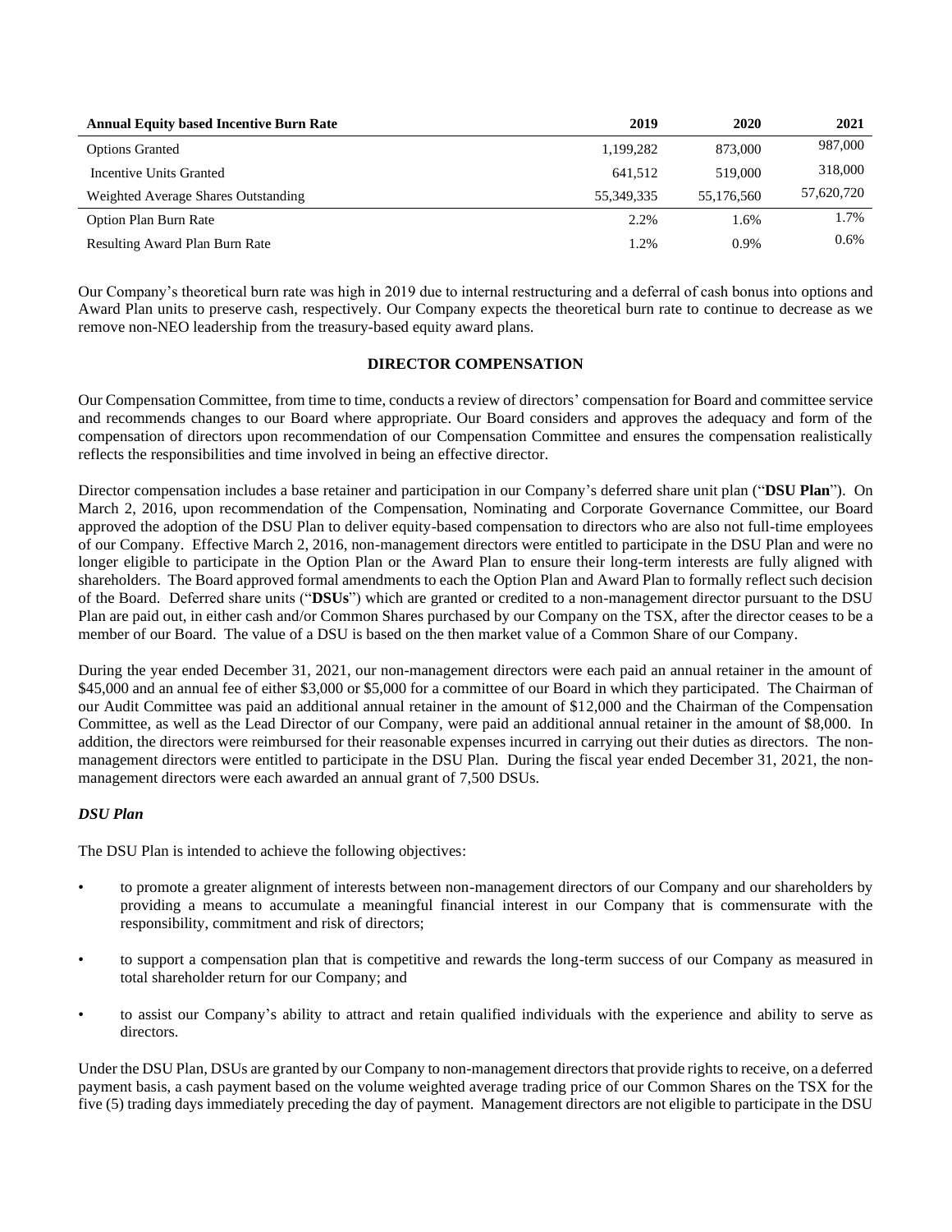| Annual Equity based Incentive Burn Rate | 2019 | 2020 | 2021 |
|---|---|---|---|
| Options Granted | 1,199,282 | 873,000 | 987,000 |
| Incentive Units Granted | 641,512 | 519,000 | 318,000 |
| Weighted Average Shares Outstanding | 55,349,335 | 55,176,560 | 57,620,720 |
| Option Plan Burn Rate | 2.2% | 1.6% | 1.7% |
| Resulting Award Plan Burn Rate | 1.2% | 0.9% | 0.6% |

Our Company's theoretical burn rate was high in 2019 due to internal restructuring and a deferral of cash bonus into options and Award Plan units to preserve cash, respectively. Our Company expects the theoretical burn rate to continue to decrease as we remove non-NEO leadership from the treasury-based equity award plans.

## DIRECTOR COMPENSATION

Our Compensation Committee, from time to time, conducts a review of directors' compensation for Board and committee service and recommends changes to our Board where appropriate. Our Board considers and approves the adequacy and form of the compensation of directors upon recommendation of our Compensation Committee and ensures the compensation realistically reflects the responsibilities and time involved in being an effective director.

Director compensation includes a base retainer and participation in our Company's deferred share unit plan ("**DSU Plan**"). On March 2, 2016, upon recommendation of the Compensation, Nominating and Corporate Governance Committee, our Board approved the adoption of the DSU Plan to deliver equity-based compensation to directors who are also not full-time employees of our Company. Effective March 2, 2016, non-management directors were entitled to participate in the DSU Plan and were no longer eligible to participate in the Option Plan or the Award Plan to ensure their long-term interests are fully aligned with shareholders. The Board approved formal amendments to each the Option Plan and Award Plan to formally reflect such decision of the Board. Deferred share units ("**DSUs**") which are granted or credited to a non-management director pursuant to the DSU Plan are paid out, in either cash and/or Common Shares purchased by our Company on the TSX, after the director ceases to be a member of our Board. The value of a DSU is based on the then market value of a Common Share of our Company.

During the year ended December 31, 2021, our non-management directors were each paid an annual retainer in the amount of \$45,000 and an annual fee of either \$3,000 or \$5,000 for a committee of our Board in which they participated. The Chairman of our Audit Committee was paid an additional annual retainer in the amount of \$12,000 and the Chairman of the Compensation Committee, as well as the Lead Director of our Company, were paid an additional annual retainer in the amount of \$8,000. In addition, the directors were reimbursed for their reasonable expenses incurred in carrying out their duties as directors. The non-management directors were entitled to participate in the DSU Plan. During the fiscal year ended December 31, 2021, the non-management directors were each awarded an annual grant of 7,500 DSUs.

### *DSU Plan*

The DSU Plan is intended to achieve the following objectives:

- to promote a greater alignment of interests between non-management directors of our Company and our shareholders by providing a means to accumulate a meaningful financial interest in our Company that is commensurate with the responsibility, commitment and risk of directors;
- to support a compensation plan that is competitive and rewards the long-term success of our Company as measured in total shareholder return for our Company; and
- to assist our Company's ability to attract and retain qualified individuals with the experience and ability to serve as directors.

Under the DSU Plan, DSUs are granted by our Company to non-management directors that provide rights to receive, on a deferred payment basis, a cash payment based on the volume weighted average trading price of our Common Shares on the TSX for the five (5) trading days immediately preceding the day of payment. Management directors are not eligible to participate in the DSU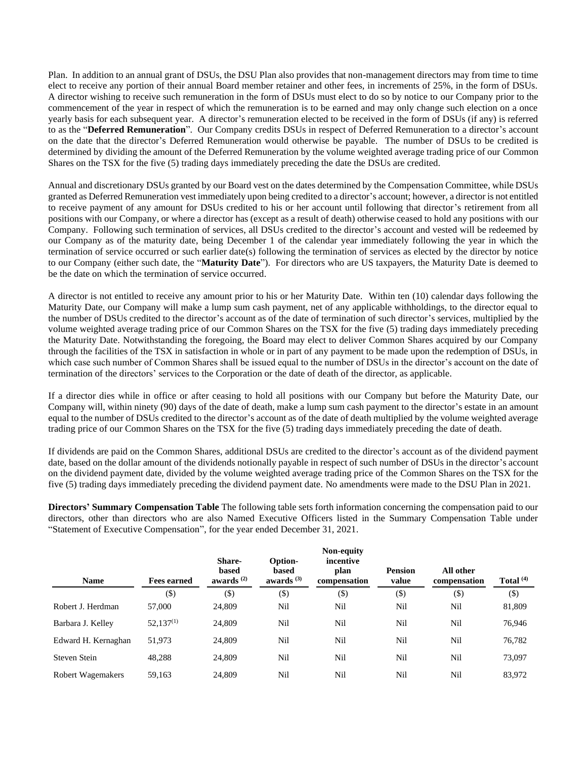Plan. In addition to an annual grant of DSUs, the DSU Plan also provides that non-management directors may from time to time elect to receive any portion of their annual Board member retainer and other fees, in increments of 25%, in the form of DSUs. A director wishing to receive such remuneration in the form of DSUs must elect to do so by notice to our Company prior to the commencement of the year in respect of which the remuneration is to be earned and may only change such election on a once yearly basis for each subsequent year. A director's remuneration elected to be received in the form of DSUs (if any) is referred to as the "**Deferred Remuneration**". Our Company credits DSUs in respect of Deferred Remuneration to a director's account on the date that the director's Deferred Remuneration would otherwise be payable. The number of DSUs to be credited is determined by dividing the amount of the Deferred Remuneration by the volume weighted average trading price of our Common Shares on the TSX for the five (5) trading days immediately preceding the date the DSUs are credited.

Annual and discretionary DSUs granted by our Board vest on the dates determined by the Compensation Committee, while DSUs granted as Deferred Remuneration vest immediately upon being credited to a director's account; however, a director is not entitled to receive payment of any amount for DSUs credited to his or her account until following that director's retirement from all positions with our Company, or where a director has (except as a result of death) otherwise ceased to hold any positions with our Company. Following such termination of services, all DSUs credited to the director's account and vested will be redeemed by our Company as of the maturity date, being December 1 of the calendar year immediately following the year in which the termination of service occurred or such earlier date(s) following the termination of services as elected by the director by notice to our Company (either such date, the "**Maturity Date**"). For directors who are US taxpayers, the Maturity Date is deemed to be the date on which the termination of service occurred.

A director is not entitled to receive any amount prior to his or her Maturity Date. Within ten (10) calendar days following the Maturity Date, our Company will make a lump sum cash payment, net of any applicable withholdings, to the director equal to the number of DSUs credited to the director's account as of the date of termination of such director's services, multiplied by the volume weighted average trading price of our Common Shares on the TSX for the five (5) trading days immediately preceding the Maturity Date. Notwithstanding the foregoing, the Board may elect to deliver Common Shares acquired by our Company through the facilities of the TSX in satisfaction in whole or in part of any payment to be made upon the redemption of DSUs, in which case such number of Common Shares shall be issued equal to the number of DSUs in the director's account on the date of termination of the directors' services to the Corporation or the date of death of the director, as applicable.

If a director dies while in office or after ceasing to hold all positions with our Company but before the Maturity Date, our Company will, within ninety (90) days of the date of death, make a lump sum cash payment to the director's estate in an amount equal to the number of DSUs credited to the director's account as of the date of death multiplied by the volume weighted average trading price of our Common Shares on the TSX for the five (5) trading days immediately preceding the date of death.

If dividends are paid on the Common Shares, additional DSUs are credited to the director's account as of the dividend payment date, based on the dollar amount of the dividends notionally payable in respect of such number of DSUs in the director's account on the dividend payment date, divided by the volume weighted average trading price of the Common Shares on the TSX for the five (5) trading days immediately preceding the dividend payment date. No amendments were made to the DSU Plan in 2021.

**Directors' Summary Compensation Table** The following table sets forth information concerning the compensation paid to our directors, other than directors who are also Named Executive Officers listed in the Summary Compensation Table under "Statement of Executive Compensation", for the year ended December 31, 2021.

| Name | Fees earned | Share-based awards [(2)] | Option-based awards [(3)] | Non-equity incentive plan compensation | Pension value | All other compensation | Total [(4)] |
|---|---|---|---|---|---|---|---|
| | ($) | ($) | ($) | ($) | ($) | ($) | ($) |
| Robert J. Herdman | 57,000 | 24,809 | Nil | Nil | Nil | Nil | 81,809 |
| Barbara J. Kelley | 52,137[(1)] | 24,809 | Nil | Nil | Nil | Nil | 76,946 |
| Edward H. Kernaghan | 51,973 | 24,809 | Nil | Nil | Nil | Nil | 76,782 |
| Steven Stein | 48,288 | 24,809 | Nil | Nil | Nil | Nil | 73,097 |
| Robert Wagemakers | 59,163 | 24,809 | Nil | Nil | Nil | Nil | 83,972 |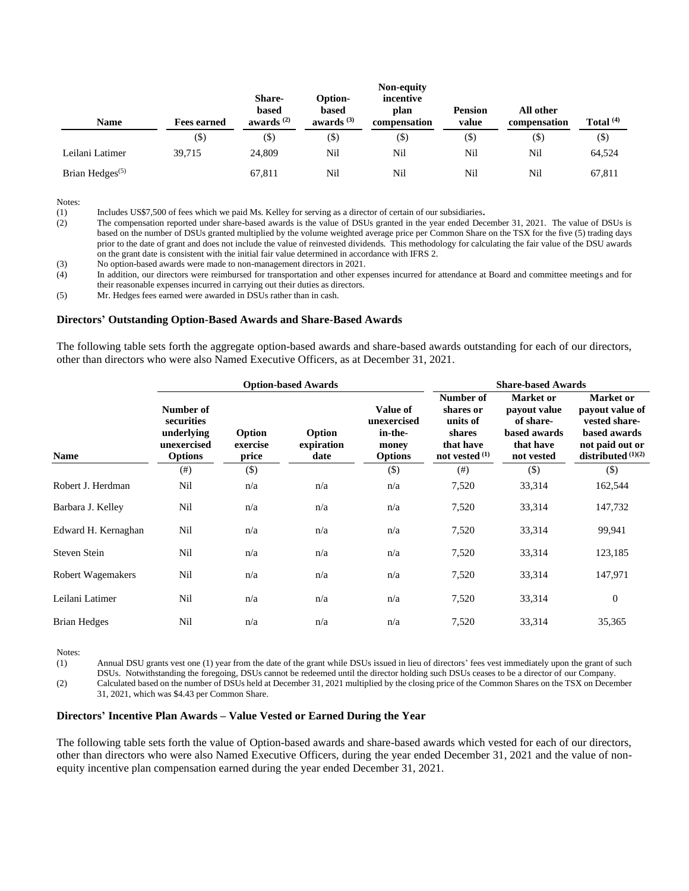| Name | Fees earned | Share-based awards (2) | Option-based awards (3) | Non-equity incentive plan compensation | Pension value | All other compensation | Total (4) |
|---|---|---|---|---|---|---|---|
| | ($) | ($) | ($) | ($) | ($) | ($) | ($) |
| Leilani Latimer | 39,715 | 24,809 | Nil | Nil | Nil | Nil | 64,524 |
| Brian Hedges(5) | | 67,811 | Nil | Nil | Nil | Nil | 67,811 |

Notes:

(1) Includes US$7,500 of fees which we paid Ms. Kelley for serving as a director of certain of our subsidiaries.

(2) The compensation reported under share-based awards is the value of DSUs granted in the year ended December 31, 2021. The value of DSUs is based on the number of DSUs granted multiplied by the volume weighted average price per Common Share on the TSX for the five (5) trading days prior to the date of grant and does not include the value of reinvested dividends. This methodology for calculating the fair value of the DSU awards on the grant date is consistent with the initial fair value determined in accordance with IFRS 2.

(3) No option-based awards were made to non-management directors in 2021.

(4) In addition, our directors were reimbursed for transportation and other expenses incurred for attendance at Board and committee meetings and for their reasonable expenses incurred in carrying out their duties as directors.

(5) Mr. Hedges fees earned were awarded in DSUs rather than in cash.

**Directors' Outstanding Option-Based Awards and Share-Based Awards**

The following table sets forth the aggregate option-based awards and share-based awards outstanding for each of our directors, other than directors who were also Named Executive Officers, as at December 31, 2021.

| | Option-based Awards | | | | Share-based Awards | | |
|---|---|---|---|---|---|---|---|
| Name | Number of securities underlying unexercised Options | Option exercise price | Option expiration date | Value of unexercised in-the-money Options | Number of shares or units of shares that have not vested (1) | Market or payout value of share-based awards that have not vested | Market or payout value of vested share-based awards not paid out or distributed (1)(2) |
| | (#) | ($) | | ($) | (#) | ($) | ($) |
| Robert J. Herdman | Nil | n/a | n/a | n/a | 7,520 | 33,314 | 162,544 |
| Barbara J. Kelley | Nil | n/a | n/a | n/a | 7,520 | 33,314 | 147,732 |
| Edward H. Kernaghan | Nil | n/a | n/a | n/a | 7,520 | 33,314 | 99,941 |
| Steven Stein | Nil | n/a | n/a | n/a | 7,520 | 33,314 | 123,185 |
| Robert Wagemakers | Nil | n/a | n/a | n/a | 7,520 | 33,314 | 147,971 |
| Leilani Latimer | Nil | n/a | n/a | n/a | 7,520 | 33,314 | 0 |
| Brian Hedges | Nil | n/a | n/a | n/a | 7,520 | 33,314 | 35,365 |

Notes:

(1) Annual DSU grants vest one (1) year from the date of the grant while DSUs issued in lieu of directors' fees vest immediately upon the grant of such DSUs. Notwithstanding the foregoing, DSUs cannot be redeemed until the director holding such DSUs ceases to be a director of our Company.

(2) Calculated based on the number of DSUs held at December 31, 2021 multiplied by the closing price of the Common Shares on the TSX on December 31, 2021, which was $4.43 per Common Share.

**Directors' Incentive Plan Awards – Value Vested or Earned During the Year**

The following table sets forth the value of Option-based awards and share-based awards which vested for each of our directors, other than directors who were also Named Executive Officers, during the year ended December 31, 2021 and the value of non-equity incentive plan compensation earned during the year ended December 31, 2021.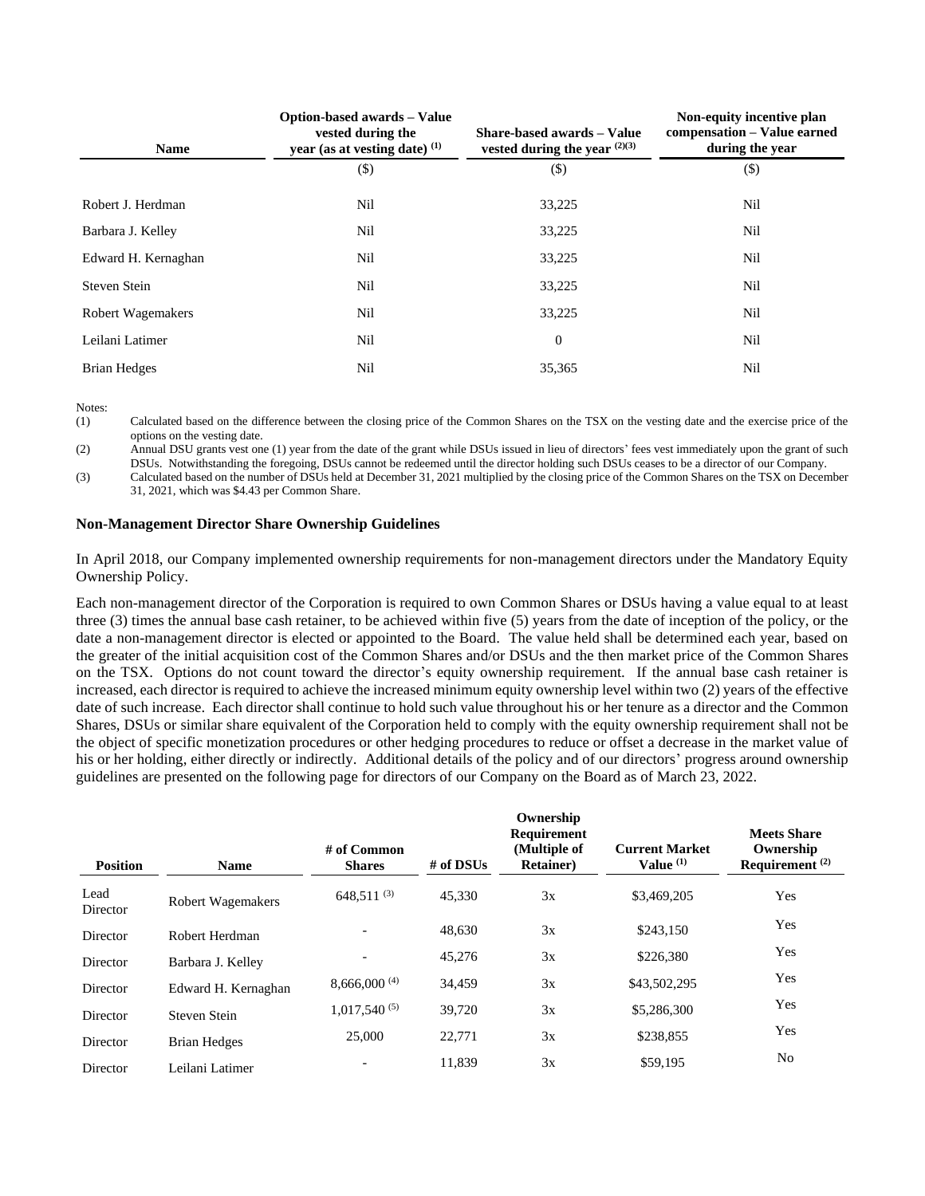| Name | Option-based awards – Value vested during the year (as at vesting date) [(1)] | Share-based awards – Value vested during the year [(2)(3)] | Non-equity incentive plan compensation – Value earned during the year |
|---|---|---|---|
| | ($) | ($) | ($) |
| Robert J. Herdman | Nil | 33,225 | Nil |
| Barbara J. Kelley | Nil | 33,225 | Nil |
| Edward H. Kernaghan | Nil | 33,225 | Nil |
| Steven Stein | Nil | 33,225 | Nil |
| Robert Wagemakers | Nil | 33,225 | Nil |
| Leilani Latimer | Nil | 0 | Nil |
| Brian Hedges | Nil | 35,365 | Nil |

Notes:

(1) Calculated based on the difference between the closing price of the Common Shares on the TSX on the vesting date and the exercise price of the options on the vesting date.

(2) Annual DSU grants vest one (1) year from the date of the grant while DSUs issued in lieu of directors' fees vest immediately upon the grant of such DSUs. Notwithstanding the foregoing, DSUs cannot be redeemed until the director holding such DSUs ceases to be a director of our Company.

(3) Calculated based on the number of DSUs held at December 31, 2021 multiplied by the closing price of the Common Shares on the TSX on December 31, 2021, which was $4.43 per Common Share.

### Non-Management Director Share Ownership Guidelines

In April 2018, our Company implemented ownership requirements for non-management directors under the Mandatory Equity Ownership Policy.

Each non-management director of the Corporation is required to own Common Shares or DSUs having a value equal to at least three (3) times the annual base cash retainer, to be achieved within five (5) years from the date of inception of the policy, or the date a non-management director is elected or appointed to the Board. The value held shall be determined each year, based on the greater of the initial acquisition cost of the Common Shares and/or DSUs and the then market price of the Common Shares on the TSX. Options do not count toward the director's equity ownership requirement. If the annual base cash retainer is increased, each director is required to achieve the increased minimum equity ownership level within two (2) years of the effective date of such increase. Each director shall continue to hold such value throughout his or her tenure as a director and the Common Shares, DSUs or similar share equivalent of the Corporation held to comply with the equity ownership requirement shall not be the object of specific monetization procedures or other hedging procedures to reduce or offset a decrease in the market value of his or her holding, either directly or indirectly. Additional details of the policy and of our directors' progress around ownership guidelines are presented on the following page for directors of our Company on the Board as of March 23, 2022.

| Position | Name | # of Common Shares | # of DSUs | Ownership Requirement (Multiple of Retainer) | Current Market Value [(1)] | Meets Share Ownership Requirement [(2)] |
|---|---|---|---|---|---|---|
| Lead Director | Robert Wagemakers | 648,511 [(3)] | 45,330 | 3x | $3,469,205 | Yes |
| Director | Robert Herdman | - | 48,630 | 3x | $243,150 | Yes |
| Director | Barbara J. Kelley | - | 45,276 | 3x | $226,380 | Yes |
| Director | Edward H. Kernaghan | 8,666,000 [(4)] | 34,459 | 3x | $43,502,295 | Yes |
| Director | Steven Stein | 1,017,540 [(5)] | 39,720 | 3x | $5,286,300 | Yes |
| Director | Brian Hedges | 25,000 | 22,771 | 3x | $238,855 | Yes |
| Director | Leilani Latimer | - | 11,839 | 3x | $59,195 | No |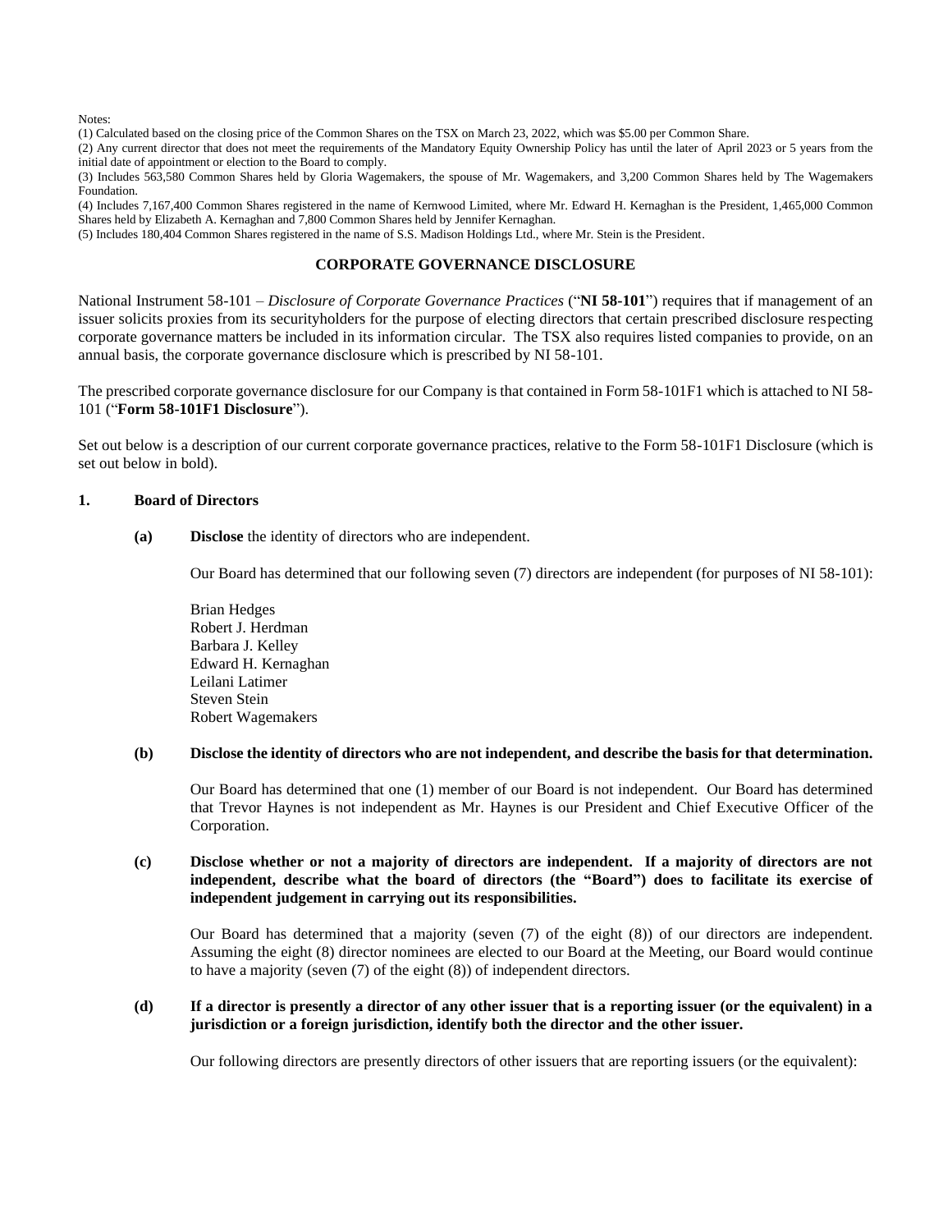Notes:

(1) Calculated based on the closing price of the Common Shares on the TSX on March 23, 2022, which was $5.00 per Common Share.

(2) Any current director that does not meet the requirements of the Mandatory Equity Ownership Policy has until the later of April 2023 or 5 years from the initial date of appointment or election to the Board to comply.

(3) Includes 563,580 Common Shares held by Gloria Wagemakers, the spouse of Mr. Wagemakers, and 3,200 Common Shares held by The Wagemakers Foundation.

(4) Includes 7,167,400 Common Shares registered in the name of Kernwood Limited, where Mr. Edward H. Kernaghan is the President, 1,465,000 Common Shares held by Elizabeth A. Kernaghan and 7,800 Common Shares held by Jennifer Kernaghan.

(5) Includes 180,404 Common Shares registered in the name of S.S. Madison Holdings Ltd., where Mr. Stein is the President.

## CORPORATE GOVERNANCE DISCLOSURE

National Instrument 58-101 – *Disclosure of Corporate Governance Practices* ("**NI 58-101**") requires that if management of an issuer solicits proxies from its securityholders for the purpose of electing directors that certain prescribed disclosure respecting corporate governance matters be included in its information circular. The TSX also requires listed companies to provide, on an annual basis, the corporate governance disclosure which is prescribed by NI 58-101.

The prescribed corporate governance disclosure for our Company is that contained in Form 58-101F1 which is attached to NI 58-101 ("**Form 58-101F1 Disclosure**").

Set out below is a description of our current corporate governance practices, relative to the Form 58-101F1 Disclosure (which is set out below in bold).

### 1. Board of Directors

**(a) Disclose** the identity of directors who are independent.

Our Board has determined that our following seven (7) directors are independent (for purposes of NI 58-101):

Brian Hedges
Robert J. Herdman
Barbara J. Kelley
Edward H. Kernaghan
Leilani Latimer
Steven Stein
Robert Wagemakers

**(b) Disclose the identity of directors who are not independent, and describe the basis for that determination.**

Our Board has determined that one (1) member of our Board is not independent. Our Board has determined that Trevor Haynes is not independent as Mr. Haynes is our President and Chief Executive Officer of the Corporation.

**(c) Disclose whether or not a majority of directors are independent. If a majority of directors are not independent, describe what the board of directors (the "Board") does to facilitate its exercise of independent judgement in carrying out its responsibilities.**

Our Board has determined that a majority (seven (7) of the eight (8)) of our directors are independent. Assuming the eight (8) director nominees are elected to our Board at the Meeting, our Board would continue to have a majority (seven (7) of the eight (8)) of independent directors.

**(d) If a director is presently a director of any other issuer that is a reporting issuer (or the equivalent) in a jurisdiction or a foreign jurisdiction, identify both the director and the other issuer.**

Our following directors are presently directors of other issuers that are reporting issuers (or the equivalent):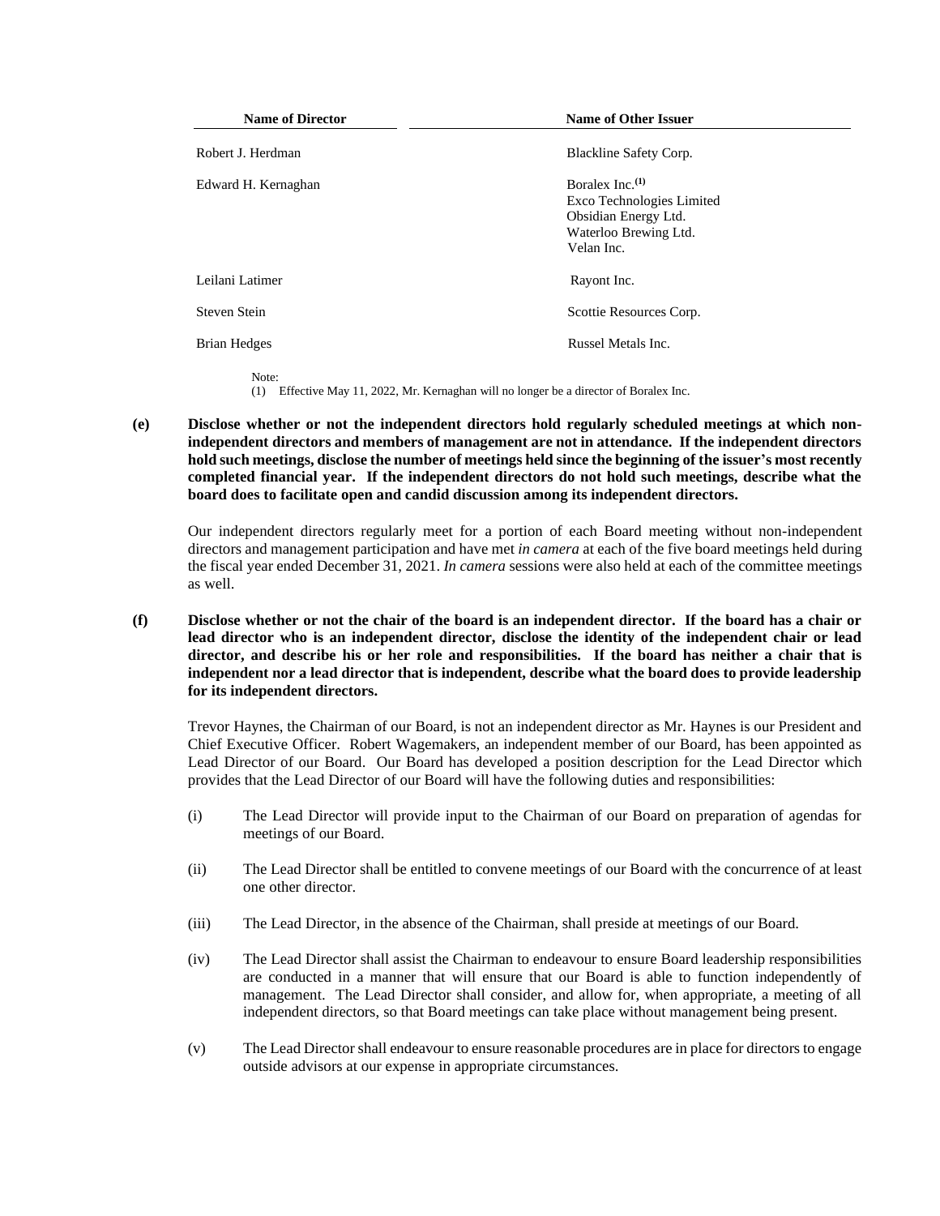| Name of Director | Name of Other Issuer |
| --- | --- |
| Robert J. Herdman | Blackline Safety Corp. |
| Edward H. Kernaghan | Boralex Inc.[(1)]<br>Exco Technologies Limited<br>Obsidian Energy Ltd.<br>Waterloo Brewing Ltd.<br>Velan Inc. |
| Leilani Latimer | Rayont Inc. |
| Steven Stein | Scottie Resources Corp. |
| Brian Hedges | Russel Metals Inc. |

Note:
(1) Effective May 11, 2022, Mr. Kernaghan will no longer be a director of Boralex Inc.

**(e) Disclose whether or not the independent directors hold regularly scheduled meetings at which non-independent directors and members of management are not in attendance. If the independent directors hold such meetings, disclose the number of meetings held since the beginning of the issuer's most recently completed financial year. If the independent directors do not hold such meetings, describe what the board does to facilitate open and candid discussion among its independent directors.**

Our independent directors regularly meet for a portion of each Board meeting without non-independent directors and management participation and have met *in camera* at each of the five board meetings held during the fiscal year ended December 31, 2021. *In camera* sessions were also held at each of the committee meetings as well.

**(f) Disclose whether or not the chair of the board is an independent director. If the board has a chair or lead director who is an independent director, disclose the identity of the independent chair or lead director, and describe his or her role and responsibilities. If the board has neither a chair that is independent nor a lead director that is independent, describe what the board does to provide leadership for its independent directors.**

Trevor Haynes, the Chairman of our Board, is not an independent director as Mr. Haynes is our President and Chief Executive Officer. Robert Wagemakers, an independent member of our Board, has been appointed as Lead Director of our Board. Our Board has developed a position description for the Lead Director which provides that the Lead Director of our Board will have the following duties and responsibilities:

(i) The Lead Director will provide input to the Chairman of our Board on preparation of agendas for meetings of our Board.

(ii) The Lead Director shall be entitled to convene meetings of our Board with the concurrence of at least one other director.

(iii) The Lead Director, in the absence of the Chairman, shall preside at meetings of our Board.

(iv) The Lead Director shall assist the Chairman to endeavour to ensure Board leadership responsibilities are conducted in a manner that will ensure that our Board is able to function independently of management. The Lead Director shall consider, and allow for, when appropriate, a meeting of all independent directors, so that Board meetings can take place without management being present.

(v) The Lead Director shall endeavour to ensure reasonable procedures are in place for directors to engage outside advisors at our expense in appropriate circumstances.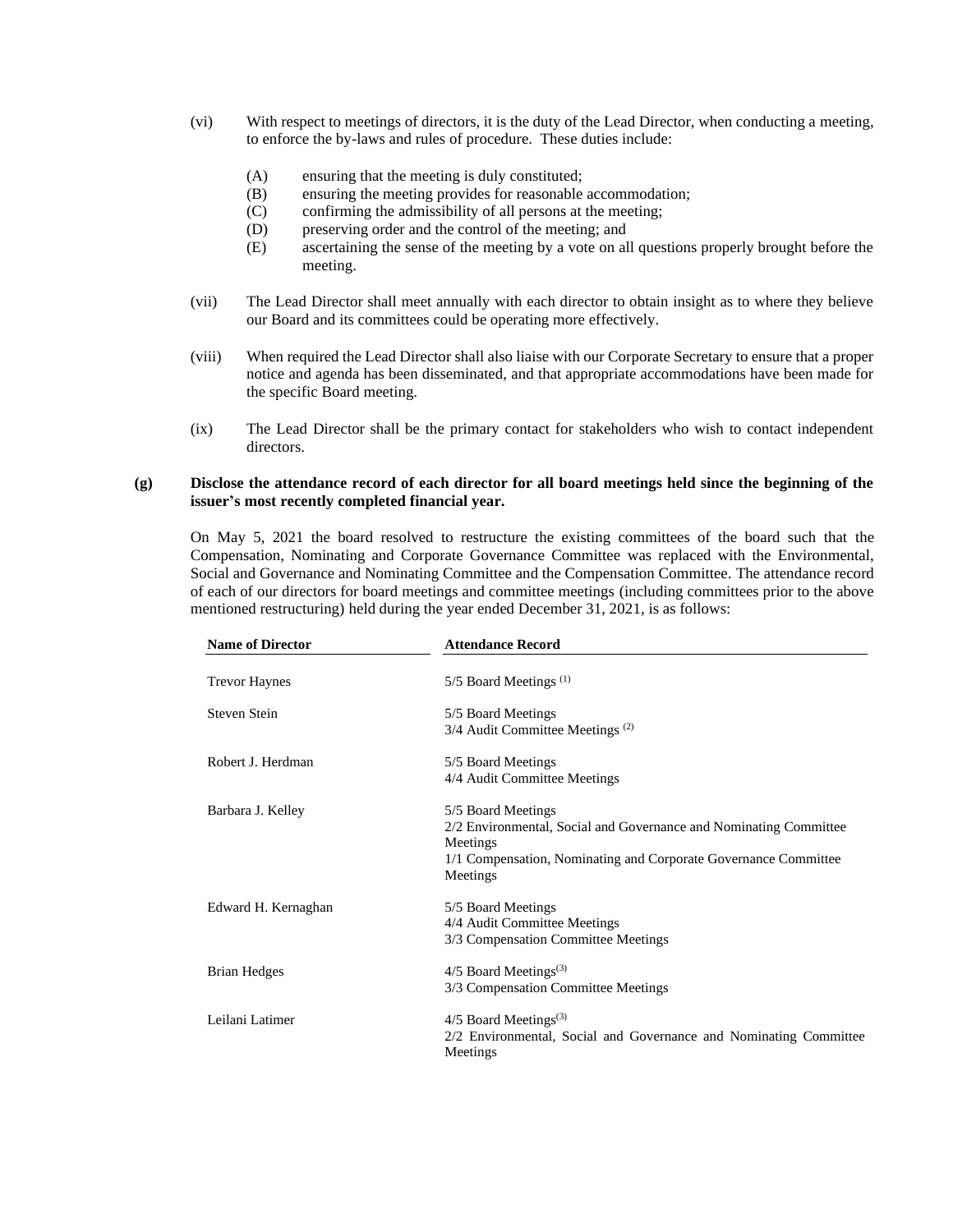(vi) With respect to meetings of directors, it is the duty of the Lead Director, when conducting a meeting, to enforce the by-laws and rules of procedure. These duties include:

(A) ensuring that the meeting is duly constituted;
(B) ensuring the meeting provides for reasonable accommodation;
(C) confirming the admissibility of all persons at the meeting;
(D) preserving order and the control of the meeting; and
(E) ascertaining the sense of the meeting by a vote on all questions properly brought before the meeting.

(vii) The Lead Director shall meet annually with each director to obtain insight as to where they believe our Board and its committees could be operating more effectively.

(viii) When required the Lead Director shall also liaise with our Corporate Secretary to ensure that a proper notice and agenda has been disseminated, and that appropriate accommodations have been made for the specific Board meeting.

(ix) The Lead Director shall be the primary contact for stakeholders who wish to contact independent directors.

**(g) Disclose the attendance record of each director for all board meetings held since the beginning of the issuer's most recently completed financial year.**

On May 5, 2021 the board resolved to restructure the existing committees of the board such that the Compensation, Nominating and Corporate Governance Committee was replaced with the Environmental, Social and Governance and Nominating Committee and the Compensation Committee. The attendance record of each of our directors for board meetings and committee meetings (including committees prior to the above mentioned restructuring) held during the year ended December 31, 2021, is as follows:

| Name of Director | Attendance Record |
|---|---|
| Trevor Haynes | 5/5 Board Meetings (1) |
| Steven Stein | 5/5 Board Meetings<br>3/4 Audit Committee Meetings (2) |
| Robert J. Herdman | 5/5 Board Meetings<br>4/4 Audit Committee Meetings |
| Barbara J. Kelley | 5/5 Board Meetings<br>2/2 Environmental, Social and Governance and Nominating Committee Meetings<br>1/1 Compensation, Nominating and Corporate Governance Committee Meetings |
| Edward H. Kernaghan | 5/5 Board Meetings<br>4/4 Audit Committee Meetings<br>3/3 Compensation Committee Meetings |
| Brian Hedges | 4/5 Board Meetings(3)<br>3/3 Compensation Committee Meetings |
| Leilani Latimer | 4/5 Board Meetings(3)<br>2/2 Environmental, Social and Governance and Nominating Committee Meetings |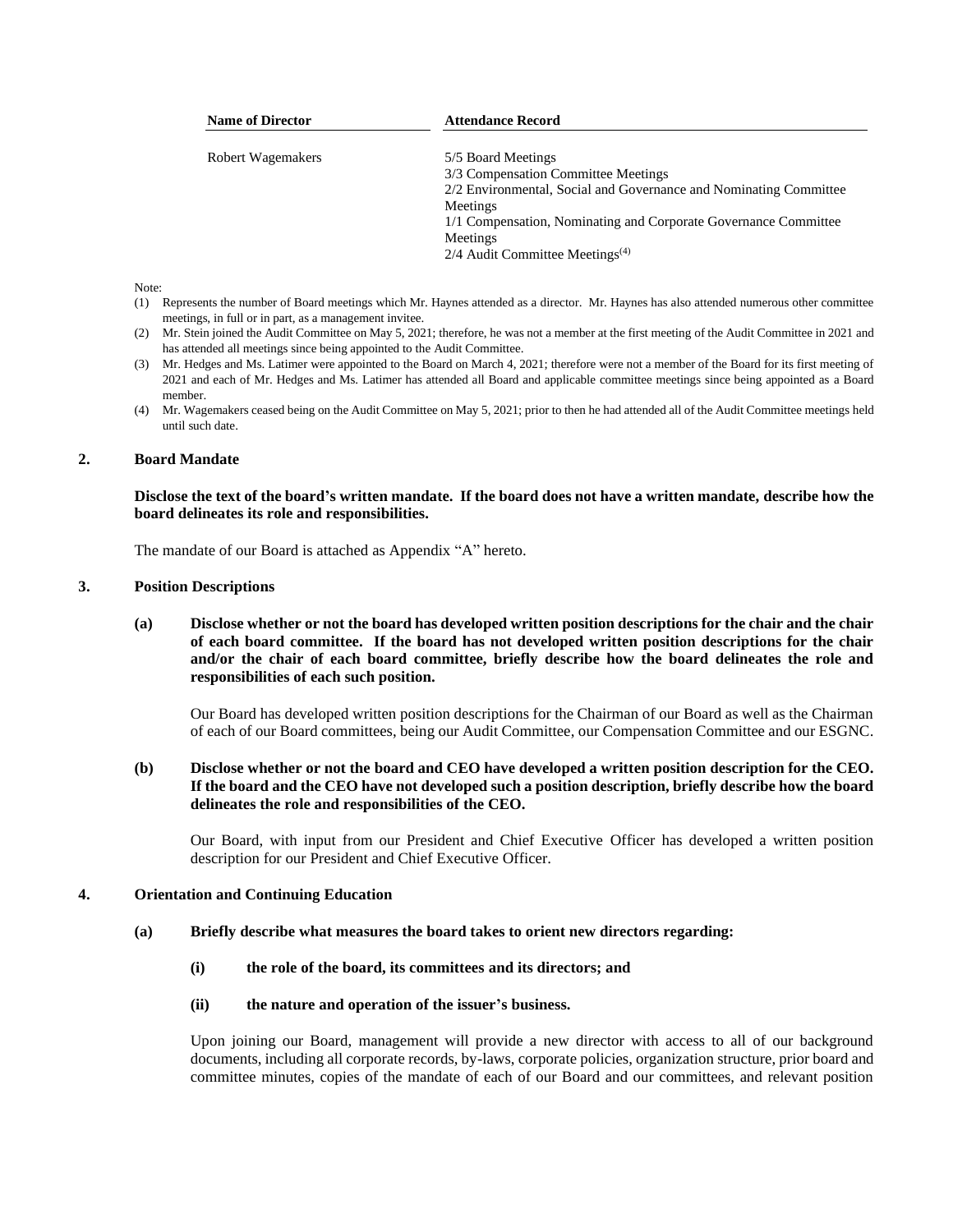| Name of Director | Attendance Record |
|---|---|
| Robert Wagemakers | 5/5 Board Meetings<br>3/3 Compensation Committee Meetings<br>2/2 Environmental, Social and Governance and Nominating Committee Meetings<br>1/1 Compensation, Nominating and Corporate Governance Committee Meetings<br>2/4 Audit Committee Meetings[(4)] |

Note:

(1) Represents the number of Board meetings which Mr. Haynes attended as a director. Mr. Haynes has also attended numerous other committee meetings, in full or in part, as a management invitee.

(2) Mr. Stein joined the Audit Committee on May 5, 2021; therefore, he was not a member at the first meeting of the Audit Committee in 2021 and has attended all meetings since being appointed to the Audit Committee.

(3) Mr. Hedges and Ms. Latimer were appointed to the Board on March 4, 2021; therefore were not a member of the Board for its first meeting of 2021 and each of Mr. Hedges and Ms. Latimer has attended all Board and applicable committee meetings since being appointed as a Board member.

(4) Mr. Wagemakers ceased being on the Audit Committee on May 5, 2021; prior to then he had attended all of the Audit Committee meetings held until such date.

## 2. Board Mandate

**Disclose the text of the board's written mandate. If the board does not have a written mandate, describe how the board delineates its role and responsibilities.**

The mandate of our Board is attached as Appendix "A" hereto.

## 3. Position Descriptions

**(a) Disclose whether or not the board has developed written position descriptions for the chair and the chair of each board committee. If the board has not developed written position descriptions for the chair and/or the chair of each board committee, briefly describe how the board delineates the role and responsibilities of each such position.**

Our Board has developed written position descriptions for the Chairman of our Board as well as the Chairman of each of our Board committees, being our Audit Committee, our Compensation Committee and our ESGNC.

**(b) Disclose whether or not the board and CEO have developed a written position description for the CEO. If the board and the CEO have not developed such a position description, briefly describe how the board delineates the role and responsibilities of the CEO.**

Our Board, with input from our President and Chief Executive Officer has developed a written position description for our President and Chief Executive Officer.

## 4. Orientation and Continuing Education

**(a) Briefly describe what measures the board takes to orient new directors regarding:**

**(i) the role of the board, its committees and its directors; and**

**(ii) the nature and operation of the issuer's business.**

Upon joining our Board, management will provide a new director with access to all of our background documents, including all corporate records, by-laws, corporate policies, organization structure, prior board and committee minutes, copies of the mandate of each of our Board and our committees, and relevant position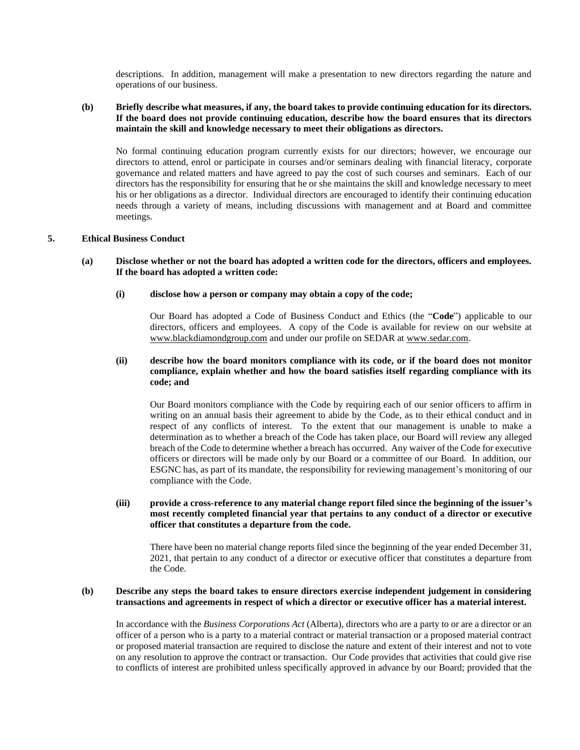descriptions. In addition, management will make a presentation to new directors regarding the nature and operations of our business.

**(b) Briefly describe what measures, if any, the board takes to provide continuing education for its directors. If the board does not provide continuing education, describe how the board ensures that its directors maintain the skill and knowledge necessary to meet their obligations as directors.**

No formal continuing education program currently exists for our directors; however, we encourage our directors to attend, enrol or participate in courses and/or seminars dealing with financial literacy, corporate governance and related matters and have agreed to pay the cost of such courses and seminars. Each of our directors has the responsibility for ensuring that he or she maintains the skill and knowledge necessary to meet his or her obligations as a director. Individual directors are encouraged to identify their continuing education needs through a variety of means, including discussions with management and at Board and committee meetings.

**5. Ethical Business Conduct**

**(a) Disclose whether or not the board has adopted a written code for the directors, officers and employees. If the board has adopted a written code:**

**(i) disclose how a person or company may obtain a copy of the code;**

Our Board has adopted a Code of Business Conduct and Ethics (the "**Code**") applicable to our directors, officers and employees. A copy of the Code is available for review on our website at www.blackdiamondgroup.com and under our profile on SEDAR at www.sedar.com.

**(ii) describe how the board monitors compliance with its code, or if the board does not monitor compliance, explain whether and how the board satisfies itself regarding compliance with its code; and**

Our Board monitors compliance with the Code by requiring each of our senior officers to affirm in writing on an annual basis their agreement to abide by the Code, as to their ethical conduct and in respect of any conflicts of interest. To the extent that our management is unable to make a determination as to whether a breach of the Code has taken place, our Board will review any alleged breach of the Code to determine whether a breach has occurred. Any waiver of the Code for executive officers or directors will be made only by our Board or a committee of our Board. In addition, our ESGNC has, as part of its mandate, the responsibility for reviewing management's monitoring of our compliance with the Code.

**(iii) provide a cross-reference to any material change report filed since the beginning of the issuer's most recently completed financial year that pertains to any conduct of a director or executive officer that constitutes a departure from the code.**

There have been no material change reports filed since the beginning of the year ended December 31, 2021, that pertain to any conduct of a director or executive officer that constitutes a departure from the Code.

**(b) Describe any steps the board takes to ensure directors exercise independent judgement in considering transactions and agreements in respect of which a director or executive officer has a material interest.**

In accordance with the *Business Corporations Act* (Alberta), directors who are a party to or are a director or an officer of a person who is a party to a material contract or material transaction or a proposed material contract or proposed material transaction are required to disclose the nature and extent of their interest and not to vote on any resolution to approve the contract or transaction. Our Code provides that activities that could give rise to conflicts of interest are prohibited unless specifically approved in advance by our Board; provided that the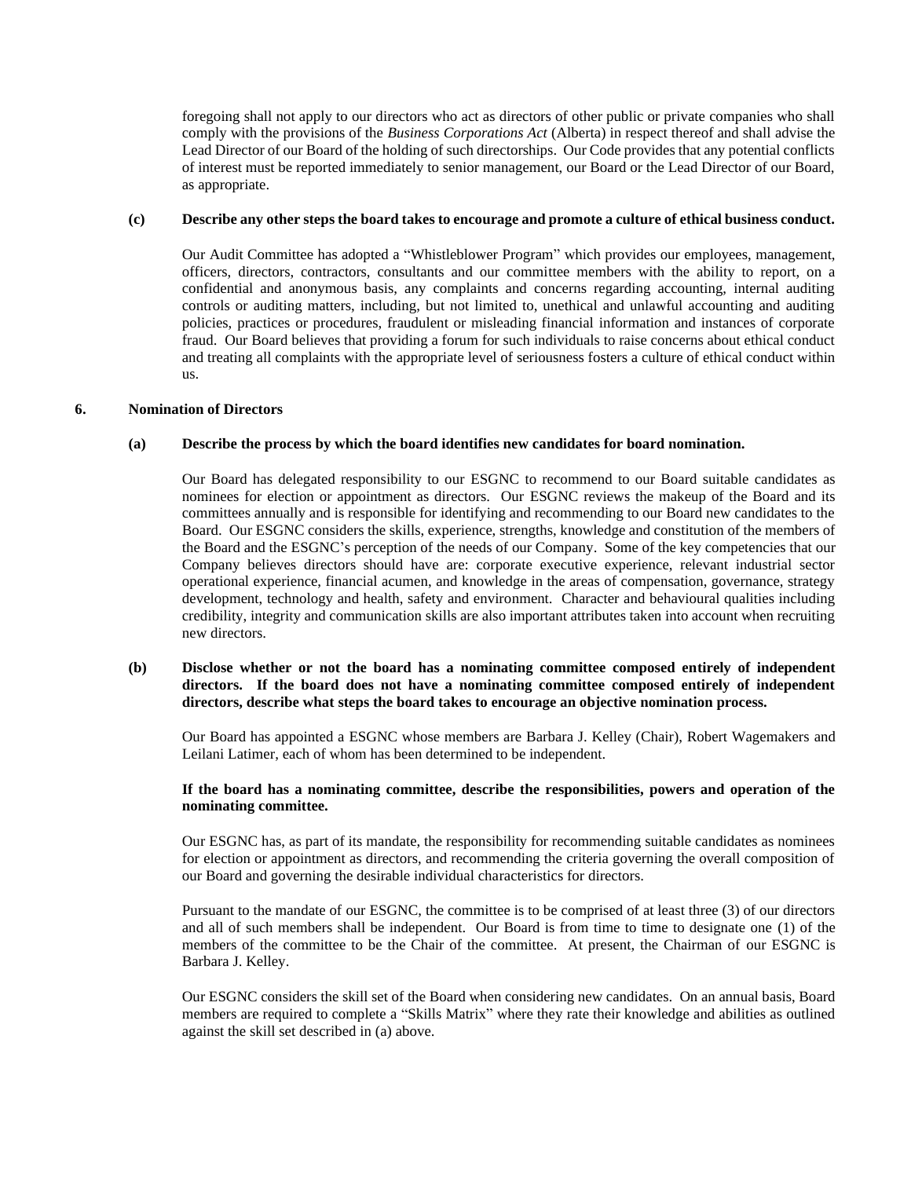foregoing shall not apply to our directors who act as directors of other public or private companies who shall comply with the provisions of the *Business Corporations Act* (Alberta) in respect thereof and shall advise the Lead Director of our Board of the holding of such directorships. Our Code provides that any potential conflicts of interest must be reported immediately to senior management, our Board or the Lead Director of our Board, as appropriate.

**(c) Describe any other steps the board takes to encourage and promote a culture of ethical business conduct.**

Our Audit Committee has adopted a "Whistleblower Program" which provides our employees, management, officers, directors, contractors, consultants and our committee members with the ability to report, on a confidential and anonymous basis, any complaints and concerns regarding accounting, internal auditing controls or auditing matters, including, but not limited to, unethical and unlawful accounting and auditing policies, practices or procedures, fraudulent or misleading financial information and instances of corporate fraud. Our Board believes that providing a forum for such individuals to raise concerns about ethical conduct and treating all complaints with the appropriate level of seriousness fosters a culture of ethical conduct within us.

## 6. Nomination of Directors

**(a) Describe the process by which the board identifies new candidates for board nomination.**

Our Board has delegated responsibility to our ESGNC to recommend to our Board suitable candidates as nominees for election or appointment as directors. Our ESGNC reviews the makeup of the Board and its committees annually and is responsible for identifying and recommending to our Board new candidates to the Board. Our ESGNC considers the skills, experience, strengths, knowledge and constitution of the members of the Board and the ESGNC's perception of the needs of our Company. Some of the key competencies that our Company believes directors should have are: corporate executive experience, relevant industrial sector operational experience, financial acumen, and knowledge in the areas of compensation, governance, strategy development, technology and health, safety and environment. Character and behavioural qualities including credibility, integrity and communication skills are also important attributes taken into account when recruiting new directors.

**(b) Disclose whether or not the board has a nominating committee composed entirely of independent directors. If the board does not have a nominating committee composed entirely of independent directors, describe what steps the board takes to encourage an objective nomination process.**

Our Board has appointed a ESGNC whose members are Barbara J. Kelley (Chair), Robert Wagemakers and Leilani Latimer, each of whom has been determined to be independent.

**If the board has a nominating committee, describe the responsibilities, powers and operation of the nominating committee.**

Our ESGNC has, as part of its mandate, the responsibility for recommending suitable candidates as nominees for election or appointment as directors, and recommending the criteria governing the overall composition of our Board and governing the desirable individual characteristics for directors.

Pursuant to the mandate of our ESGNC, the committee is to be comprised of at least three (3) of our directors and all of such members shall be independent. Our Board is from time to time to designate one (1) of the members of the committee to be the Chair of the committee. At present, the Chairman of our ESGNC is Barbara J. Kelley.

Our ESGNC considers the skill set of the Board when considering new candidates. On an annual basis, Board members are required to complete a "Skills Matrix" where they rate their knowledge and abilities as outlined against the skill set described in (a) above.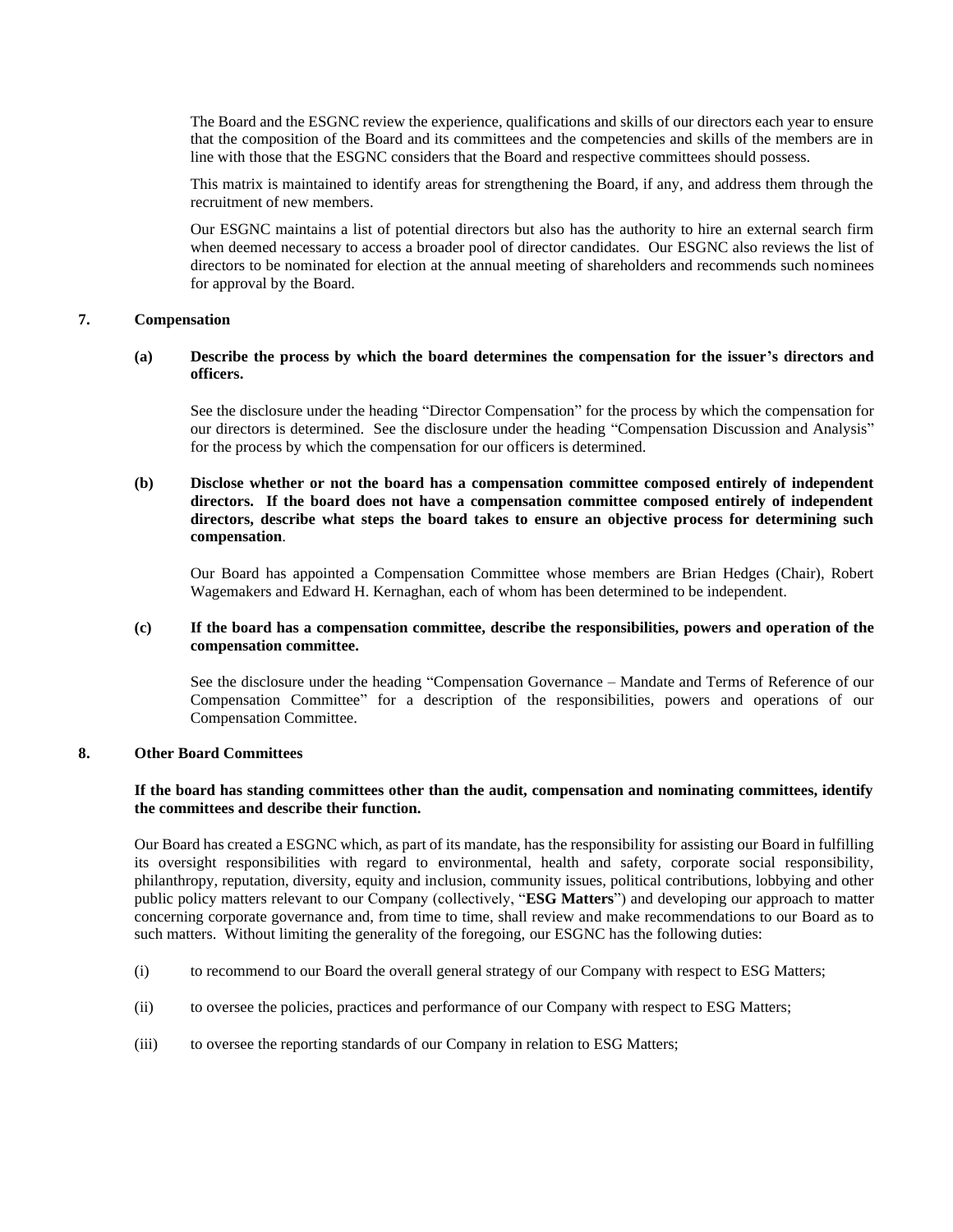The Board and the ESGNC review the experience, qualifications and skills of our directors each year to ensure that the composition of the Board and its committees and the competencies and skills of the members are in line with those that the ESGNC considers that the Board and respective committees should possess.

This matrix is maintained to identify areas for strengthening the Board, if any, and address them through the recruitment of new members.

Our ESGNC maintains a list of potential directors but also has the authority to hire an external search firm when deemed necessary to access a broader pool of director candidates. Our ESGNC also reviews the list of directors to be nominated for election at the annual meeting of shareholders and recommends such nominees for approval by the Board.

## 7. Compensation

**(a) Describe the process by which the board determines the compensation for the issuer's directors and officers.**

See the disclosure under the heading "Director Compensation" for the process by which the compensation for our directors is determined. See the disclosure under the heading "Compensation Discussion and Analysis" for the process by which the compensation for our officers is determined.

**(b) Disclose whether or not the board has a compensation committee composed entirely of independent directors. If the board does not have a compensation committee composed entirely of independent directors, describe what steps the board takes to ensure an objective process for determining such compensation.**

Our Board has appointed a Compensation Committee whose members are Brian Hedges (Chair), Robert Wagemakers and Edward H. Kernaghan, each of whom has been determined to be independent.

**(c) If the board has a compensation committee, describe the responsibilities, powers and operation of the compensation committee.**

See the disclosure under the heading "Compensation Governance – Mandate and Terms of Reference of our Compensation Committee" for a description of the responsibilities, powers and operations of our Compensation Committee.

## 8. Other Board Committees

**If the board has standing committees other than the audit, compensation and nominating committees, identify the committees and describe their function.**

Our Board has created a ESGNC which, as part of its mandate, has the responsibility for assisting our Board in fulfilling its oversight responsibilities with regard to environmental, health and safety, corporate social responsibility, philanthropy, reputation, diversity, equity and inclusion, community issues, political contributions, lobbying and other public policy matters relevant to our Company (collectively, "**ESG Matters**") and developing our approach to matter concerning corporate governance and, from time to time, shall review and make recommendations to our Board as to such matters. Without limiting the generality of the foregoing, our ESGNC has the following duties:

(i) to recommend to our Board the overall general strategy of our Company with respect to ESG Matters;

(ii) to oversee the policies, practices and performance of our Company with respect to ESG Matters;

(iii) to oversee the reporting standards of our Company in relation to ESG Matters;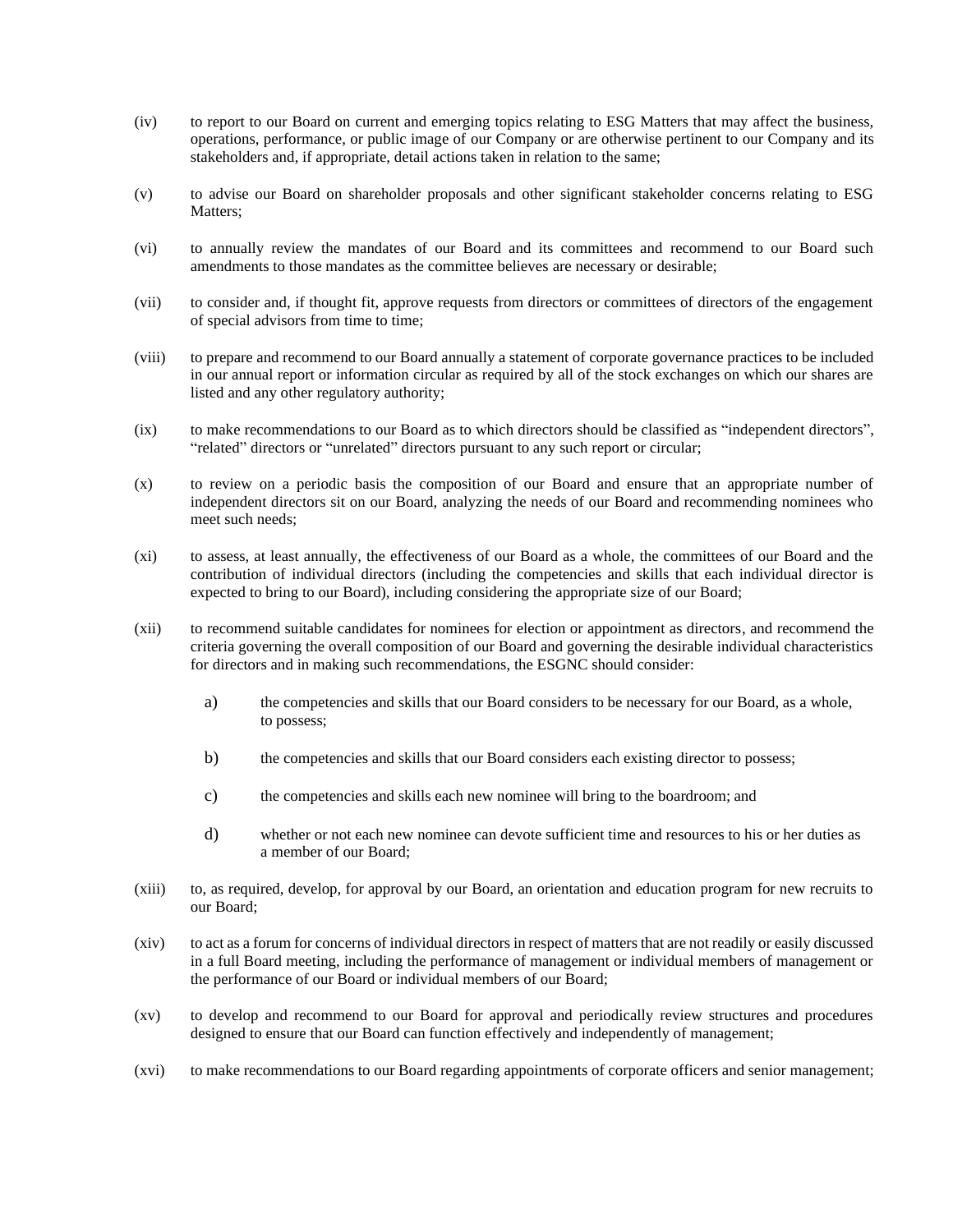(iv) to report to our Board on current and emerging topics relating to ESG Matters that may affect the business, operations, performance, or public image of our Company or are otherwise pertinent to our Company and its stakeholders and, if appropriate, detail actions taken in relation to the same;

(v) to advise our Board on shareholder proposals and other significant stakeholder concerns relating to ESG Matters;

(vi) to annually review the mandates of our Board and its committees and recommend to our Board such amendments to those mandates as the committee believes are necessary or desirable;

(vii) to consider and, if thought fit, approve requests from directors or committees of directors of the engagement of special advisors from time to time;

(viii) to prepare and recommend to our Board annually a statement of corporate governance practices to be included in our annual report or information circular as required by all of the stock exchanges on which our shares are listed and any other regulatory authority;

(ix) to make recommendations to our Board as to which directors should be classified as "independent directors", "related" directors or "unrelated" directors pursuant to any such report or circular;

(x) to review on a periodic basis the composition of our Board and ensure that an appropriate number of independent directors sit on our Board, analyzing the needs of our Board and recommending nominees who meet such needs;

(xi) to assess, at least annually, the effectiveness of our Board as a whole, the committees of our Board and the contribution of individual directors (including the competencies and skills that each individual director is expected to bring to our Board), including considering the appropriate size of our Board;

(xii) to recommend suitable candidates for nominees for election or appointment as directors, and recommend the criteria governing the overall composition of our Board and governing the desirable individual characteristics for directors and in making such recommendations, the ESGNC should consider:

   a) the competencies and skills that our Board considers to be necessary for our Board, as a whole, to possess;

   b) the competencies and skills that our Board considers each existing director to possess;

   c) the competencies and skills each new nominee will bring to the boardroom; and

   d) whether or not each new nominee can devote sufficient time and resources to his or her duties as a member of our Board;

(xiii) to, as required, develop, for approval by our Board, an orientation and education program for new recruits to our Board;

(xiv) to act as a forum for concerns of individual directors in respect of matters that are not readily or easily discussed in a full Board meeting, including the performance of management or individual members of management or the performance of our Board or individual members of our Board;

(xv) to develop and recommend to our Board for approval and periodically review structures and procedures designed to ensure that our Board can function effectively and independently of management;

(xvi) to make recommendations to our Board regarding appointments of corporate officers and senior management;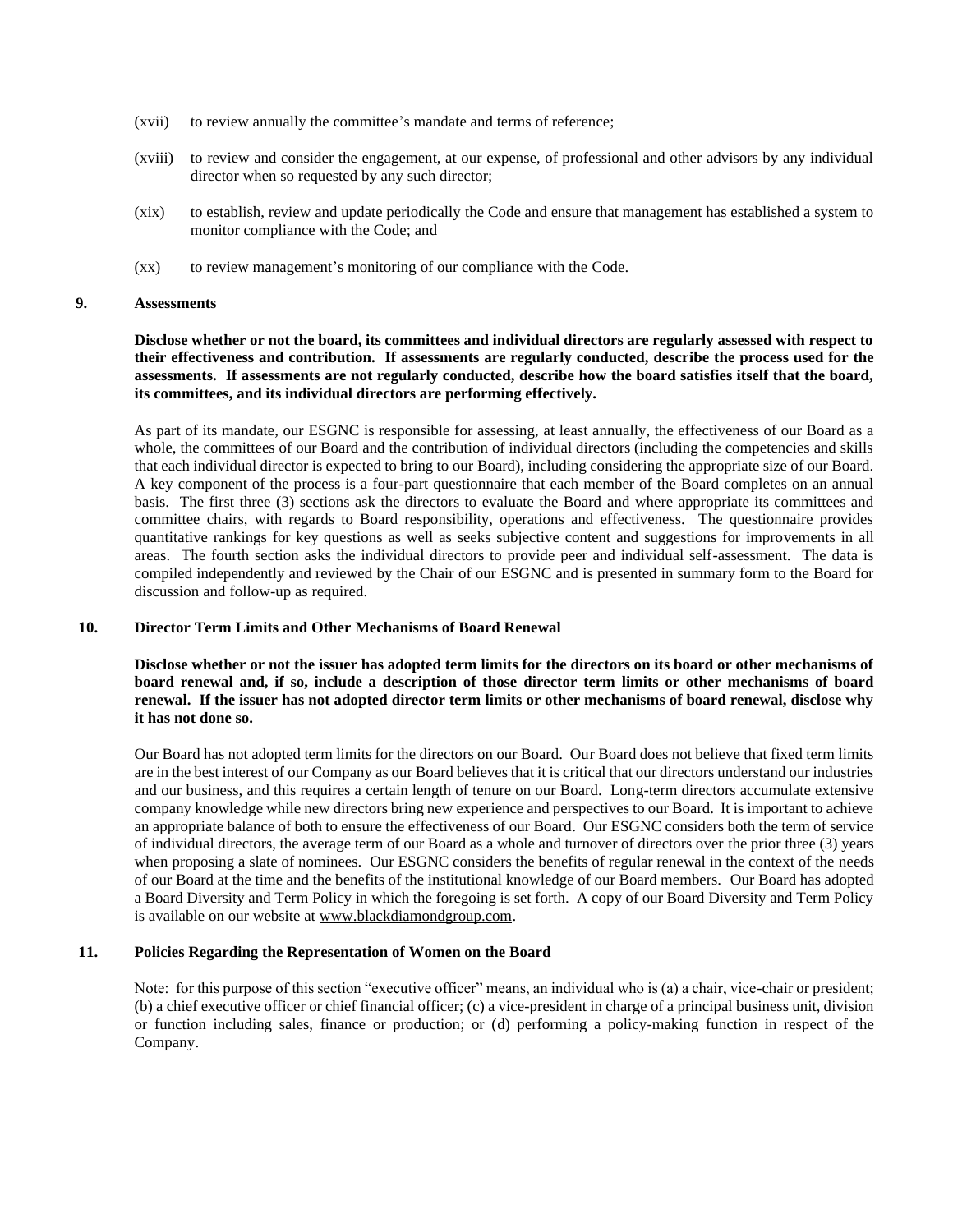(xvii) to review annually the committee's mandate and terms of reference;

(xviii) to review and consider the engagement, at our expense, of professional and other advisors by any individual director when so requested by any such director;

(xix) to establish, review and update periodically the Code and ensure that management has established a system to monitor compliance with the Code; and

(xx) to review management's monitoring of our compliance with the Code.

## 9. Assessments

**Disclose whether or not the board, its committees and individual directors are regularly assessed with respect to their effectiveness and contribution. If assessments are regularly conducted, describe the process used for the assessments. If assessments are not regularly conducted, describe how the board satisfies itself that the board, its committees, and its individual directors are performing effectively.**

As part of its mandate, our ESGNC is responsible for assessing, at least annually, the effectiveness of our Board as a whole, the committees of our Board and the contribution of individual directors (including the competencies and skills that each individual director is expected to bring to our Board), including considering the appropriate size of our Board. A key component of the process is a four-part questionnaire that each member of the Board completes on an annual basis. The first three (3) sections ask the directors to evaluate the Board and where appropriate its committees and committee chairs, with regards to Board responsibility, operations and effectiveness. The questionnaire provides quantitative rankings for key questions as well as seeks subjective content and suggestions for improvements in all areas. The fourth section asks the individual directors to provide peer and individual self-assessment. The data is compiled independently and reviewed by the Chair of our ESGNC and is presented in summary form to the Board for discussion and follow-up as required.

## 10. Director Term Limits and Other Mechanisms of Board Renewal

**Disclose whether or not the issuer has adopted term limits for the directors on its board or other mechanisms of board renewal and, if so, include a description of those director term limits or other mechanisms of board renewal. If the issuer has not adopted director term limits or other mechanisms of board renewal, disclose why it has not done so.**

Our Board has not adopted term limits for the directors on our Board. Our Board does not believe that fixed term limits are in the best interest of our Company as our Board believes that it is critical that our directors understand our industries and our business, and this requires a certain length of tenure on our Board. Long-term directors accumulate extensive company knowledge while new directors bring new experience and perspectives to our Board. It is important to achieve an appropriate balance of both to ensure the effectiveness of our Board. Our ESGNC considers both the term of service of individual directors, the average term of our Board as a whole and turnover of directors over the prior three (3) years when proposing a slate of nominees. Our ESGNC considers the benefits of regular renewal in the context of the needs of our Board at the time and the benefits of the institutional knowledge of our Board members. Our Board has adopted a Board Diversity and Term Policy in which the foregoing is set forth. A copy of our Board Diversity and Term Policy is available on our website at www.blackdiamondgroup.com.

## 11. Policies Regarding the Representation of Women on the Board

Note: for this purpose of this section "executive officer" means, an individual who is (a) a chair, vice-chair or president; (b) a chief executive officer or chief financial officer; (c) a vice-president in charge of a principal business unit, division or function including sales, finance or production; or (d) performing a policy-making function in respect of the Company.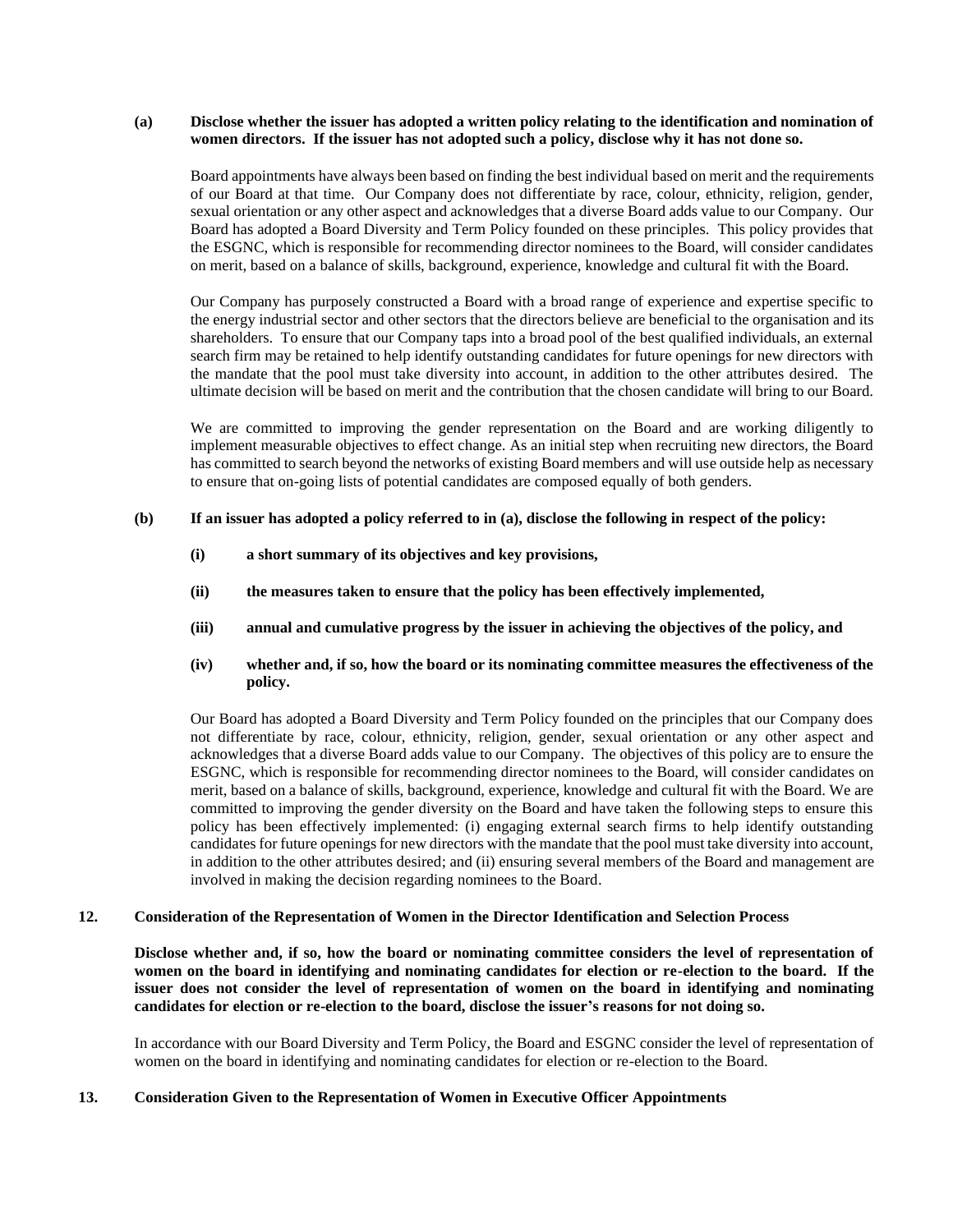**(a) Disclose whether the issuer has adopted a written policy relating to the identification and nomination of women directors. If the issuer has not adopted such a policy, disclose why it has not done so.**

Board appointments have always been based on finding the best individual based on merit and the requirements of our Board at that time. Our Company does not differentiate by race, colour, ethnicity, religion, gender, sexual orientation or any other aspect and acknowledges that a diverse Board adds value to our Company. Our Board has adopted a Board Diversity and Term Policy founded on these principles. This policy provides that the ESGNC, which is responsible for recommending director nominees to the Board, will consider candidates on merit, based on a balance of skills, background, experience, knowledge and cultural fit with the Board.

Our Company has purposely constructed a Board with a broad range of experience and expertise specific to the energy industrial sector and other sectors that the directors believe are beneficial to the organisation and its shareholders. To ensure that our Company taps into a broad pool of the best qualified individuals, an external search firm may be retained to help identify outstanding candidates for future openings for new directors with the mandate that the pool must take diversity into account, in addition to the other attributes desired. The ultimate decision will be based on merit and the contribution that the chosen candidate will bring to our Board.

We are committed to improving the gender representation on the Board and are working diligently to implement measurable objectives to effect change. As an initial step when recruiting new directors, the Board has committed to search beyond the networks of existing Board members and will use outside help as necessary to ensure that on-going lists of potential candidates are composed equally of both genders.

**(b) If an issuer has adopted a policy referred to in (a), disclose the following in respect of the policy:**

**(i) a short summary of its objectives and key provisions,**

**(ii) the measures taken to ensure that the policy has been effectively implemented,**

**(iii) annual and cumulative progress by the issuer in achieving the objectives of the policy, and**

**(iv) whether and, if so, how the board or its nominating committee measures the effectiveness of the policy.**

Our Board has adopted a Board Diversity and Term Policy founded on the principles that our Company does not differentiate by race, colour, ethnicity, religion, gender, sexual orientation or any other aspect and acknowledges that a diverse Board adds value to our Company. The objectives of this policy are to ensure the ESGNC, which is responsible for recommending director nominees to the Board, will consider candidates on merit, based on a balance of skills, background, experience, knowledge and cultural fit with the Board. We are committed to improving the gender diversity on the Board and have taken the following steps to ensure this policy has been effectively implemented: (i) engaging external search firms to help identify outstanding candidates for future openings for new directors with the mandate that the pool must take diversity into account, in addition to the other attributes desired; and (ii) ensuring several members of the Board and management are involved in making the decision regarding nominees to the Board.

**12. Consideration of the Representation of Women in the Director Identification and Selection Process**

**Disclose whether and, if so, how the board or nominating committee considers the level of representation of women on the board in identifying and nominating candidates for election or re-election to the board. If the issuer does not consider the level of representation of women on the board in identifying and nominating candidates for election or re-election to the board, disclose the issuer's reasons for not doing so.**

In accordance with our Board Diversity and Term Policy, the Board and ESGNC consider the level of representation of women on the board in identifying and nominating candidates for election or re-election to the Board.

**13. Consideration Given to the Representation of Women in Executive Officer Appointments**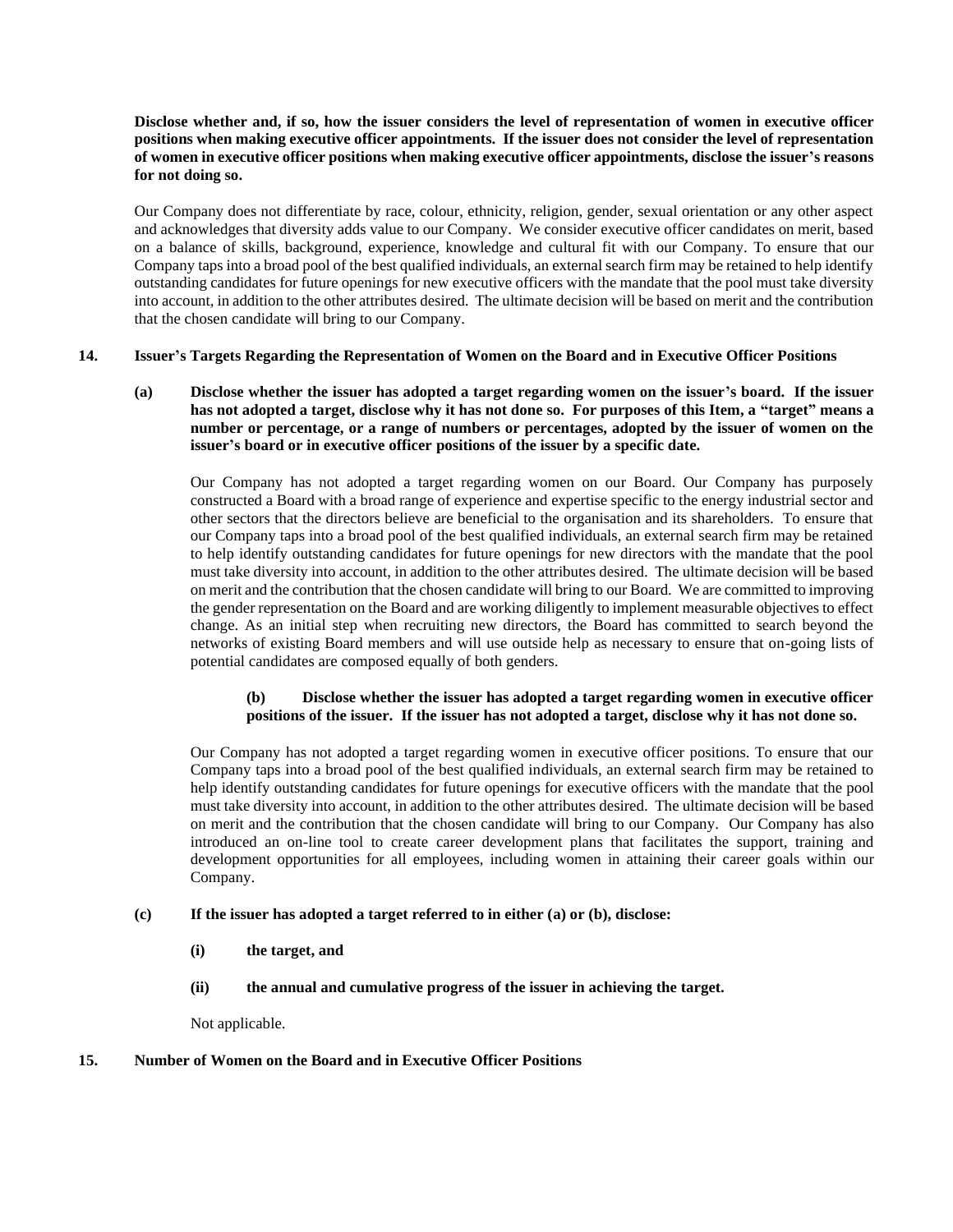**Disclose whether and, if so, how the issuer considers the level of representation of women in executive officer positions when making executive officer appointments. If the issuer does not consider the level of representation of women in executive officer positions when making executive officer appointments, disclose the issuer's reasons for not doing so.**

Our Company does not differentiate by race, colour, ethnicity, religion, gender, sexual orientation or any other aspect and acknowledges that diversity adds value to our Company. We consider executive officer candidates on merit, based on a balance of skills, background, experience, knowledge and cultural fit with our Company. To ensure that our Company taps into a broad pool of the best qualified individuals, an external search firm may be retained to help identify outstanding candidates for future openings for new executive officers with the mandate that the pool must take diversity into account, in addition to the other attributes desired. The ultimate decision will be based on merit and the contribution that the chosen candidate will bring to our Company.

## 14. Issuer's Targets Regarding the Representation of Women on the Board and in Executive Officer Positions

**(a) Disclose whether the issuer has adopted a target regarding women on the issuer's board. If the issuer has not adopted a target, disclose why it has not done so. For purposes of this Item, a "target" means a number or percentage, or a range of numbers or percentages, adopted by the issuer of women on the issuer's board or in executive officer positions of the issuer by a specific date.**

Our Company has not adopted a target regarding women on our Board. Our Company has purposely constructed a Board with a broad range of experience and expertise specific to the energy industrial sector and other sectors that the directors believe are beneficial to the organisation and its shareholders. To ensure that our Company taps into a broad pool of the best qualified individuals, an external search firm may be retained to help identify outstanding candidates for future openings for new directors with the mandate that the pool must take diversity into account, in addition to the other attributes desired. The ultimate decision will be based on merit and the contribution that the chosen candidate will bring to our Board. We are committed to improving the gender representation on the Board and are working diligently to implement measurable objectives to effect change. As an initial step when recruiting new directors, the Board has committed to search beyond the networks of existing Board members and will use outside help as necessary to ensure that on-going lists of potential candidates are composed equally of both genders.

**(b) Disclose whether the issuer has adopted a target regarding women in executive officer positions of the issuer. If the issuer has not adopted a target, disclose why it has not done so.**

Our Company has not adopted a target regarding women in executive officer positions. To ensure that our Company taps into a broad pool of the best qualified individuals, an external search firm may be retained to help identify outstanding candidates for future openings for executive officers with the mandate that the pool must take diversity into account, in addition to the other attributes desired. The ultimate decision will be based on merit and the contribution that the chosen candidate will bring to our Company. Our Company has also introduced an on-line tool to create career development plans that facilitates the support, training and development opportunities for all employees, including women in attaining their career goals within our Company.

**(c) If the issuer has adopted a target referred to in either (a) or (b), disclose:**

**(i) the target, and**

**(ii) the annual and cumulative progress of the issuer in achieving the target.**

Not applicable.

## 15. Number of Women on the Board and in Executive Officer Positions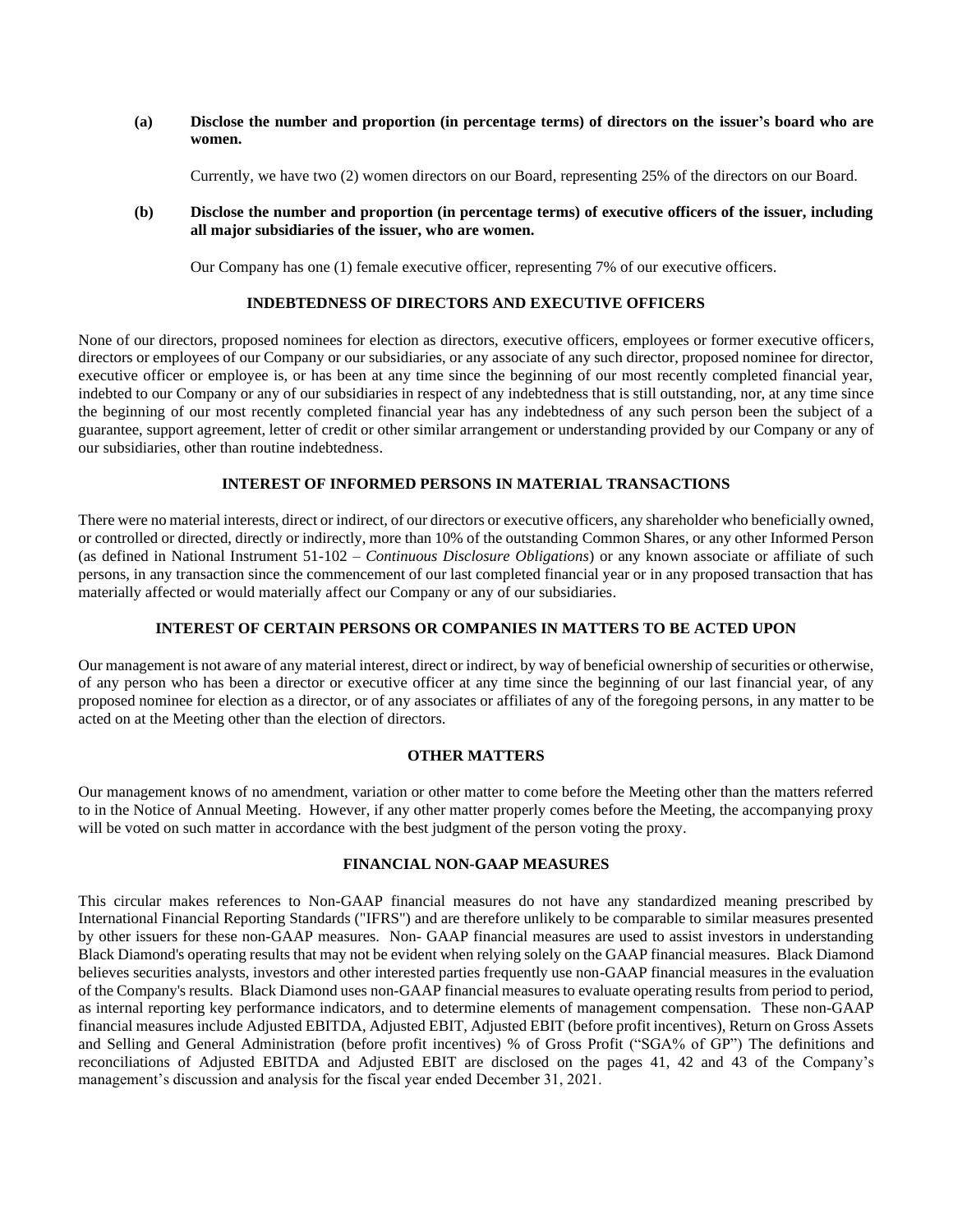**(a) Disclose the number and proportion (in percentage terms) of directors on the issuer's board who are women.**

Currently, we have two (2) women directors on our Board, representing 25% of the directors on our Board.

**(b) Disclose the number and proportion (in percentage terms) of executive officers of the issuer, including all major subsidiaries of the issuer, who are women.**

Our Company has one (1) female executive officer, representing 7% of our executive officers.

## INDEBTEDNESS OF DIRECTORS AND EXECUTIVE OFFICERS

None of our directors, proposed nominees for election as directors, executive officers, employees or former executive officers, directors or employees of our Company or our subsidiaries, or any associate of any such director, proposed nominee for director, executive officer or employee is, or has been at any time since the beginning of our most recently completed financial year, indebted to our Company or any of our subsidiaries in respect of any indebtedness that is still outstanding, nor, at any time since the beginning of our most recently completed financial year has any indebtedness of any such person been the subject of a guarantee, support agreement, letter of credit or other similar arrangement or understanding provided by our Company or any of our subsidiaries, other than routine indebtedness.

## INTEREST OF INFORMED PERSONS IN MATERIAL TRANSACTIONS

There were no material interests, direct or indirect, of our directors or executive officers, any shareholder who beneficially owned, or controlled or directed, directly or indirectly, more than 10% of the outstanding Common Shares, or any other Informed Person (as defined in National Instrument 51-102 – *Continuous Disclosure Obligations*) or any known associate or affiliate of such persons, in any transaction since the commencement of our last completed financial year or in any proposed transaction that has materially affected or would materially affect our Company or any of our subsidiaries.

## INTEREST OF CERTAIN PERSONS OR COMPANIES IN MATTERS TO BE ACTED UPON

Our management is not aware of any material interest, direct or indirect, by way of beneficial ownership of securities or otherwise, of any person who has been a director or executive officer at any time since the beginning of our last financial year, of any proposed nominee for election as a director, or of any associates or affiliates of any of the foregoing persons, in any matter to be acted on at the Meeting other than the election of directors.

## OTHER MATTERS

Our management knows of no amendment, variation or other matter to come before the Meeting other than the matters referred to in the Notice of Annual Meeting. However, if any other matter properly comes before the Meeting, the accompanying proxy will be voted on such matter in accordance with the best judgment of the person voting the proxy.

## FINANCIAL NON-GAAP MEASURES

This circular makes references to Non-GAAP financial measures do not have any standardized meaning prescribed by International Financial Reporting Standards ("IFRS") and are therefore unlikely to be comparable to similar measures presented by other issuers for these non-GAAP measures. Non- GAAP financial measures are used to assist investors in understanding Black Diamond's operating results that may not be evident when relying solely on the GAAP financial measures. Black Diamond believes securities analysts, investors and other interested parties frequently use non-GAAP financial measures in the evaluation of the Company's results. Black Diamond uses non-GAAP financial measures to evaluate operating results from period to period, as internal reporting key performance indicators, and to determine elements of management compensation. These non-GAAP financial measures include Adjusted EBITDA, Adjusted EBIT, Adjusted EBIT (before profit incentives), Return on Gross Assets and Selling and General Administration (before profit incentives) % of Gross Profit ("SGA% of GP") The definitions and reconciliations of Adjusted EBITDA and Adjusted EBIT are disclosed on the pages 41, 42 and 43 of the Company's management's discussion and analysis for the fiscal year ended December 31, 2021.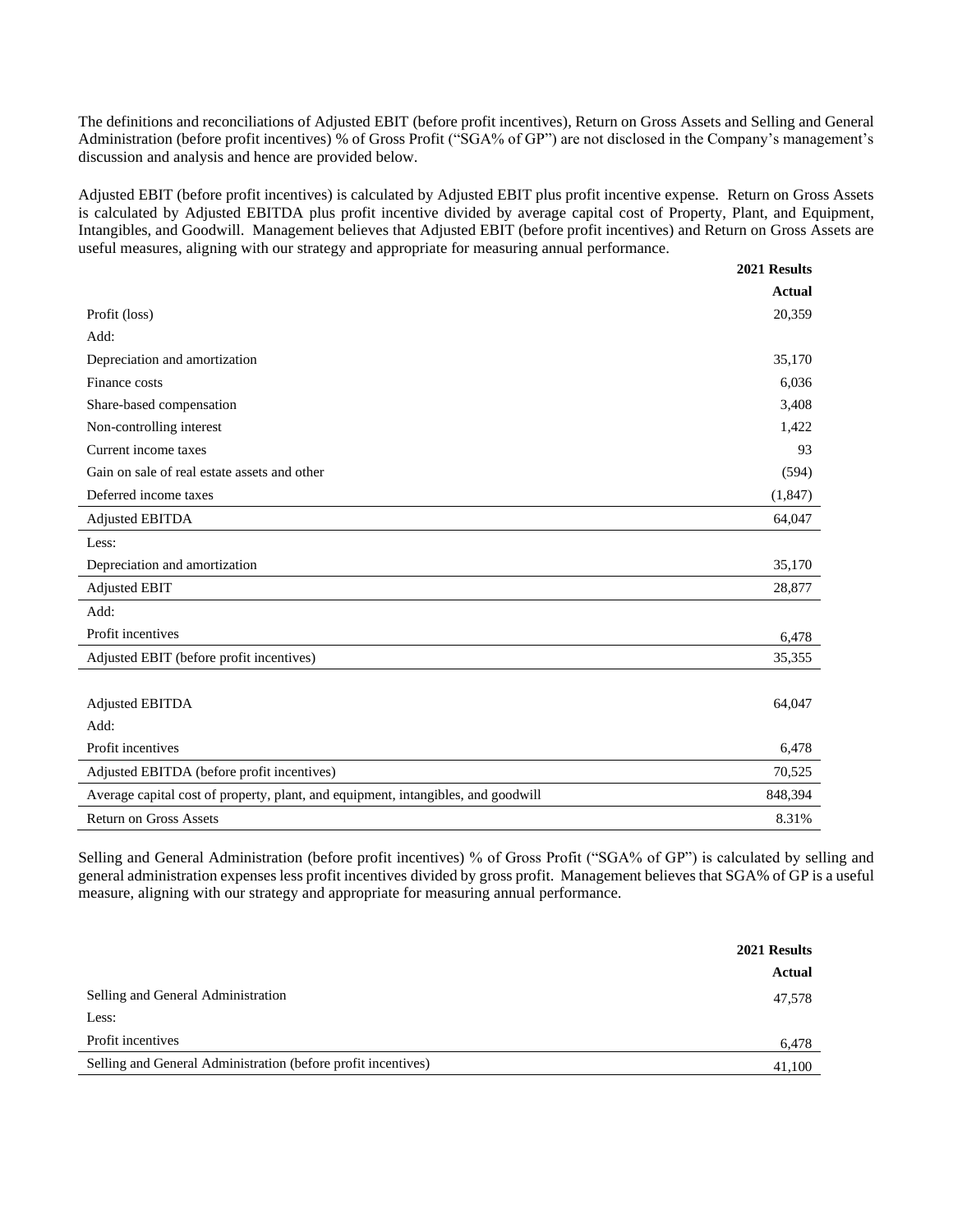The definitions and reconciliations of Adjusted EBIT (before profit incentives), Return on Gross Assets and Selling and General Administration (before profit incentives) % of Gross Profit ("SGA% of GP") are not disclosed in the Company's management's discussion and analysis and hence are provided below.

Adjusted EBIT (before profit incentives) is calculated by Adjusted EBIT plus profit incentive expense. Return on Gross Assets is calculated by Adjusted EBITDA plus profit incentive divided by average capital cost of Property, Plant, and Equipment, Intangibles, and Goodwill. Management believes that Adjusted EBIT (before profit incentives) and Return on Gross Assets are useful measures, aligning with our strategy and appropriate for measuring annual performance.

| | 2021 Results |
|---|---|
| | Actual |
| Profit (loss) | 20,359 |
| Add: | |
| Depreciation and amortization | 35,170 |
| Finance costs | 6,036 |
| Share-based compensation | 3,408 |
| Non-controlling interest | 1,422 |
| Current income taxes | 93 |
| Gain on sale of real estate assets and other | (594) |
| Deferred income taxes | (1,847) |
| Adjusted EBITDA | 64,047 |
| Less: | |
| Depreciation and amortization | 35,170 |
| Adjusted EBIT | 28,877 |
| Add: | |
| Profit incentives | 6,478 |
| Adjusted EBIT (before profit incentives) | 35,355 |
| | |
| Adjusted EBITDA | 64,047 |
| Add: | |
| Profit incentives | 6,478 |
| Adjusted EBITDA (before profit incentives) | 70,525 |
| Average capital cost of property, plant, and equipment, intangibles, and goodwill | 848,394 |
| Return on Gross Assets | 8.31% |

Selling and General Administration (before profit incentives) % of Gross Profit ("SGA% of GP") is calculated by selling and general administration expenses less profit incentives divided by gross profit. Management believes that SGA% of GP is a useful measure, aligning with our strategy and appropriate for measuring annual performance.

| | 2021 Results |
|---|---|
| | Actual |
| Selling and General Administration | 47,578 |
| Less: | |
| Profit incentives | 6,478 |
| Selling and General Administration (before profit incentives) | 41,100 |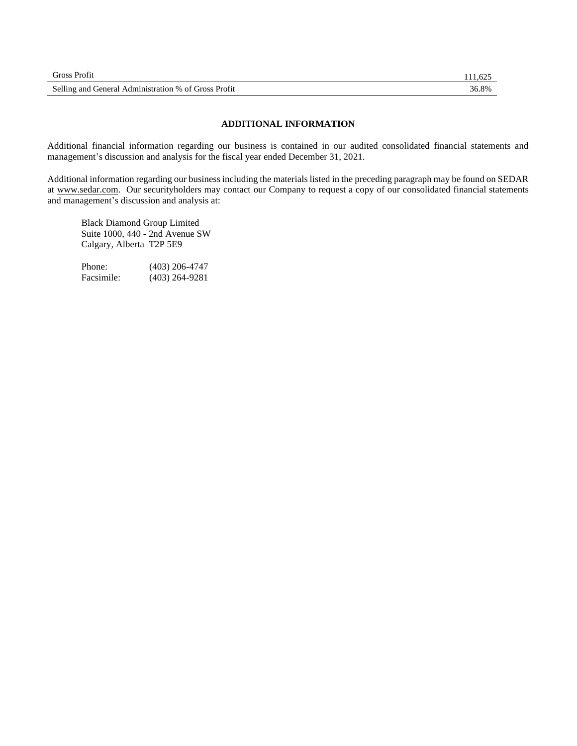| | |
|---|---|
| Gross Profit | 111,625 |
| Selling and General Administration % of Gross Profit | 36.8% |

## ADDITIONAL INFORMATION

Additional financial information regarding our business is contained in our audited consolidated financial statements and management's discussion and analysis for the fiscal year ended December 31, 2021.

Additional information regarding our business including the materials listed in the preceding paragraph may be found on SEDAR at www.sedar.com. Our securityholders may contact our Company to request a copy of our consolidated financial statements and management's discussion and analysis at:

Black Diamond Group Limited
Suite 1000, 440 - 2nd Avenue SW
Calgary, Alberta T2P 5E9

Phone: (403) 206-4747
Facsimile: (403) 264-9281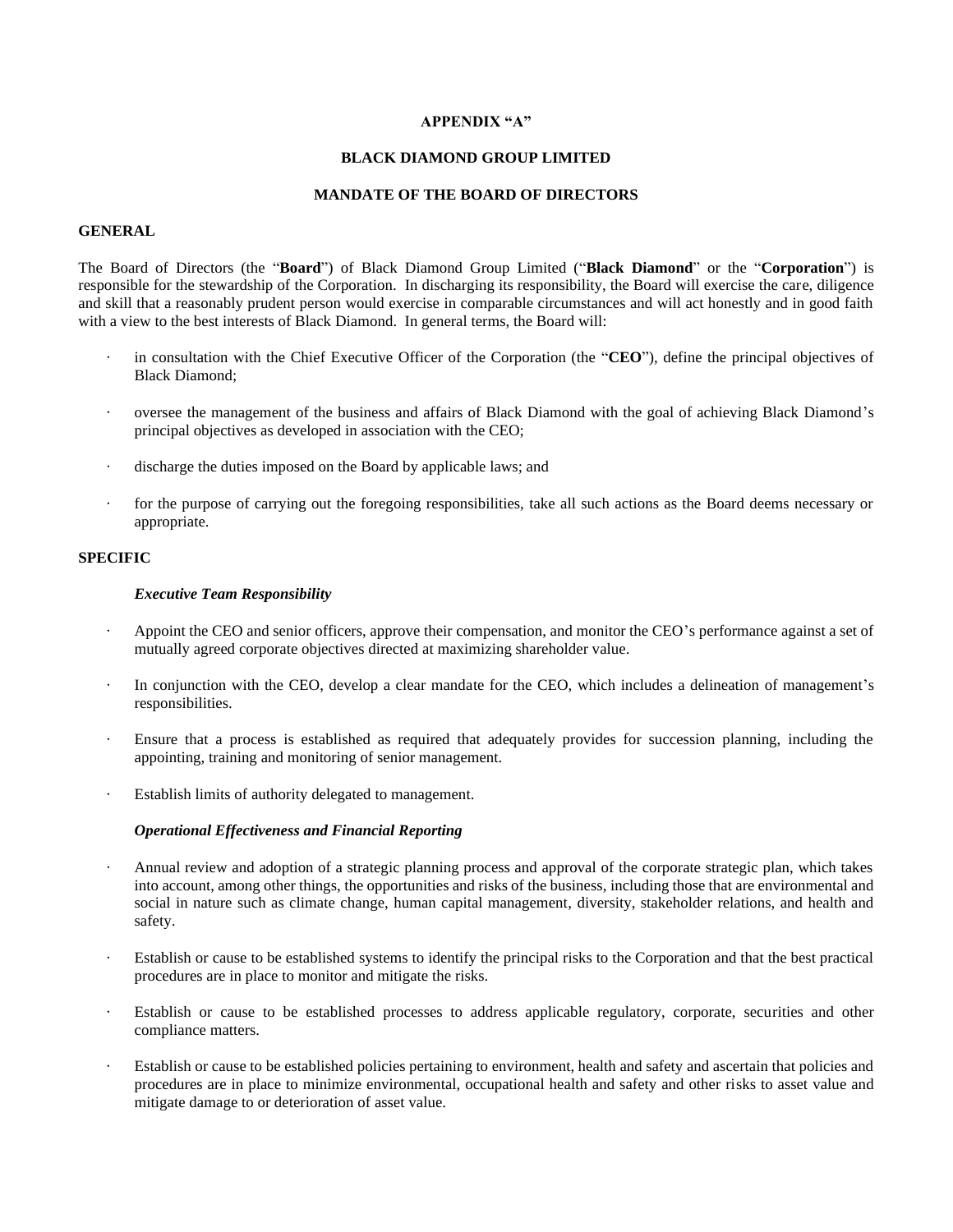**APPENDIX "A"**

**BLACK DIAMOND GROUP LIMITED**

**MANDATE OF THE BOARD OF DIRECTORS**

**GENERAL**

The Board of Directors (the "**Board**") of Black Diamond Group Limited ("**Black Diamond**" or the "**Corporation**") is responsible for the stewardship of the Corporation. In discharging its responsibility, the Board will exercise the care, diligence and skill that a reasonably prudent person would exercise in comparable circumstances and will act honestly and in good faith with a view to the best interests of Black Diamond. In general terms, the Board will:

- in consultation with the Chief Executive Officer of the Corporation (the "**CEO**"), define the principal objectives of Black Diamond;
- oversee the management of the business and affairs of Black Diamond with the goal of achieving Black Diamond's principal objectives as developed in association with the CEO;
- discharge the duties imposed on the Board by applicable laws; and
- for the purpose of carrying out the foregoing responsibilities, take all such actions as the Board deems necessary or appropriate.

**SPECIFIC**

***Executive Team Responsibility***

- Appoint the CEO and senior officers, approve their compensation, and monitor the CEO's performance against a set of mutually agreed corporate objectives directed at maximizing shareholder value.
- In conjunction with the CEO, develop a clear mandate for the CEO, which includes a delineation of management's responsibilities.
- Ensure that a process is established as required that adequately provides for succession planning, including the appointing, training and monitoring of senior management.
- Establish limits of authority delegated to management.

***Operational Effectiveness and Financial Reporting***

- Annual review and adoption of a strategic planning process and approval of the corporate strategic plan, which takes into account, among other things, the opportunities and risks of the business, including those that are environmental and social in nature such as climate change, human capital management, diversity, stakeholder relations, and health and safety.
- Establish or cause to be established systems to identify the principal risks to the Corporation and that the best practical procedures are in place to monitor and mitigate the risks.
- Establish or cause to be established processes to address applicable regulatory, corporate, securities and other compliance matters.
- Establish or cause to be established policies pertaining to environment, health and safety and ascertain that policies and procedures are in place to minimize environmental, occupational health and safety and other risks to asset value and mitigate damage to or deterioration of asset value.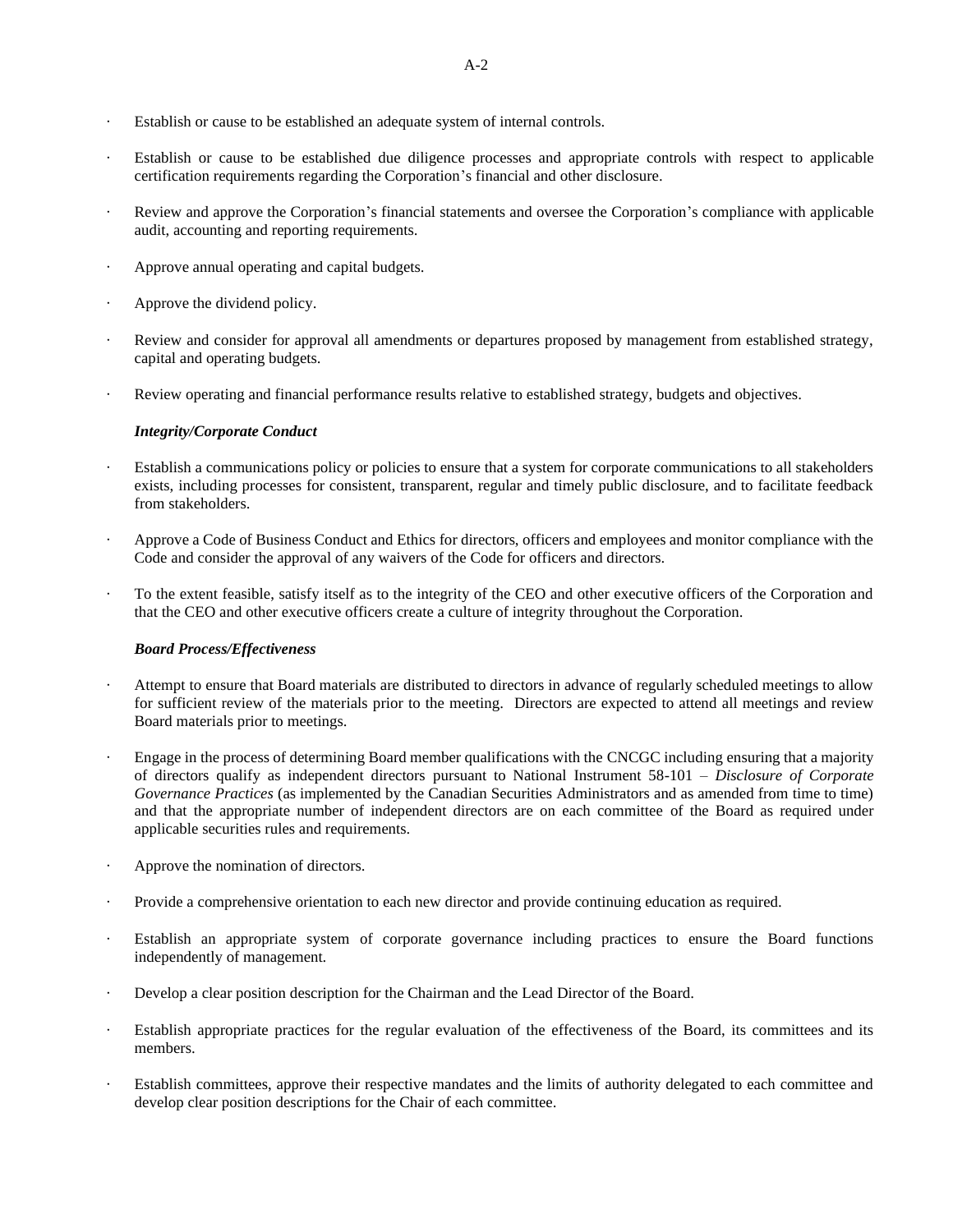- Establish or cause to be established an adequate system of internal controls.
- Establish or cause to be established due diligence processes and appropriate controls with respect to applicable certification requirements regarding the Corporation's financial and other disclosure.
- Review and approve the Corporation's financial statements and oversee the Corporation's compliance with applicable audit, accounting and reporting requirements.
- Approve annual operating and capital budgets.
- Approve the dividend policy.
- Review and consider for approval all amendments or departures proposed by management from established strategy, capital and operating budgets.
- Review operating and financial performance results relative to established strategy, budgets and objectives.

***Integrity/Corporate Conduct***

- Establish a communications policy or policies to ensure that a system for corporate communications to all stakeholders exists, including processes for consistent, transparent, regular and timely public disclosure, and to facilitate feedback from stakeholders.
- Approve a Code of Business Conduct and Ethics for directors, officers and employees and monitor compliance with the Code and consider the approval of any waivers of the Code for officers and directors.
- To the extent feasible, satisfy itself as to the integrity of the CEO and other executive officers of the Corporation and that the CEO and other executive officers create a culture of integrity throughout the Corporation.

***Board Process/Effectiveness***

- Attempt to ensure that Board materials are distributed to directors in advance of regularly scheduled meetings to allow for sufficient review of the materials prior to the meeting. Directors are expected to attend all meetings and review Board materials prior to meetings.
- Engage in the process of determining Board member qualifications with the CNCGC including ensuring that a majority of directors qualify as independent directors pursuant to National Instrument 58-101 – *Disclosure of Corporate Governance Practices* (as implemented by the Canadian Securities Administrators and as amended from time to time) and that the appropriate number of independent directors are on each committee of the Board as required under applicable securities rules and requirements.
- Approve the nomination of directors.
- Provide a comprehensive orientation to each new director and provide continuing education as required.
- Establish an appropriate system of corporate governance including practices to ensure the Board functions independently of management.
- Develop a clear position description for the Chairman and the Lead Director of the Board.
- Establish appropriate practices for the regular evaluation of the effectiveness of the Board, its committees and its members.
- Establish committees, approve their respective mandates and the limits of authority delegated to each committee and develop clear position descriptions for the Chair of each committee.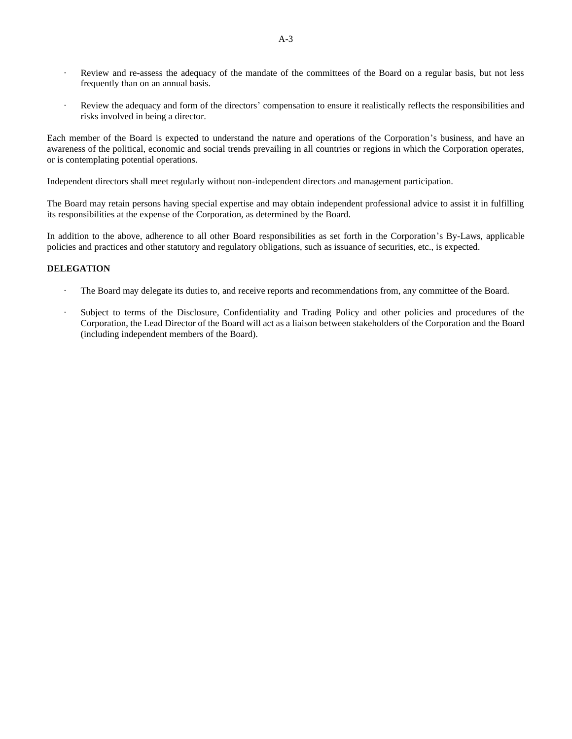- Review and re-assess the adequacy of the mandate of the committees of the Board on a regular basis, but not less frequently than on an annual basis.
- Review the adequacy and form of the directors' compensation to ensure it realistically reflects the responsibilities and risks involved in being a director.

Each member of the Board is expected to understand the nature and operations of the Corporation's business, and have an awareness of the political, economic and social trends prevailing in all countries or regions in which the Corporation operates, or is contemplating potential operations.

Independent directors shall meet regularly without non-independent directors and management participation.

The Board may retain persons having special expertise and may obtain independent professional advice to assist it in fulfilling its responsibilities at the expense of the Corporation, as determined by the Board.

In addition to the above, adherence to all other Board responsibilities as set forth in the Corporation's By-Laws, applicable policies and practices and other statutory and regulatory obligations, such as issuance of securities, etc., is expected.

**DELEGATION**

- The Board may delegate its duties to, and receive reports and recommendations from, any committee of the Board.
- Subject to terms of the Disclosure, Confidentiality and Trading Policy and other policies and procedures of the Corporation, the Lead Director of the Board will act as a liaison between stakeholders of the Corporation and the Board (including independent members of the Board).